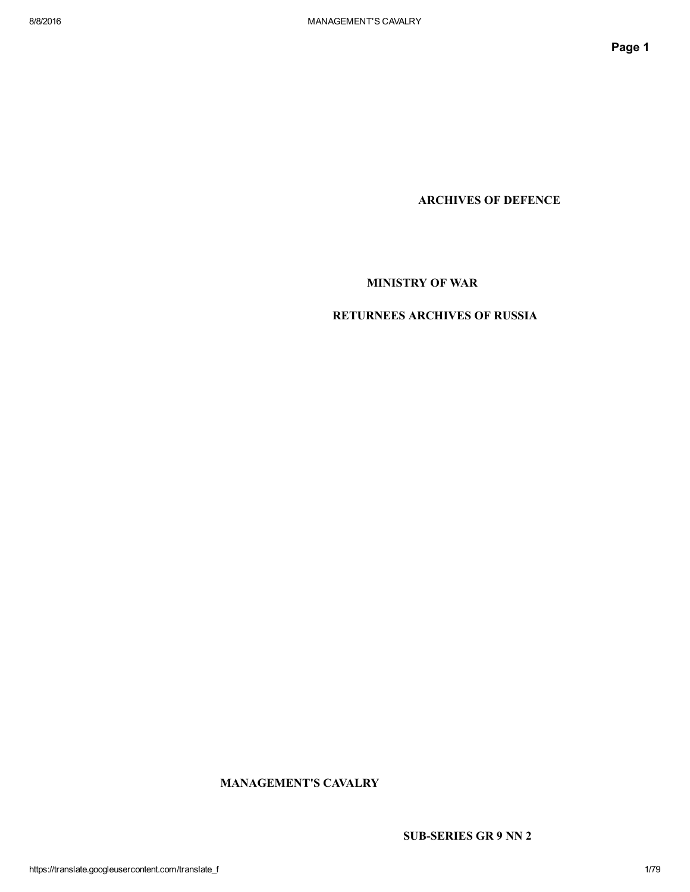**ARCHIVES OF DEFENCE**

**MINISTRY OF WAR**

**RETURNEES ARCHIVES OF RUSSIA**

# MANAGEMENT'S CAVALRY

**SUB-SERIES GR 9 NN 2**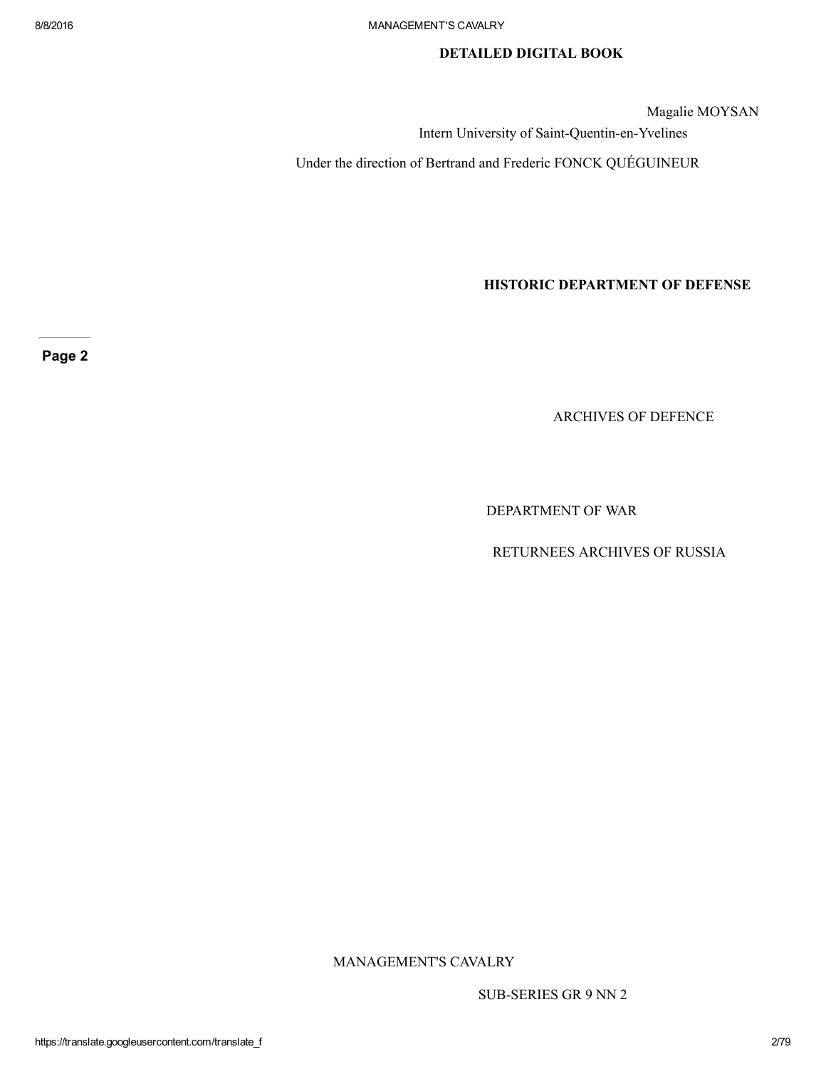**DETAILED DIGITAL BOOK**

Magalie MOYSAN

Intern University of Saint-Quentin-en-Yvelines

Under the direction of Bertrand and Frederic FONCK QUÉGUINEUR

**HISTORIC DEPARTMENT OF DEFENSE**

Page 2

ARCHIVES OF DEFENCE

DEPARTMENT OF WAR

RETURNEES ARCHIVES OF RUSSIA

MANAGEMENT'S CAVALRY

SUB-SERIES GR 9 NN 2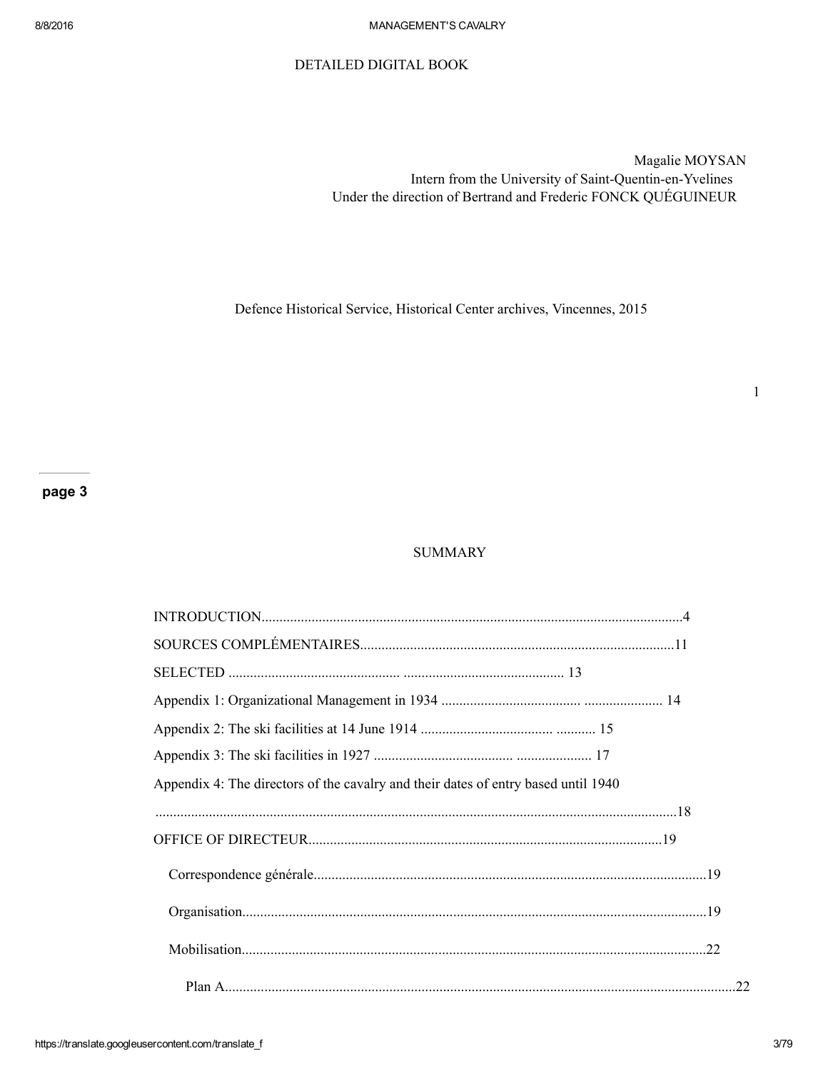DETAILED DIGITAL BOOK

Magalie MOYSAN
Intern from the University of Saint-Quentin-en-Yvelines
Under the direction of Bertrand and Frederic FONCK QUÉGUINEUR

Defence Historical Service, Historical Center archives, Vincennes, 2015

---

**page 3**

## SUMMARY

INTRODUCTION.....................................................................................................................4

SOURCES COMPLÉMENTAIRES.......................................................................................11

SELECTED ............................................... ............................................. 13

Appendix 1: Organizational Management in 1934 .......................................... ...................... 14

Appendix 2: The ski facilities at 14 June 1914 ................................... ........... 15

Appendix 3: The ski facilities in 1927 ......................................... ..................... 17

Appendix 4: The directors of the cavalry and their dates of entry based until 1940 ................................................................................................................................................18

OFFICE OF DIRECTEUR..................................................................................................19

- Correspondence générale.............................................................................................................19
- Organisation...................................................................................................................................19
- Mobilisation...................................................................................................................................22
  - Plan A...............................................................................................................................................22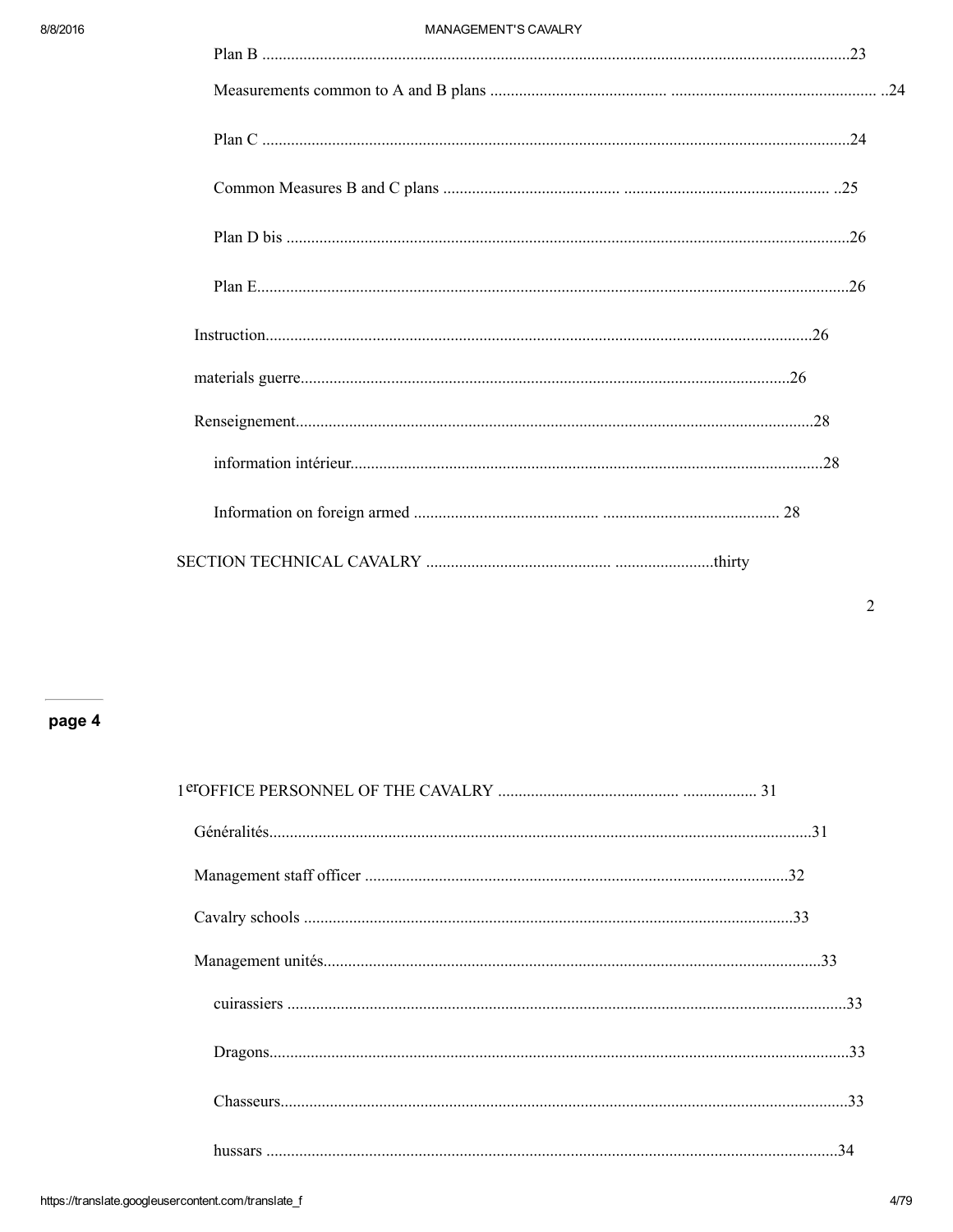Plan B ....................................................................................................................................23

Measurements common to A and B plans ........................................... .................................................. ..24

Plan C ....................................................................................................................................24

Common Measures B and C plans ........................................... .................................................. ..25

Plan D bis ...............................................................................................................................26

Plan E.....................................................................................................................................26

Instruction...........................................................................................................................26

materials guerre.................................................................................................................26

Renseignement......................................................................................................................28

information intérieur.........................................................................................................28

Information on foreign armed ........................................... ........................................... 28

SECTION TECHNICAL CAVALRY ............................................. ........................thirty

page 4

1 er OFFICE PERSONNEL OF THE CAVALRY ............................................ .................. 31

Généralités..........................................................................................................................31

Management staff officer ......................................................................................32

Cavalry schools ..............................................................................................................33

Management unités.....................................................................................................33

cuirassiers ..........................................................................................................................33

Dragons..............................................................................................................................33

Chasseurs..........................................................................................................................33

hussars ..............................................................................................................................34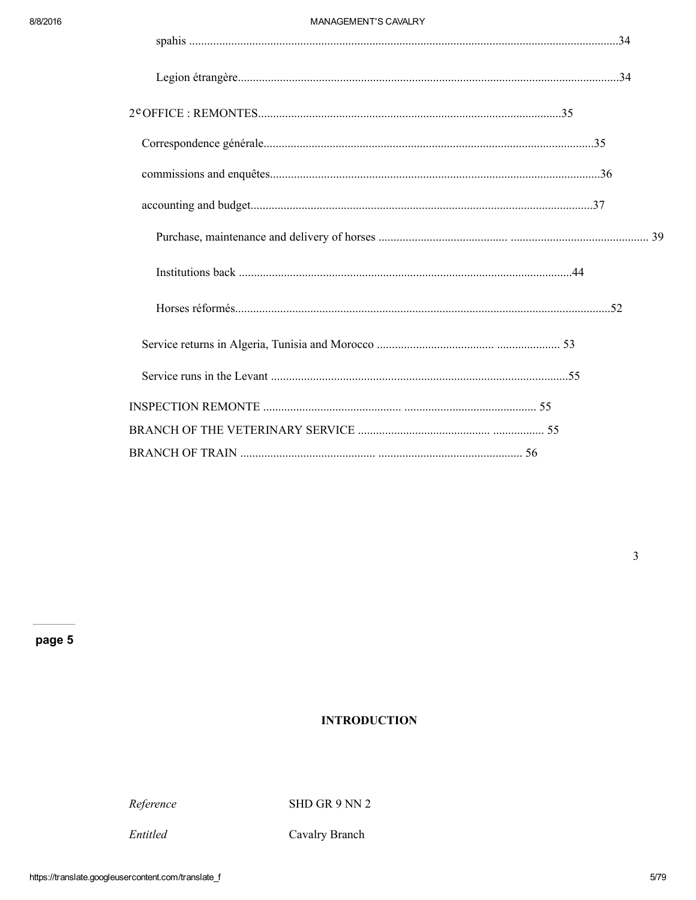spahis ..............................................................................................................................................34

Legion étrangère.............................................................................................................................34

2e OFFICE : REMONTES.....................................................................................................35

Correspondence générale..........................................................................................................35

commissions and enquêtes............................................................................................................36

accounting and budget.................................................................................................................37

Purchase, maintenance and delivery of horses .......................................... .............................................. 39

Institutions back .............................................................................................................44

Horses réformés............................................................................................................................52

Service returns in Algeria, Tunisia and Morocco .......................................... ..................... 53

Service runs in the Levant ..................................................................................................55

INSPECTION REMONTE ............................................ ............................................ 55

BRANCH OF THE VETERINARY SERVICE ............................................ ................. 55

BRANCH OF TRAIN ............................................ ................................................ 56

page 5

## INTRODUCTION

*Reference* SHD GR 9 NN 2

*Entitled* Cavalry Branch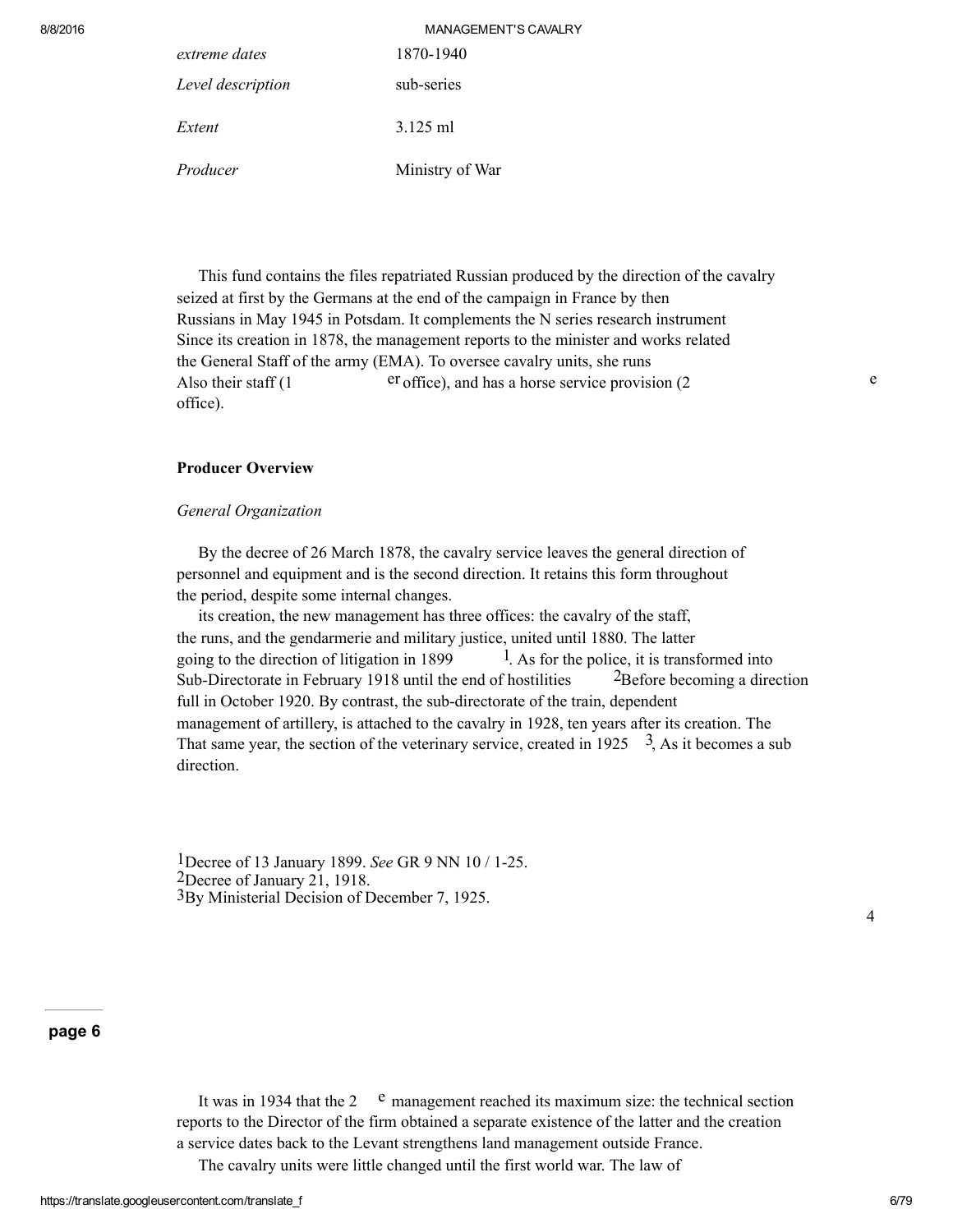| | |
|---|---|
| *extreme dates* | 1870-1940 |
| *Level description* | sub-series |
| *Extent* | 3.125 ml |
| *Producer* | Ministry of War |

This fund contains the files repatriated Russian produced by the direction of the cavalry seized at first by the Germans at the end of the campaign in France by then Russians in May 1945 in Potsdam. It complements the N series research instrument Since its creation in 1878, the management reports to the minister and works related the General Staff of the army (EMA). To oversee cavalry units, she runs Also their staff (1 er office), and has a horse service provision (2 e office).

**Producer Overview**

*General Organization*

By the decree of 26 March 1878, the cavalry service leaves the general direction of personnel and equipment and is the second direction. It retains this form throughout the period, despite some internal changes.

its creation, the new management has three offices: the cavalry of the staff, the runs, and the gendarmerie and military justice, united until 1880. The latter going to the direction of litigation in 1899 [1]. As for the police, it is transformed into Sub-Directorate in February 1918 until the end of hostilities [2]Before becoming a direction full in October 1920. By contrast, the sub-directorate of the train, dependent management of artillery, is attached to the cavalry in 1928, ten years after its creation. The That same year, the section of the veterinary service, created in 1925 [3], As it becomes a sub direction.

[1]Decree of 13 January 1899. *See* GR 9 NN 10 / 1-25.
[2]Decree of January 21, 1918.
[3]By Ministerial Decision of December 7, 1925.

**page 6**

It was in 1934 that the 2 e management reached its maximum size: the technical section reports to the Director of the firm obtained a separate existence of the latter and the creation a service dates back to the Levant strengthens land management outside France.

The cavalry units were little changed until the first world war. The law of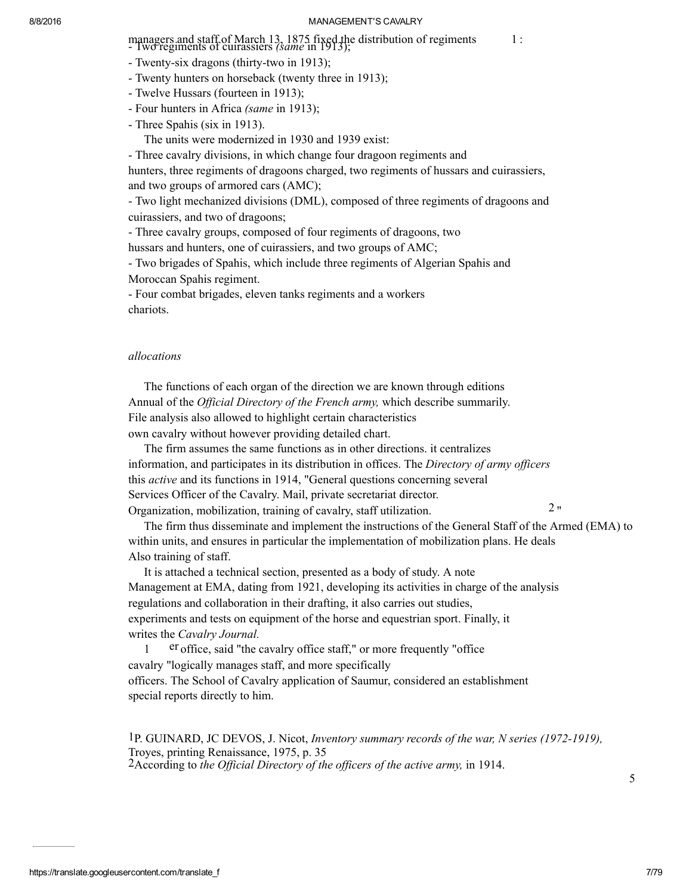managers and staff of March 13, 1875 fixed the distribution of regiments [1]:

- Two regiments of cuirassiers *(same* in 1913);
- Twenty-six dragons (thirty-two in 1913);
- Twenty hunters on horseback (twenty three in 1913);
- Twelve Hussars (fourteen in 1913);
- Four hunters in Africa *(same* in 1913);
- Three Spahis (six in 1913).

The units were modernized in 1930 and 1939 exist:

- Three cavalry divisions, in which change four dragoon regiments and hunters, three regiments of dragoons charged, two regiments of hussars and cuirassiers, and two groups of armored cars (AMC);
- Two light mechanized divisions (DML), composed of three regiments of dragoons and cuirassiers, and two of dragoons;
- Three cavalry groups, composed of four regiments of dragoons, two hussars and hunters, one of cuirassiers, and two groups of AMC;
- Two brigades of Spahis, which include three regiments of Algerian Spahis and Moroccan Spahis regiment.
- Four combat brigades, eleven tanks regiments and a workers chariots.

*allocations*

The functions of each organ of the direction we are known through editions Annual of the *Official Directory of the French army,* which describe summarily. File analysis also allowed to highlight certain characteristics own cavalry without however providing detailed chart.

The firm assumes the same functions as in other directions. it centralizes information, and participates in its distribution in offices. The *Directory of army officers* this *active* and its functions in 1914, "General questions concerning several Services Officer of the Cavalry. Mail, private secretariat director. Organization, mobilization, training of cavalry, staff utilization. [2]"

The firm thus disseminate and implement the instructions of the General Staff of the Armed (EMA) to within units, and ensures in particular the implementation of mobilization plans. He deals Also training of staff.

It is attached a technical section, presented as a body of study. A note Management at EMA, dating from 1921, developing its activities in charge of the analysis regulations and collaboration in their drafting, it also carries out studies, experiments and tests on equipment of the horse and equestrian sport. Finally, it writes the *Cavalry Journal.*

1 er office, said "the cavalry office staff," or more frequently "office cavalry "logically manages staff, and more specifically officers. The School of Cavalry application of Saumur, considered an establishment special reports directly to him.

[1] P. GUINARD, JC DEVOS, J. Nicot, *Inventory summary records of the war, N series (1972-1919),* Troyes, printing Renaissance, 1975, p. 35

[2] According to *the Official Directory of the officers of the active army,* in 1914.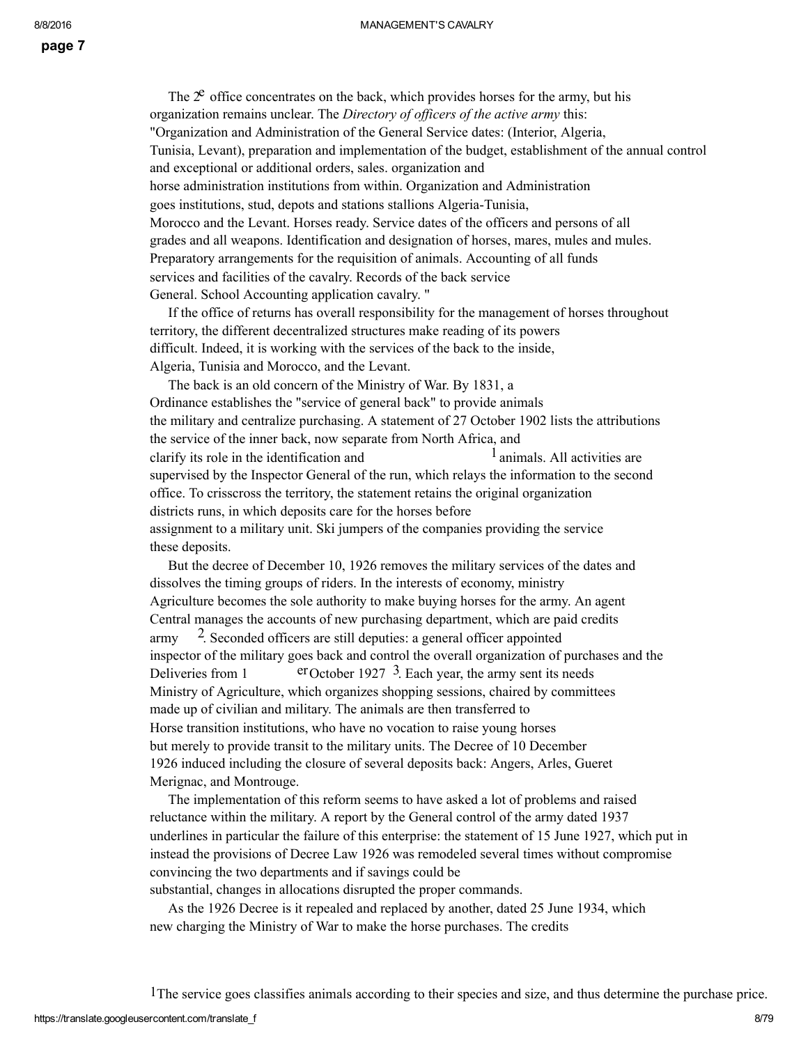The $2^e$ office concentrates on the back, which provides horses for the army, but his organization remains unclear. The *Directory of officers of the active army* this: "Organization and Administration of the General Service dates: (Interior, Algeria, Tunisia, Levant), preparation and implementation of the budget, establishment of the annual control and exceptional or additional orders, sales. organization and horse administration institutions from within. Organization and Administration goes institutions, stud, depots and stations stallions Algeria-Tunisia, Morocco and the Levant. Horses ready. Service dates of the officers and persons of all grades and all weapons. Identification and designation of horses, mares, mules and mules. Preparatory arrangements for the requisition of animals. Accounting of all funds services and facilities of the cavalry. Records of the back service General. School Accounting application cavalry. "

If the office of returns has overall responsibility for the management of horses throughout territory, the different decentralized structures make reading of its powers difficult. Indeed, it is working with the services of the back to the inside, Algeria, Tunisia and Morocco, and the Levant.

The back is an old concern of the Ministry of War. By 1831, a Ordinance establishes the "service of general back" to provide animals the military and centralize purchasing. A statement of 27 October 1902 lists the attributions the service of the inner back, now separate from North Africa, and clarify its role in the identification and [1] animals. All activities are supervised by the Inspector General of the run, which relays the information to the second office. To crisscross the territory, the statement retains the original organization districts runs, in which deposits care for the horses before assignment to a military unit. Ski jumpers of the companies providing the service these deposits.

But the decree of December 10, 1926 removes the military services of the dates and dissolves the timing groups of riders. In the interests of economy, ministry Agriculture becomes the sole authority to make buying horses for the army. An agent Central manages the accounts of new purchasing department, which are paid credits army [2]. Seconded officers are still deputies: a general officer appointed inspector of the military goes back and control the overall organization of purchases and the Deliveries from 1er October 1927 [3]. Each year, the army sent its needs Ministry of Agriculture, which organizes shopping sessions, chaired by committees made up of civilian and military. The animals are then transferred to Horse transition institutions, who have no vocation to raise young horses but merely to provide transit to the military units. The Decree of 10 December 1926 induced including the closure of several deposits back: Angers, Arles, Gueret Merignac, and Montrouge.

The implementation of this reform seems to have asked a lot of problems and raised reluctance within the military. A report by the General control of the army dated 1937 underlines in particular the failure of this enterprise: the statement of 15 June 1927, which put in instead the provisions of Decree Law 1926 was remodeled several times without compromise convincing the two departments and if savings could be substantial, changes in allocations disrupted the proper commands.

As the 1926 Decree is it repealed and replaced by another, dated 25 June 1934, which new charging the Ministry of War to make the horse purchases. The credits

[1] The service goes classifies animals according to their species and size, and thus determine the purchase price.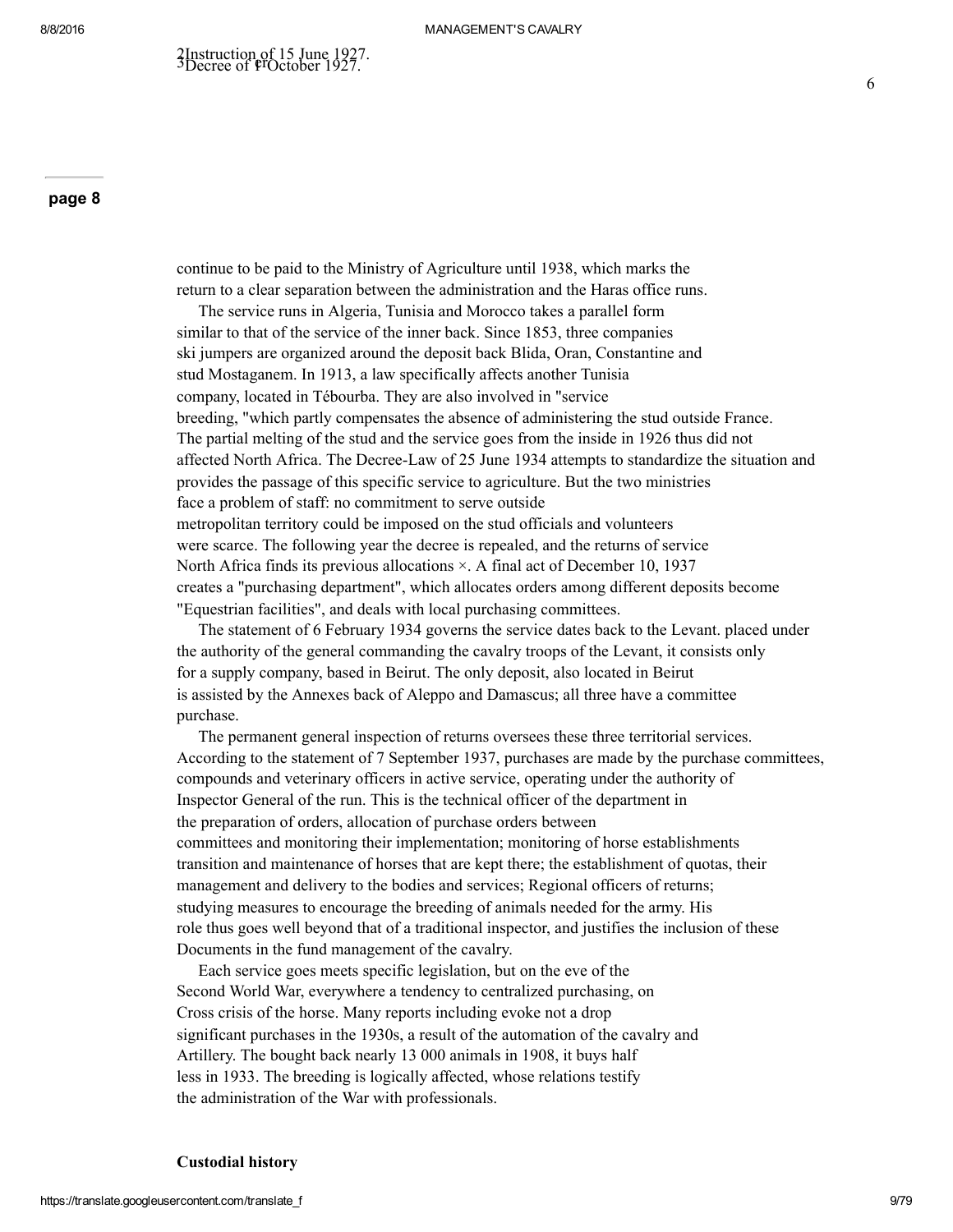[2] Instruction of 15 June 1927.
[3] Decree of 1er October 1927.

continue to be paid to the Ministry of Agriculture until 1938, which marks the return to a clear separation between the administration and the Haras office runs.

The service runs in Algeria, Tunisia and Morocco takes a parallel form similar to that of the service of the inner back. Since 1853, three companies ski jumpers are organized around the deposit back Blida, Oran, Constantine and stud Mostaganem. In 1913, a law specifically affects another Tunisia company, located in Tébourba. They are also involved in "service breeding, "which partly compensates the absence of administering the stud outside France. The partial melting of the stud and the service goes from the inside in 1926 thus did not affected North Africa. The Decree-Law of 25 June 1934 attempts to standardize the situation and provides the passage of this specific service to agriculture. But the two ministries face a problem of staff: no commitment to serve outside metropolitan territory could be imposed on the stud officials and volunteers were scarce. The following year the decree is repealed, and the returns of service North Africa finds its previous allocations ×. A final act of December 10, 1937 creates a "purchasing department", which allocates orders among different deposits become "Equestrian facilities", and deals with local purchasing committees.

The statement of 6 February 1934 governs the service dates back to the Levant. placed under the authority of the general commanding the cavalry troops of the Levant, it consists only for a supply company, based in Beirut. The only deposit, also located in Beirut is assisted by the Annexes back of Aleppo and Damascus; all three have a committee purchase.

The permanent general inspection of returns oversees these three territorial services. According to the statement of 7 September 1937, purchases are made by the purchase committees, compounds and veterinary officers in active service, operating under the authority of Inspector General of the run. This is the technical officer of the department in the preparation of orders, allocation of purchase orders between committees and monitoring their implementation; monitoring of horse establishments transition and maintenance of horses that are kept there; the establishment of quotas, their management and delivery to the bodies and services; Regional officers of returns; studying measures to encourage the breeding of animals needed for the army. His role thus goes well beyond that of a traditional inspector, and justifies the inclusion of these Documents in the fund management of the cavalry.

Each service goes meets specific legislation, but on the eve of the Second World War, everywhere a tendency to centralized purchasing, on Cross crisis of the horse. Many reports including evoke not a drop significant purchases in the 1930s, a result of the automation of the cavalry and Artillery. The bought back nearly 13 000 animals in 1908, it buys half less in 1933. The breeding is logically affected, whose relations testify the administration of the War with professionals.

**Custodial history**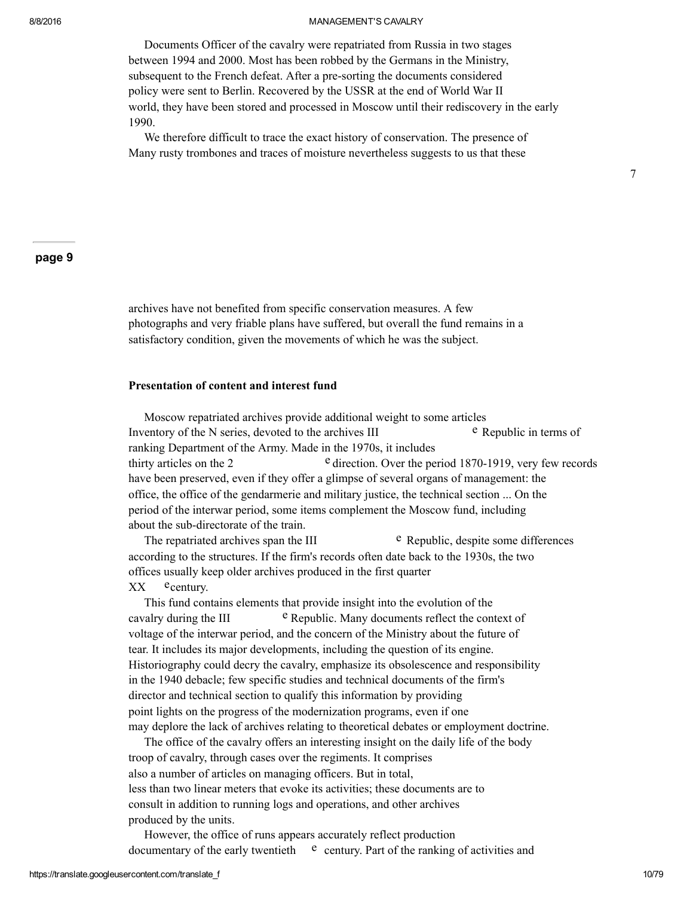Documents Officer of the cavalry were repatriated from Russia in two stages between 1994 and 2000. Most has been robbed by the Germans in the Ministry, subsequent to the French defeat. After a pre-sorting the documents considered policy were sent to Berlin. Recovered by the USSR at the end of World War II world, they have been stored and processed in Moscow until their rediscovery in the early 1990.

We therefore difficult to trace the exact history of conservation. The presence of Many rusty trombones and traces of moisture nevertheless suggests to us that these

**page 9**

archives have not benefited from specific conservation measures. A few photographs and very friable plans have suffered, but overall the fund remains in a satisfactory condition, given the movements of which he was the subject.

**Presentation of content and interest fund**

Moscow repatriated archives provide additional weight to some articles Inventory of the N series, devoted to the archives III[e] Republic in terms of ranking Department of the Army. Made in the 1970s, it includes thirty articles on the 2[e] direction. Over the period 1870-1919, very few records have been preserved, even if they offer a glimpse of several organs of management: the office, the office of the gendarmerie and military justice, the technical section ... On the period of the interwar period, some items complement the Moscow fund, including about the sub-directorate of the train.

The repatriated archives span the III[e] Republic, despite some differences according to the structures. If the firm's records often date back to the 1930s, the two offices usually keep older archives produced in the first quarter XX[e] century.

This fund contains elements that provide insight into the evolution of the cavalry during the III[e] Republic. Many documents reflect the context of voltage of the interwar period, and the concern of the Ministry about the future of tear. It includes its major developments, including the question of its engine. Historiography could decry the cavalry, emphasize its obsolescence and responsibility in the 1940 debacle; few specific studies and technical documents of the firm's director and technical section to qualify this information by providing point lights on the progress of the modernization programs, even if one may deplore the lack of archives relating to theoretical debates or employment doctrine.

The office of the cavalry offers an interesting insight on the daily life of the body troop of cavalry, through cases over the regiments. It comprises also a number of articles on managing officers. But in total, less than two linear meters that evoke its activities; these documents are to consult in addition to running logs and operations, and other archives produced by the units.

However, the office of runs appears accurately reflect production documentary of the early twentieth [e] century. Part of the ranking of activities and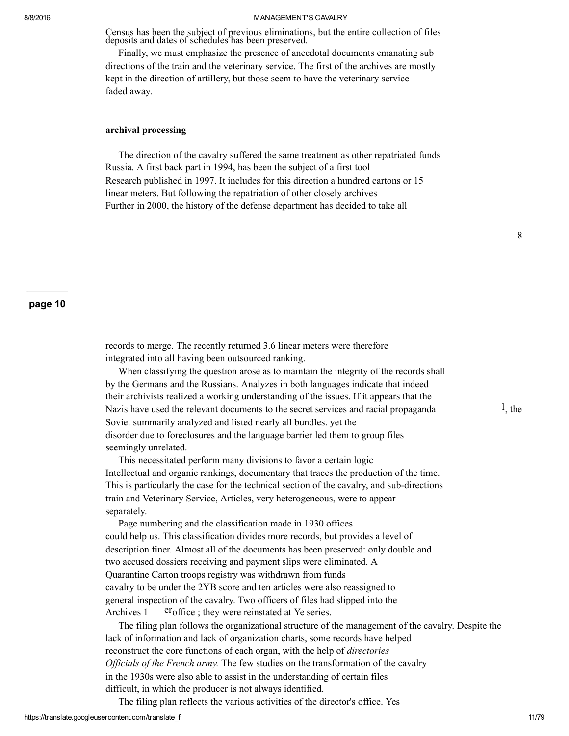Census has been the subject of previous eliminations, but the entire collection of files deposits and dates of schedules has been preserved.

Finally, we must emphasize the presence of anecdotal documents emanating sub directions of the train and the veterinary service. The first of the archives are mostly kept in the direction of artillery, but those seem to have the veterinary service faded away.

### archival processing

The direction of the cavalry suffered the same treatment as other repatriated funds Russia. A first back part in 1994, has been the subject of a first tool Research published in 1997. It includes for this direction a hundred cartons or 15 linear meters. But following the repatriation of other closely archives Further in 2000, the history of the defense department has decided to take all

records to merge. The recently returned 3.6 linear meters were therefore integrated into all having been outsourced ranking.

When classifying the question arose as to maintain the integrity of the records shall by the Germans and the Russians. Analyzes in both languages indicate that indeed their archivists realized a working understanding of the issues. If it appears that the Nazis have used the relevant documents to the secret services and racial propaganda [1], the Soviet summarily analyzed and listed nearly all bundles. yet the disorder due to foreclosures and the language barrier led them to group files seemingly unrelated.

This necessitated perform many divisions to favor a certain logic Intellectual and organic rankings, documentary that traces the production of the time. This is particularly the case for the technical section of the cavalry, and sub-directions train and Veterinary Service, Articles, very heterogeneous, were to appear separately.

Page numbering and the classification made in 1930 offices could help us. This classification divides more records, but provides a level of description finer. Almost all of the documents has been preserved: only double and two accused dossiers receiving and payment slips were eliminated. A Quarantine Carton troops registry was withdrawn from funds cavalry to be under the 2YB score and ten articles were also reassigned to general inspection of the cavalry. Two officers of files had slipped into the Archives 1[er] office ; they were reinstated at Ye series.

The filing plan follows the organizational structure of the management of the cavalry. Despite the lack of information and lack of organization charts, some records have helped reconstruct the core functions of each organ, with the help of *directories Officials of the French army.* The few studies on the transformation of the cavalry in the 1930s were also able to assist in the understanding of certain files difficult, in which the producer is not always identified.

The filing plan reflects the various activities of the director's office. Yes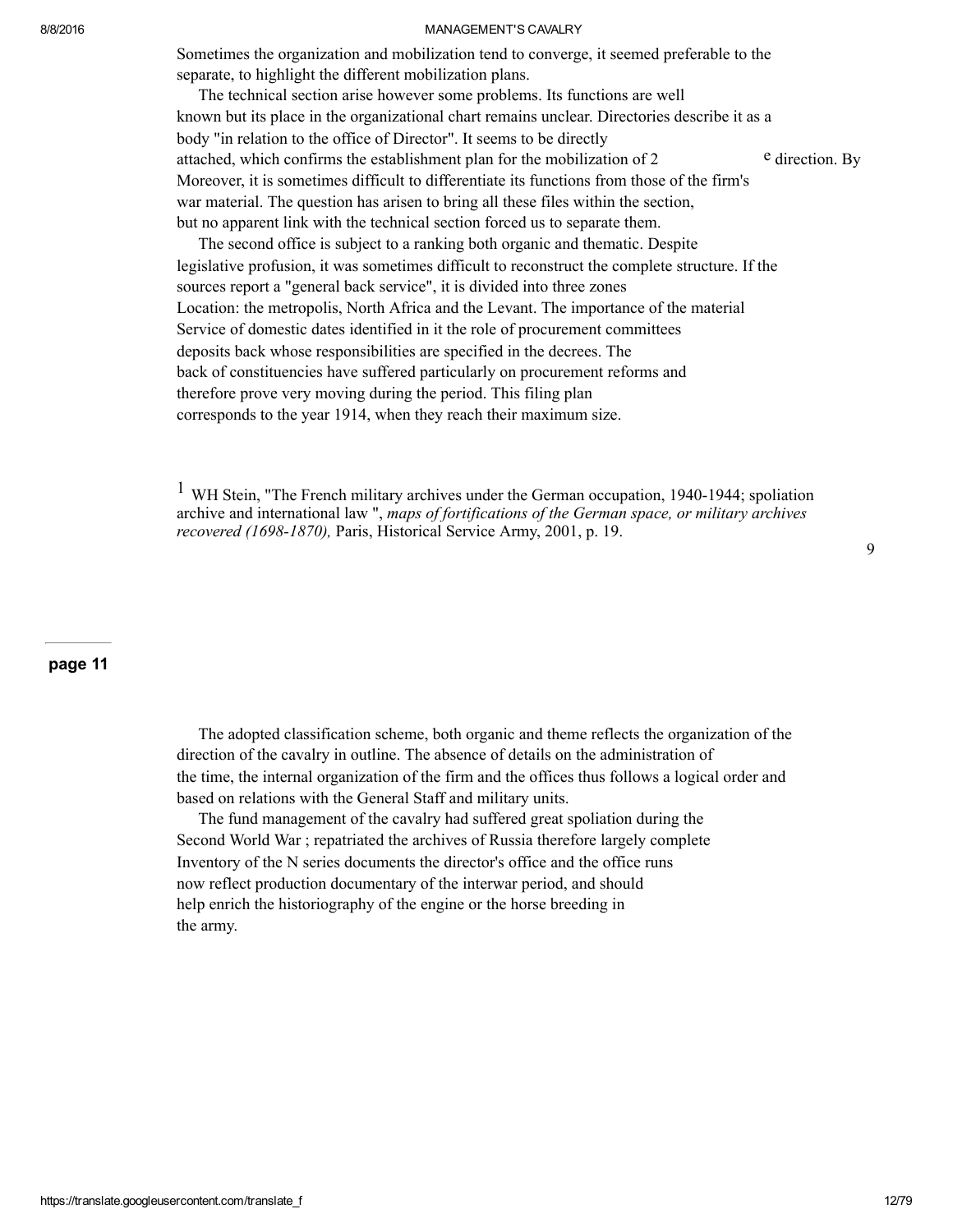Sometimes the organization and mobilization tend to converge, it seemed preferable to the separate, to highlight the different mobilization plans.

The technical section arise however some problems. Its functions are well known but its place in the organizational chart remains unclear. Directories describe it as a body "in relation to the office of Director". It seems to be directly attached, which confirms the establishment plan for the mobilization of 2 [e] direction. By Moreover, it is sometimes difficult to differentiate its functions from those of the firm's war material. The question has arisen to bring all these files within the section, but no apparent link with the technical section forced us to separate them.

The second office is subject to a ranking both organic and thematic. Despite legislative profusion, it was sometimes difficult to reconstruct the complete structure. If the sources report a "general back service", it is divided into three zones Location: the metropolis, North Africa and the Levant. The importance of the material Service of domestic dates identified in it the role of procurement committees deposits back whose responsibilities are specified in the decrees. The back of constituencies have suffered particularly on procurement reforms and therefore prove very moving during the period. This filing plan corresponds to the year 1914, when they reach their maximum size.

[1] WH Stein, "The French military archives under the German occupation, 1940-1944; spoliation archive and international law ", *maps of fortifications of the German space, or military archives recovered (1698-1870),* Paris, Historical Service Army, 2001, p. 19.

**page 11**

The adopted classification scheme, both organic and theme reflects the organization of the direction of the cavalry in outline. The absence of details on the administration of the time, the internal organization of the firm and the offices thus follows a logical order and based on relations with the General Staff and military units.

The fund management of the cavalry had suffered great spoliation during the Second World War ; repatriated the archives of Russia therefore largely complete Inventory of the N series documents the director's office and the office runs now reflect production documentary of the interwar period, and should help enrich the historiography of the engine or the horse breeding in the army.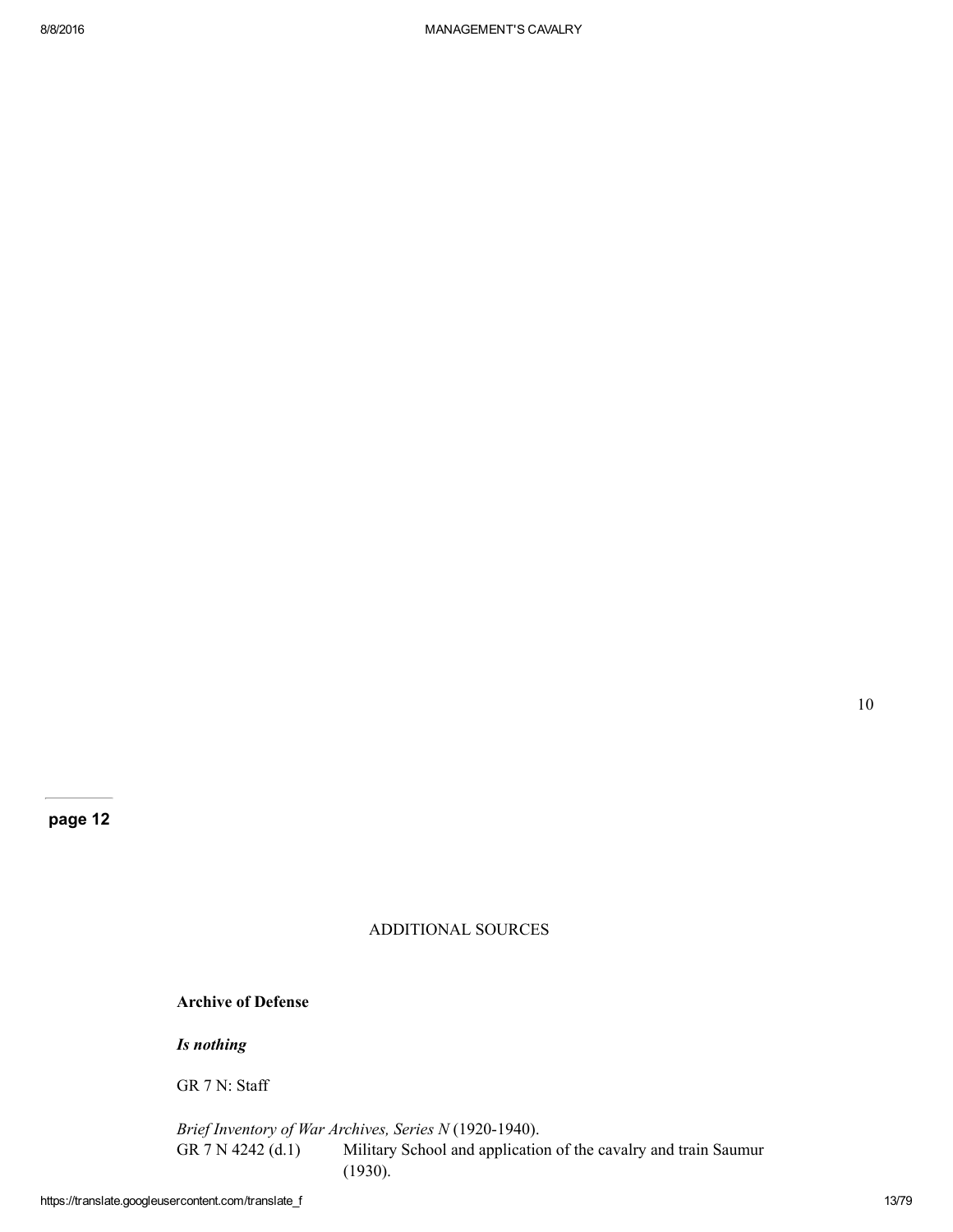page 12

ADDITIONAL SOURCES

**Archive of Defense**

***Is nothing***

GR 7 N: Staff

*Brief Inventory of War Archives, Series N* (1920-1940).

GR 7 N 4242 (d.1) Military School and application of the cavalry and train Saumur (1930).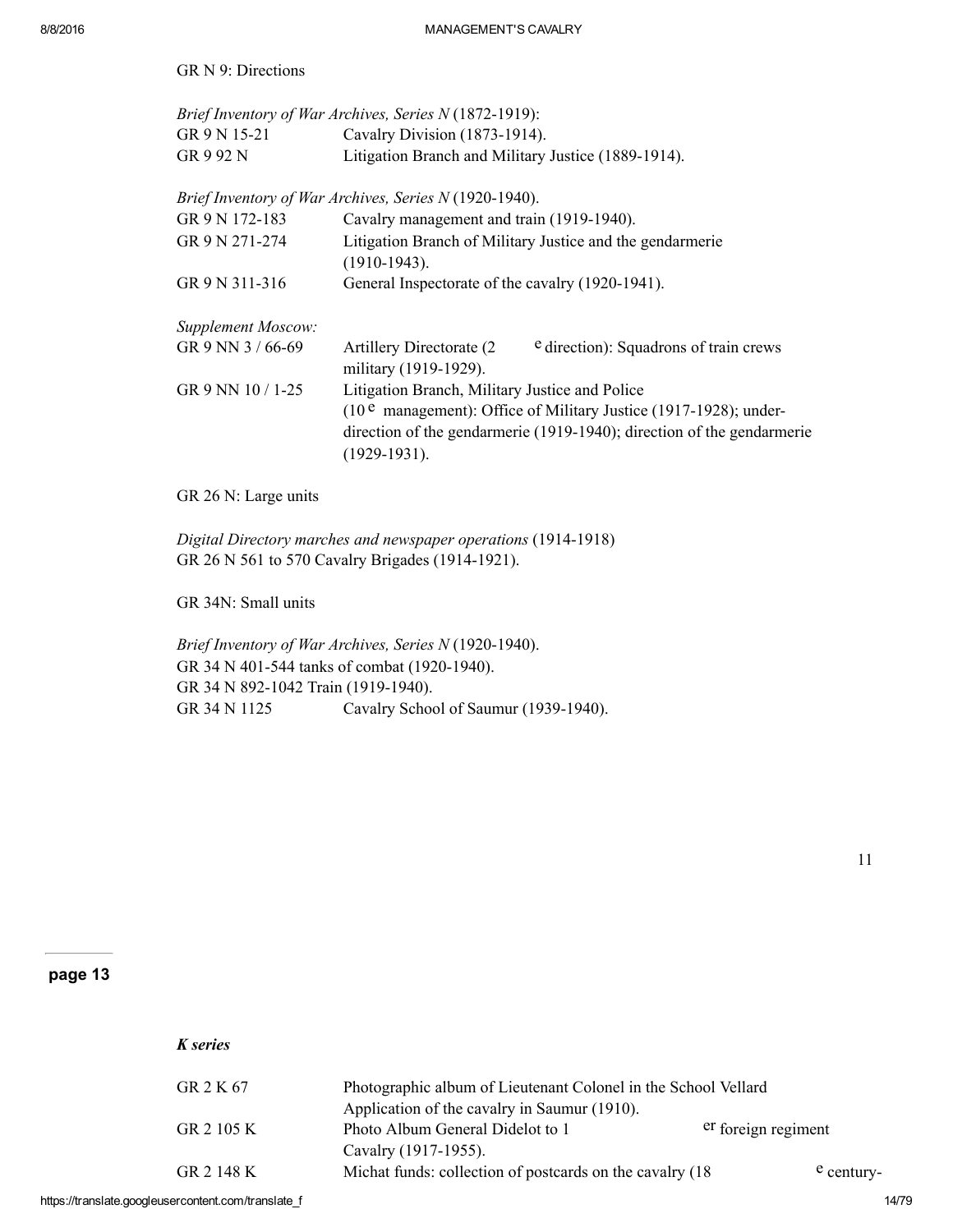GR N 9: Directions

*Brief Inventory of War Archives, Series N* (1872-1919):

| | |
|---|---|
| GR 9 N 15-21 | Cavalry Division (1873-1914). |
| GR 9 92 N | Litigation Branch and Military Justice (1889-1914). |

*Brief Inventory of War Archives, Series N* (1920-1940).

| | |
|---|---|
| GR 9 N 172-183 | Cavalry management and train (1919-1940). |
| GR 9 N 271-274 | Litigation Branch of Military Justice and the gendarmerie (1910-1943). |
| GR 9 N 311-316 | General Inspectorate of the cavalry (1920-1941). |

*Supplement Moscow:*

| | |
|---|---|
| GR 9 NN 3 / 66-69 | Artillery Directorate (2[e] direction): Squadrons of train crews military (1919-1929). |
| GR 9 NN 10 / 1-25 | Litigation Branch, Military Justice and Police (10[e] management): Office of Military Justice (1917-1928); under-direction of the gendarmerie (1919-1940); direction of the gendarmerie (1929-1931). |

GR 26 N: Large units

*Digital Directory marches and newspaper operations* (1914-1918)
GR 26 N 561 to 570 Cavalry Brigades (1914-1921).

GR 34N: Small units

*Brief Inventory of War Archives, Series N* (1920-1940).
GR 34 N 401-544 tanks of combat (1920-1940).
GR 34 N 892-1042 Train (1919-1940).
GR 34 N 1125 Cavalry School of Saumur (1939-1940).

***K series***

| | |
|---|---|
| GR 2 K 67 | Photographic album of Lieutenant Colonel in the School Vellard Application of the cavalry in Saumur (1910). |
| GR 2 105 K | Photo Album General Didelot to 1[er] foreign regiment Cavalry (1917-1955). |
| GR 2 148 K | Michat funds: collection of postcards on the cavalry (18[e] century- |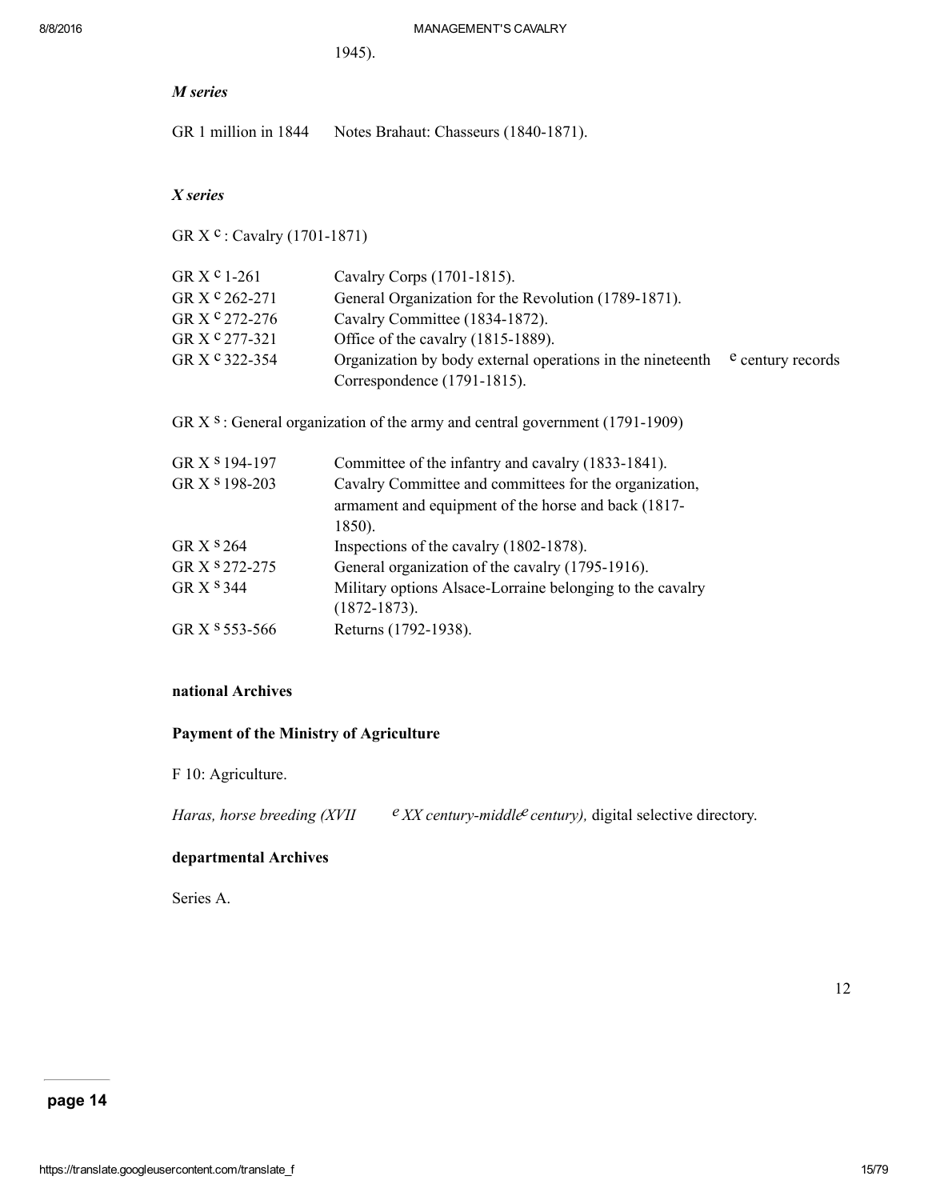1945).

*M series*

GR 1 million in 1844 Notes Brahaut: Chasseurs (1840-1871).

*X series*

GR X [c] : Cavalry (1701-1871)

| | |
|---|---|
| GR X [c] 1-261 | Cavalry Corps (1701-1815). |
| GR X [c] 262-271 | General Organization for the Revolution (1789-1871). |
| GR X [c] 272-276 | Cavalry Committee (1834-1872). |
| GR X [c] 277-321 | Office of the cavalry (1815-1889). |
| GR X [c] 322-354 | Organization by body external operations in the nineteenth [e] century records Correspondence (1791-1815). |

GR X [s] : General organization of the army and central government (1791-1909)

| | |
|---|---|
| GR X [s] 194-197 | Committee of the infantry and cavalry (1833-1841). |
| GR X [s] 198-203 | Cavalry Committee and committees for the organization, armament and equipment of the horse and back (1817-1850). |
| GR X [s] 264 | Inspections of the cavalry (1802-1878). |
| GR X [s] 272-275 | General organization of the cavalry (1795-1916). |
| GR X [s] 344 | Military options Alsace-Lorraine belonging to the cavalry (1872-1873). |
| GR X [s] 553-566 | Returns (1792-1938). |

**national Archives**

**Payment of the Ministry of Agriculture**

F 10: Agriculture.

*Haras, horse breeding (XVII [e] XX century-middle [e] century),* digital selective directory.

**departmental Archives**

Series A.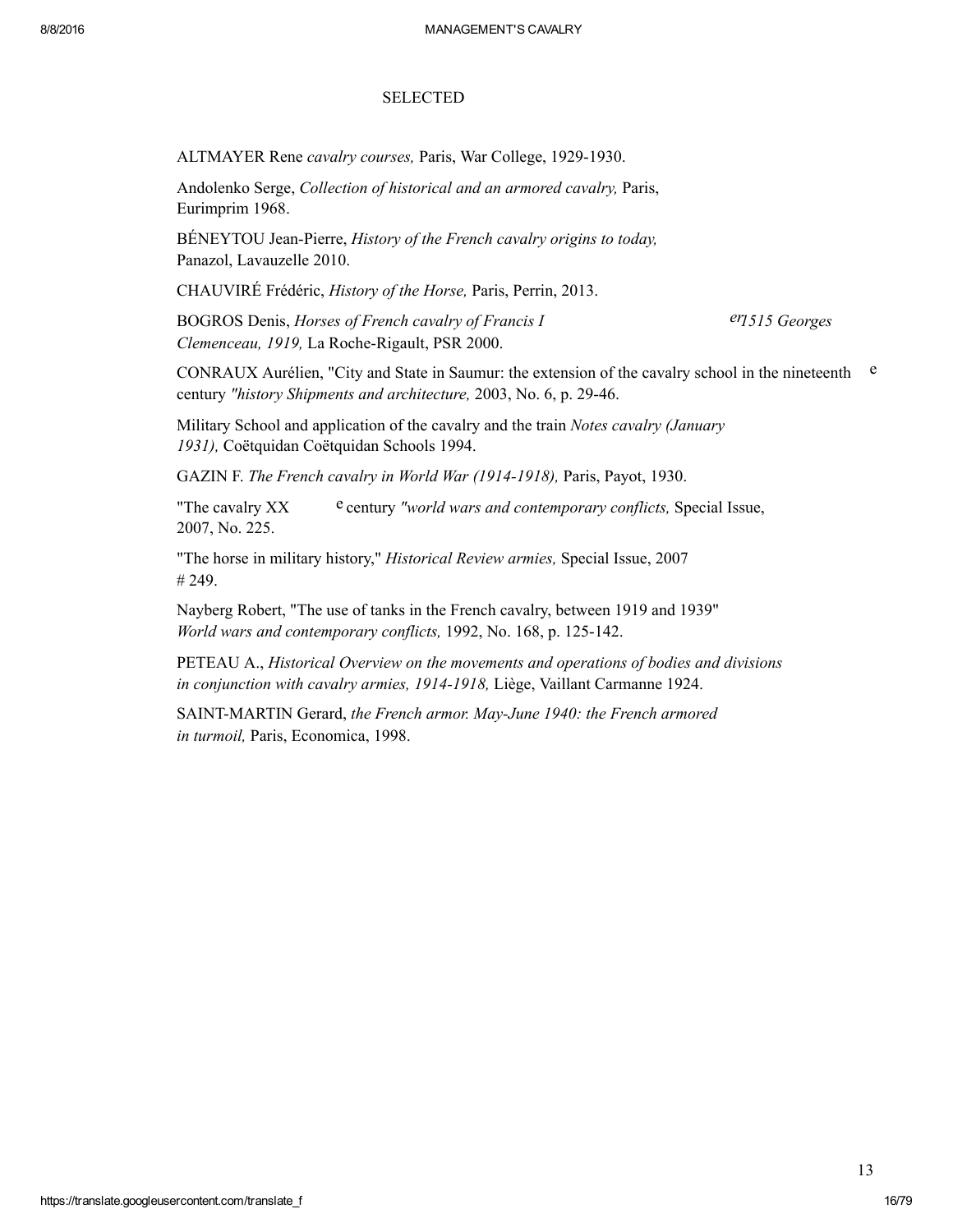## SELECTED

ALTMAYER Rene *cavalry courses,* Paris, War College, 1929-1930.

Andolenko Serge, *Collection of historical and an armored cavalry,* Paris, Eurimprim 1968.

BÉNEYTOU Jean-Pierre, *History of the French cavalry origins to today,* Panazol, Lavauzelle 2010.

CHAUVIRÉ Frédéric, *History of the Horse,* Paris, Perrin, 2013.

BOGROS Denis, *Horses of French cavalry of Francis I er 1515 Georges Clemenceau, 1919,* La Roche-Rigault, PSR 2000.

CONRAUX Aurélien, "City and State in Saumur: the extension of the cavalry school in the nineteenth e century *"history Shipments and architecture,* 2003, No. 6, p. 29-46.

Military School and application of the cavalry and the train *Notes cavalry (January 1931),* Coëtquidan Coëtquidan Schools 1994.

GAZIN F. *The French cavalry in World War (1914-1918),* Paris, Payot, 1930.

"The cavalry XX e century *"world wars and contemporary conflicts,* Special Issue, 2007, No. 225.

"The horse in military history," *Historical Review armies,* Special Issue, 2007 # 249.

Nayberg Robert, "The use of tanks in the French cavalry, between 1919 and 1939" *World wars and contemporary conflicts,* 1992, No. 168, p. 125-142.

PETEAU A., *Historical Overview on the movements and operations of bodies and divisions in conjunction with cavalry armies, 1914-1918,* Liège, Vaillant Carmanne 1924.

SAINT-MARTIN Gerard, *the French armor. May-June 1940: the French armored in turmoil,* Paris, Economica, 1998.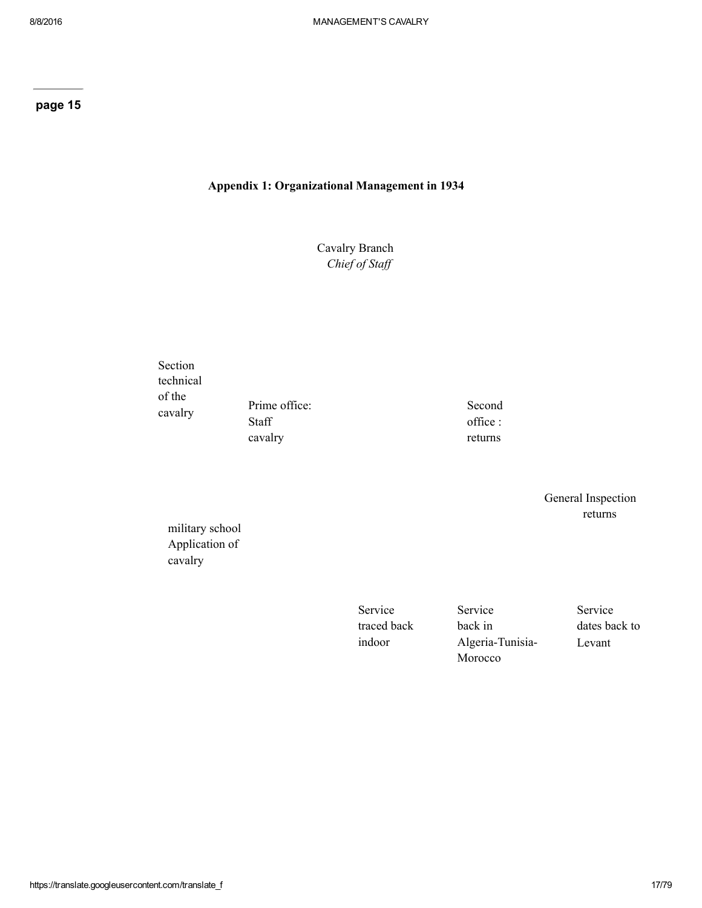**Appendix 1: Organizational Management in 1934**

Cavalry Branch
*Chief of Staff*

Section technical of the cavalry

Prime office: Staff cavalry

Second office : returns

General Inspection returns

military school Application of cavalry

Service traced back indoor

Service back in Algeria-Tunisia-Morocco

Service dates back to Levant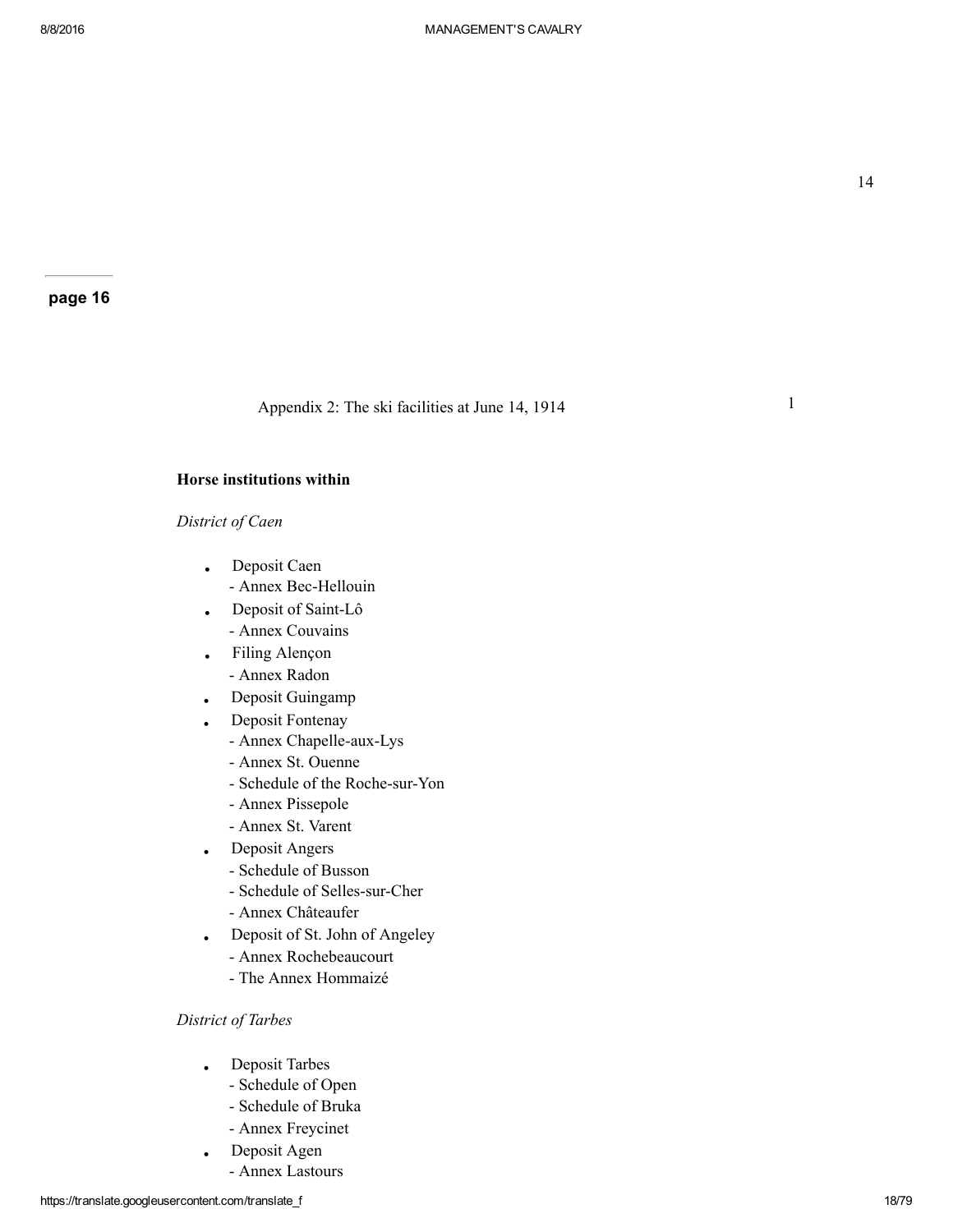14

**page 16**

Appendix 2: The ski facilities at June 14, 1914

1

**Horse institutions within**

*District of Caen*

- Deposit Caen
  - Annex Bec-Hellouin
- Deposit of Saint-Lô
  - Annex Couvains
- Filing Alençon
  - Annex Radon
- Deposit Guingamp
- Deposit Fontenay
  - Annex Chapelle-aux-Lys
  - Annex St. Ouenne
  - Schedule of the Roche-sur-Yon
  - Annex Pissepole
  - Annex St. Varent
- Deposit Angers
  - Schedule of Busson
  - Schedule of Selles-sur-Cher
  - Annex Châteaufer
- Deposit of St. John of Angeley
  - Annex Rochebeaucourt
  - The Annex Hommaizé

*District of Tarbes*

- Deposit Tarbes
  - Schedule of Open
  - Schedule of Bruka
  - Annex Freycinet
- Deposit Agen
  - Annex Lastours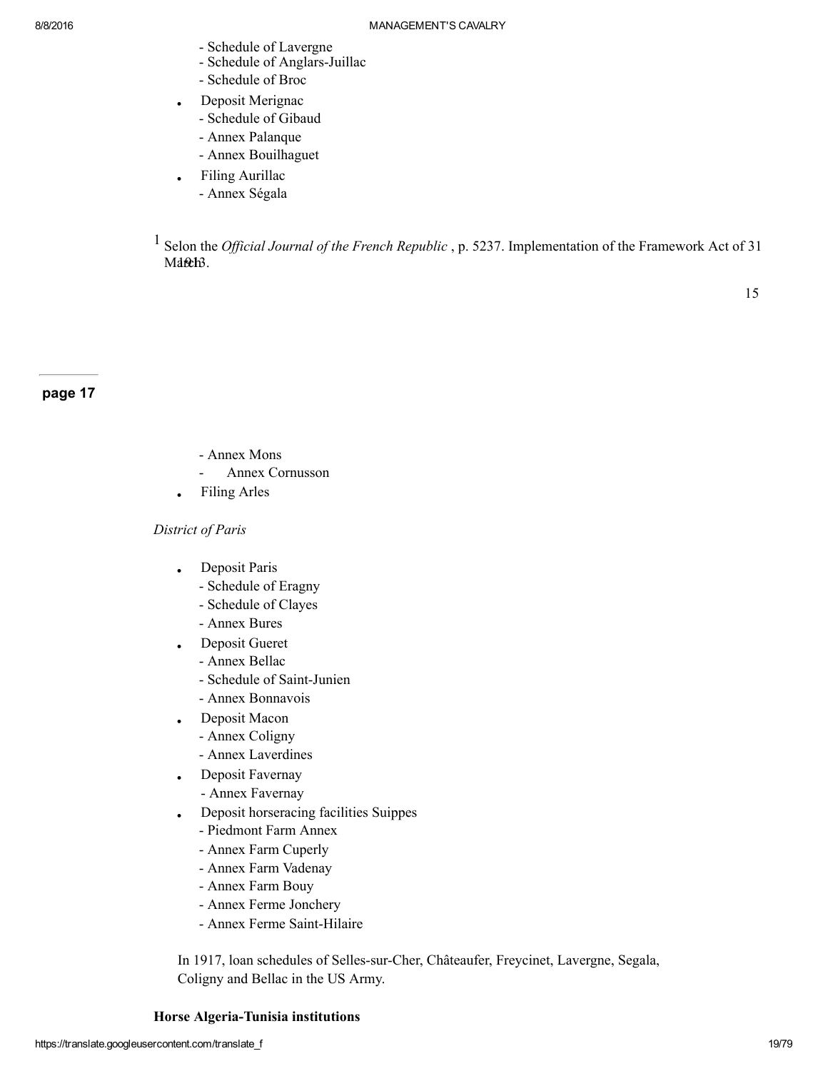- Schedule of Lavergne
- Schedule of Anglars-Juillac
- Schedule of Broc

- Deposit Merignac
  - Schedule of Gibaud
  - Annex Palanque
  - Annex Bouilhaguet
- Filing Aurillac
  - Annex Ségala

[1] Selon the *Official Journal of the French Republic* , p. 5237. Implementation of the Framework Act of 31 March 1913.

page 17

- Annex Mons
- Annex Cornusson

- Filing Arles

*District of Paris*

- Deposit Paris
  - Schedule of Eragny
  - Schedule of Clayes
  - Annex Bures
- Deposit Gueret
  - Annex Bellac
  - Schedule of Saint-Junien
  - Annex Bonnavois
- Deposit Macon
  - Annex Coligny
  - Annex Laverdines
- Deposit Favernay
  - Annex Favernay
- Deposit horseracing facilities Suippes
  - Piedmont Farm Annex
  - Annex Farm Cuperly
  - Annex Farm Vadenay
  - Annex Farm Bouy
  - Annex Ferme Jonchery
  - Annex Ferme Saint-Hilaire

In 1917, loan schedules of Selles-sur-Cher, Châteaufer, Freycinet, Lavergne, Segala, Coligny and Bellac in the US Army.

**Horse Algeria-Tunisia institutions**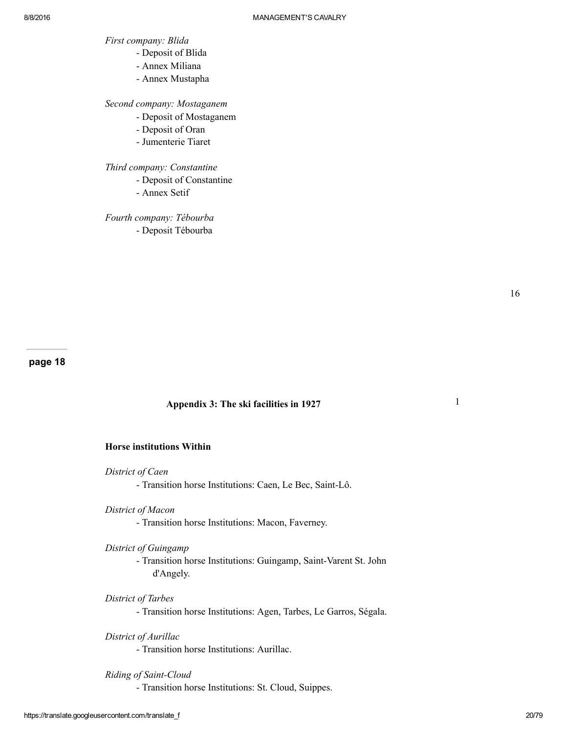*First company: Blida*

- Deposit of Blida
- Annex Miliana
- Annex Mustapha

*Second company: Mostaganem*

- Deposit of Mostaganem
- Deposit of Oran
- Jumenterie Tiaret

*Third company: Constantine*

- Deposit of Constantine
- Annex Setif

*Fourth company: Tébourba*

- Deposit Tébourba

page 18

## Appendix 3: The ski facilities in 1927 [1]

### Horse institutions Within

*District of Caen*

- Transition horse Institutions: Caen, Le Bec, Saint-Lô.

*District of Macon*

- Transition horse Institutions: Macon, Faverney.

*District of Guingamp*

- Transition horse Institutions: Guingamp, Saint-Varent St. John d'Angely.

*District of Tarbes*

- Transition horse Institutions: Agen, Tarbes, Le Garros, Ségala.

*District of Aurillac*

- Transition horse Institutions: Aurillac.

*Riding of Saint-Cloud*

- Transition horse Institutions: St. Cloud, Suippes.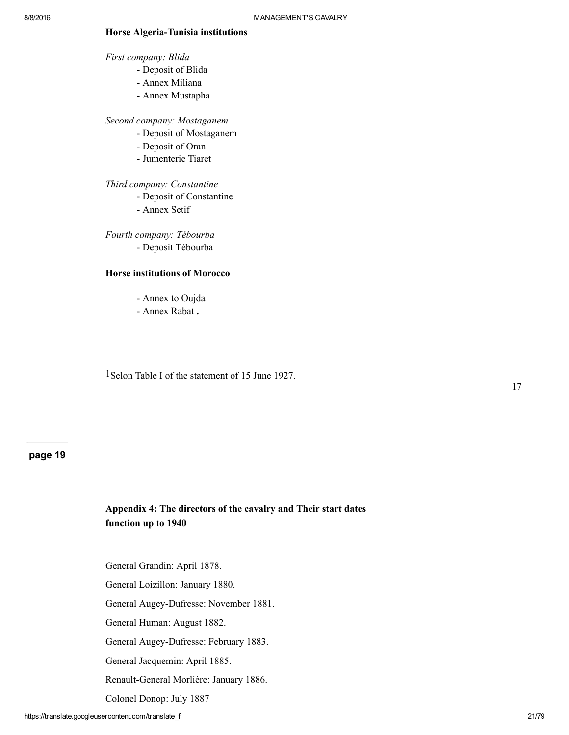**Horse Algeria-Tunisia institutions**

*First company: Blida*

- Deposit of Blida
- Annex Miliana
- Annex Mustapha

*Second company: Mostaganem*

- Deposit of Mostaganem
- Deposit of Oran
- Jumenterie Tiaret

*Third company: Constantine*

- Deposit of Constantine
- Annex Setif

*Fourth company: Tébourba*

- Deposit Tébourba

**Horse institutions of Morocco**

- Annex to Oujda
- Annex Rabat .

[1]Selon Table I of the statement of 15 June 1927.

**page 19**

## Appendix 4: The directors of the cavalry and Their start dates function up to 1940

General Grandin: April 1878.

General Loizillon: January 1880.

General Augey-Dufresse: November 1881.

General Human: August 1882.

General Augey-Dufresse: February 1883.

General Jacquemin: April 1885.

Renault-General Morlière: January 1886.

Colonel Donop: July 1887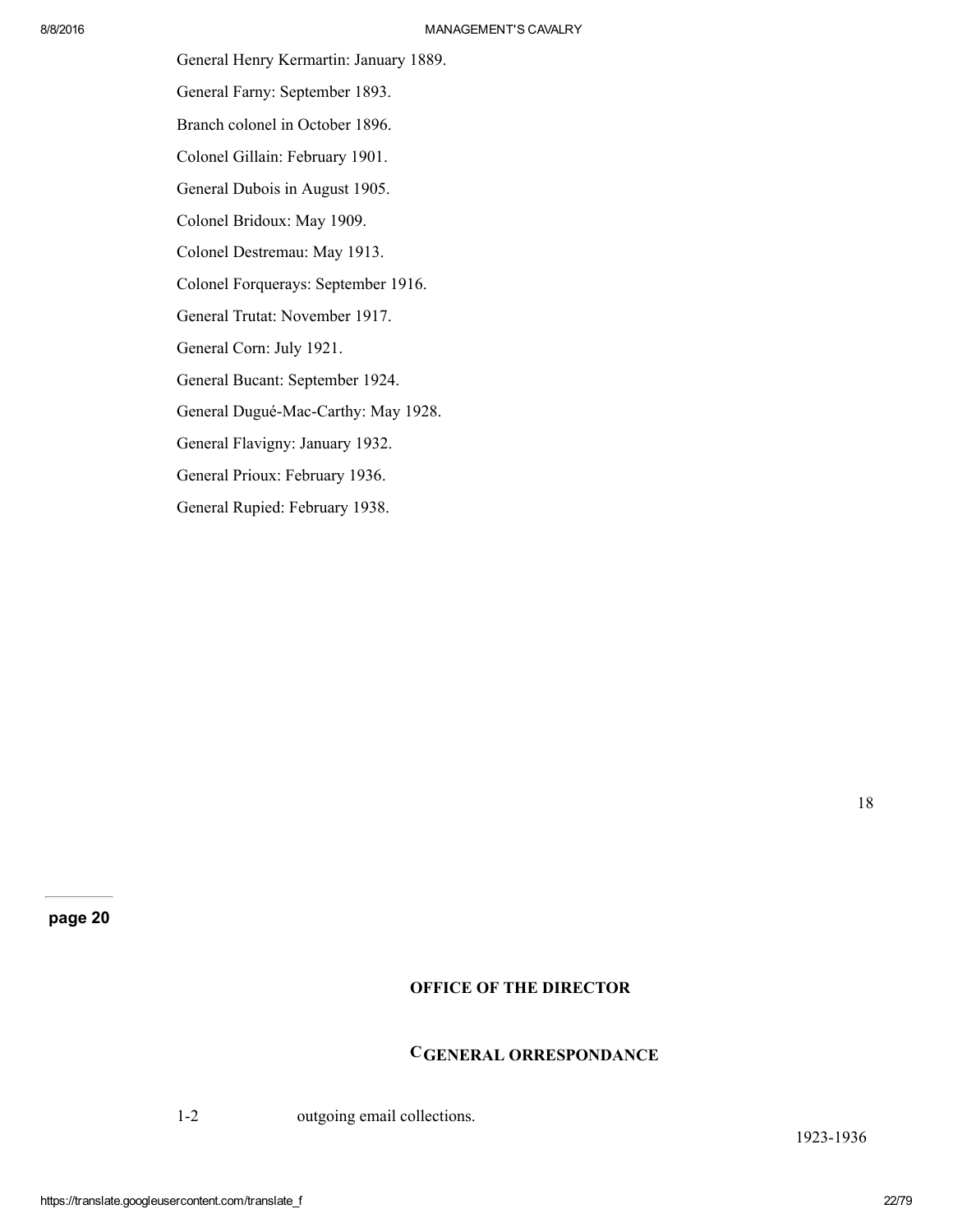General Henry Kermartin: January 1889.

General Farny: September 1893.

Branch colonel in October 1896.

Colonel Gillain: February 1901.

General Dubois in August 1905.

Colonel Bridoux: May 1909.

Colonel Destremau: May 1913.

Colonel Forquerays: September 1916.

General Trutat: November 1917.

General Corn: July 1921.

General Bucant: September 1924.

General Dugué-Mac-Carthy: May 1928.

General Flavigny: January 1932.

General Prioux: February 1936.

General Rupied: February 1938.

page 20

## OFFICE OF THE DIRECTOR

### CGENERAL ORRESPONDANCE

1-2 outgoing email collections. 1923-1936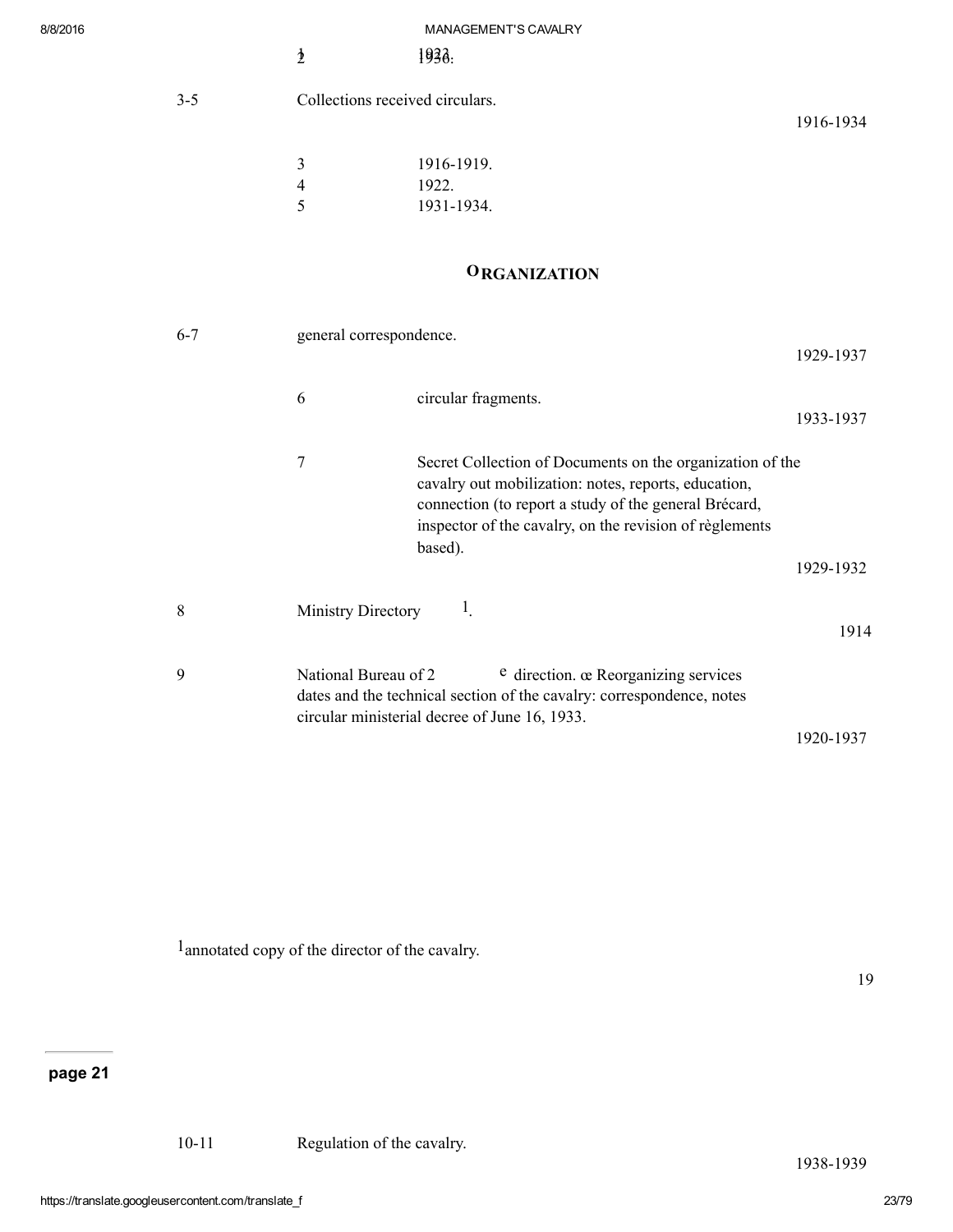| | | | |
|---|---|---|---|
| | 1 | 1933. | |
| | 2 | 1936. | |
| 3-5 | Collections received circulars. | | 1916-1934 |
| | 3 | 1916-1919. | |
| | 4 | 1922. | |
| | 5 | 1931-1934. | |

## ORGANIZATION

| | | | |
|---|---|---|---|
| 6-7 | general correspondence. | | 1929-1937 |
| | 6 | circular fragments. | 1933-1937 |
| | 7 | Secret Collection of Documents on the organization of the cavalry out mobilization: notes, reports, education, connection (to report a study of the general Brécard, inspector of the cavalry, on the revision of règlements based). | 1929-1932 |
| 8 | Ministry Directory [1]. | | 1914 |
| 9 | National Bureau of 2 e direction. œ Reorganizing services dates and the technical section of the cavalry: correspondence, notes circular ministerial decree of June 16, 1933. | | 1920-1937 |

[1] annotated copy of the director of the cavalry.

page 21

| | | |
|---|---|---|
| 10-11 | Regulation of the cavalry. | 1938-1939 |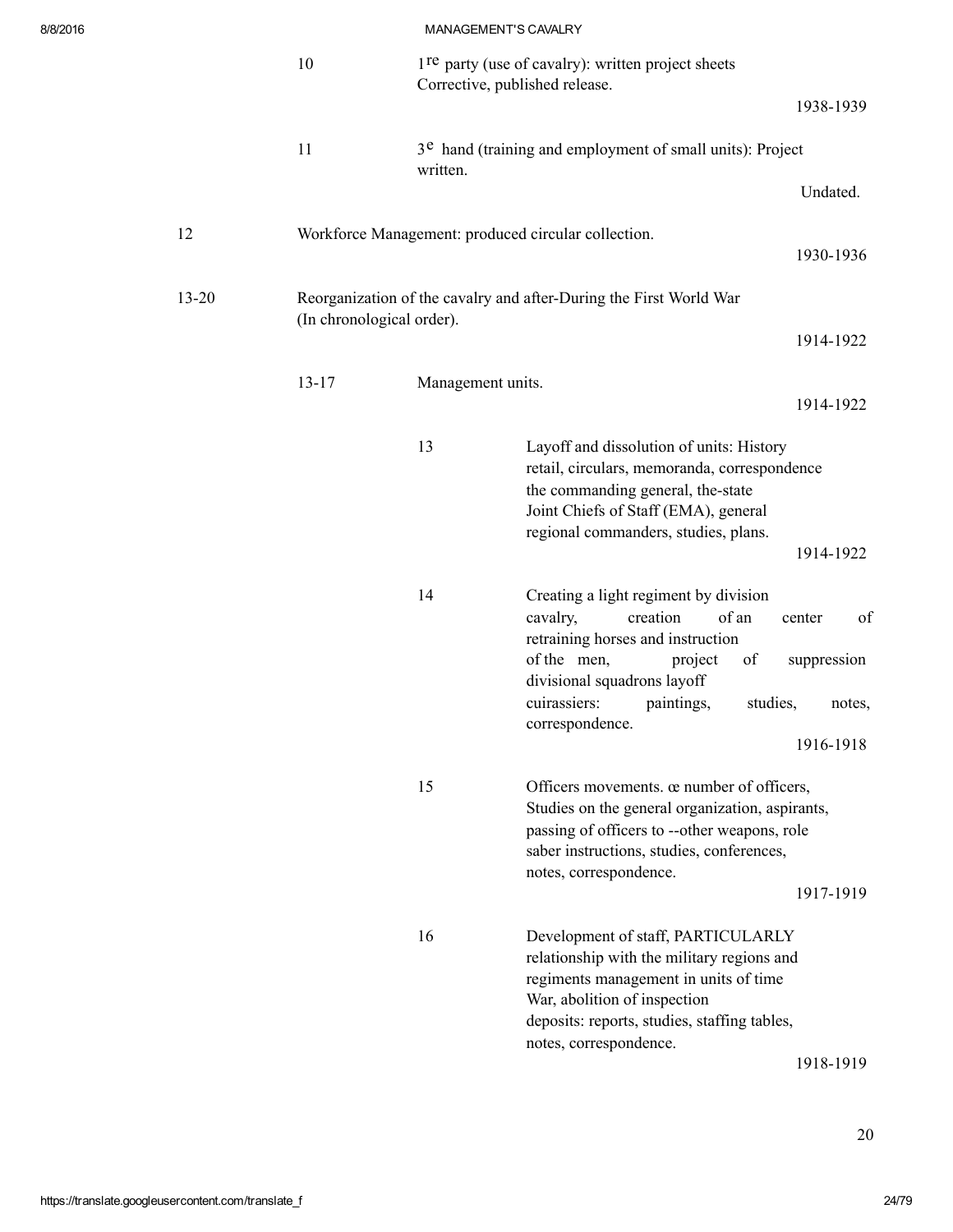10 — 1re party (use of cavalry): written project sheets Corrective, published release. 1938-1939

11 — 3e hand (training and employment of small units): Project written. Undated.

12 — Workforce Management: produced circular collection. 1930-1936

13-20 — Reorganization of the cavalry and after-During the First World War (In chronological order). 1914-1922

13-17 — Management units. 1914-1922

13 — Layoff and dissolution of units: History retail, circulars, memoranda, correspondence the commanding general, the-state Joint Chiefs of Staff (EMA), general regional commanders, studies, plans. 1914-1922

14 — Creating a light regiment by division cavalry, creation of an center of retraining horses and instruction of the men, project of suppression divisional squadrons layoff cuirassiers: paintings, studies, notes, correspondence. 1916-1918

15 — Officers movements. œ number of officers, Studies on the general organization, aspirants, passing of officers to --other weapons, role saber instructions, studies, conferences, notes, correspondence. 1917-1919

16 — Development of staff, PARTICULARLY relationship with the military regions and regiments management in units of time War, abolition of inspection deposits: reports, studies, staffing tables, notes, correspondence. 1918-1919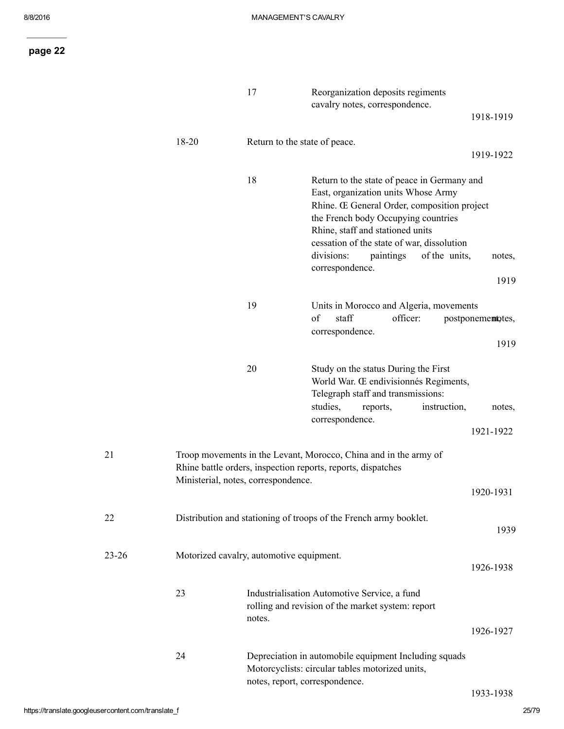**page 22**

17 — Reorganization deposits regiments cavalry notes, correspondence. — 1918-1919

18-20 — Return to the state of peace. — 1919-1922

18 — Return to the state of peace in Germany and East, organization units Whose Army Rhine. Œ General Order, composition project the French body Occupying countries Rhine, staff and stationed units cessation of the state of war, dissolution divisions: paintings of the units, notes, correspondence. — 1919

19 — Units in Morocco and Algeria, movements of staff officer: postponement, notes, correspondence. — 1919

20 — Study on the status During the First World War. Œ endivisionnés Regiments, Telegraph staff and transmissions: studies, reports, instruction, notes, correspondence. — 1921-1922

21 — Troop movements in the Levant, Morocco, China and in the army of Rhine battle orders, inspection reports, reports, dispatches Ministerial, notes, correspondence. — 1920-1931

22 — Distribution and stationing of troops of the French army booklet. — 1939

23-26 — Motorized cavalry, automotive equipment. — 1926-1938

23 — Industrialisation Automotive Service, a fund rolling and revision of the market system: report notes. — 1926-1927

24 — Depreciation in automobile equipment Including squads Motorcyclists: circular tables motorized units, notes, report, correspondence. — 1933-1938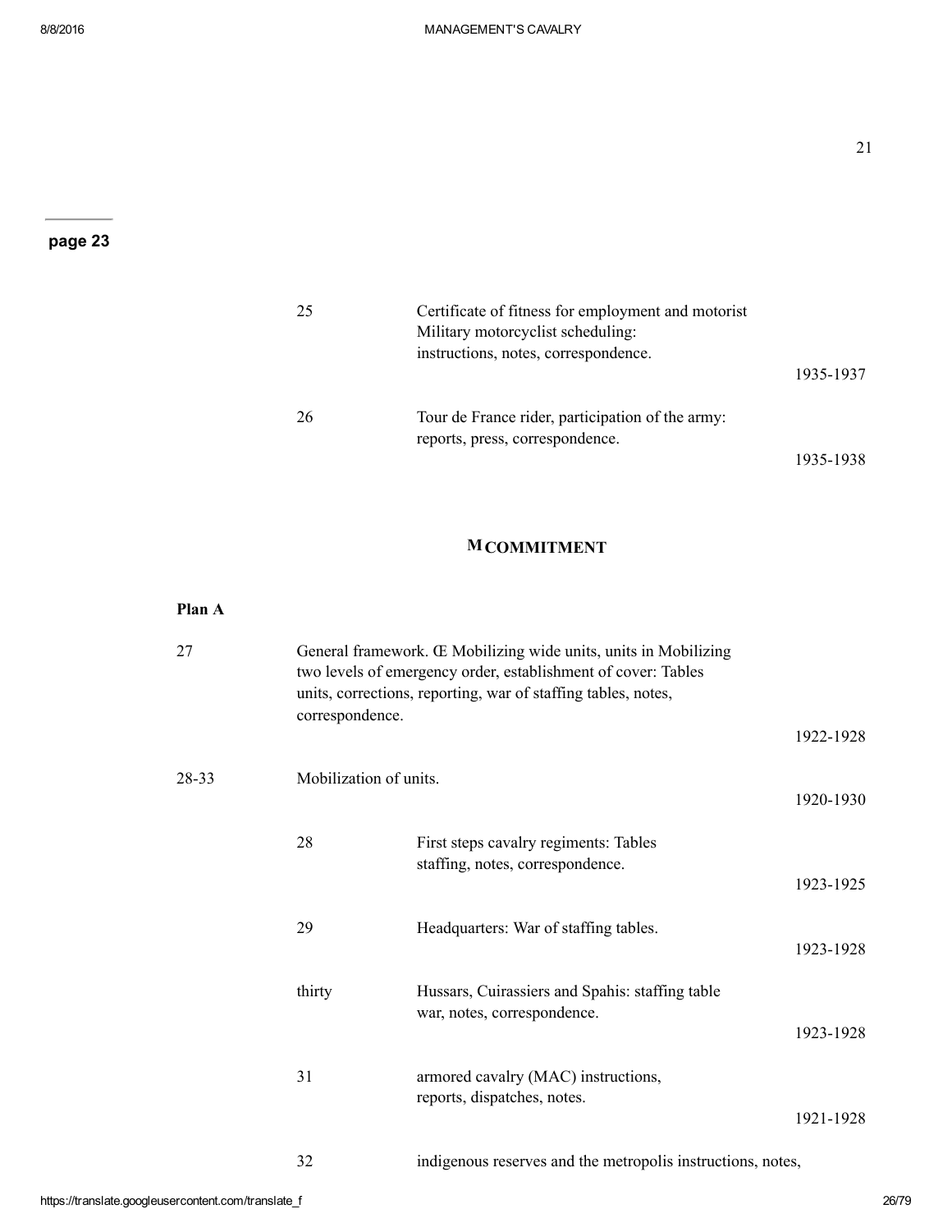21

**page 23**

| | | | |
|---|---|---|---|
| | 25 | Certificate of fitness for employment and motorist Military motorcyclist scheduling: instructions, notes, correspondence. | 1935-1937 |
| | 26 | Tour de France rider, participation of the army: reports, press, correspondence. | 1935-1938 |

## M COMMITMENT

**Plan A**

| | | | |
|---|---|---|---|
| 27 | General framework. Œ Mobilizing wide units, units in Mobilizing two levels of emergency order, establishment of cover: Tables units, corrections, reporting, war of staffing tables, notes, correspondence. | | 1922-1928 |
| 28-33 | Mobilization of units. | | 1920-1930 |
| | 28 | First steps cavalry regiments: Tables staffing, notes, correspondence. | 1923-1925 |
| | 29 | Headquarters: War of staffing tables. | 1923-1928 |
| | thirty | Hussars, Cuirassiers and Spahis: staffing table war, notes, correspondence. | 1923-1928 |
| | 31 | armored cavalry (MAC) instructions, reports, dispatches, notes. | 1921-1928 |
| | 32 | indigenous reserves and the metropolis instructions, notes, | |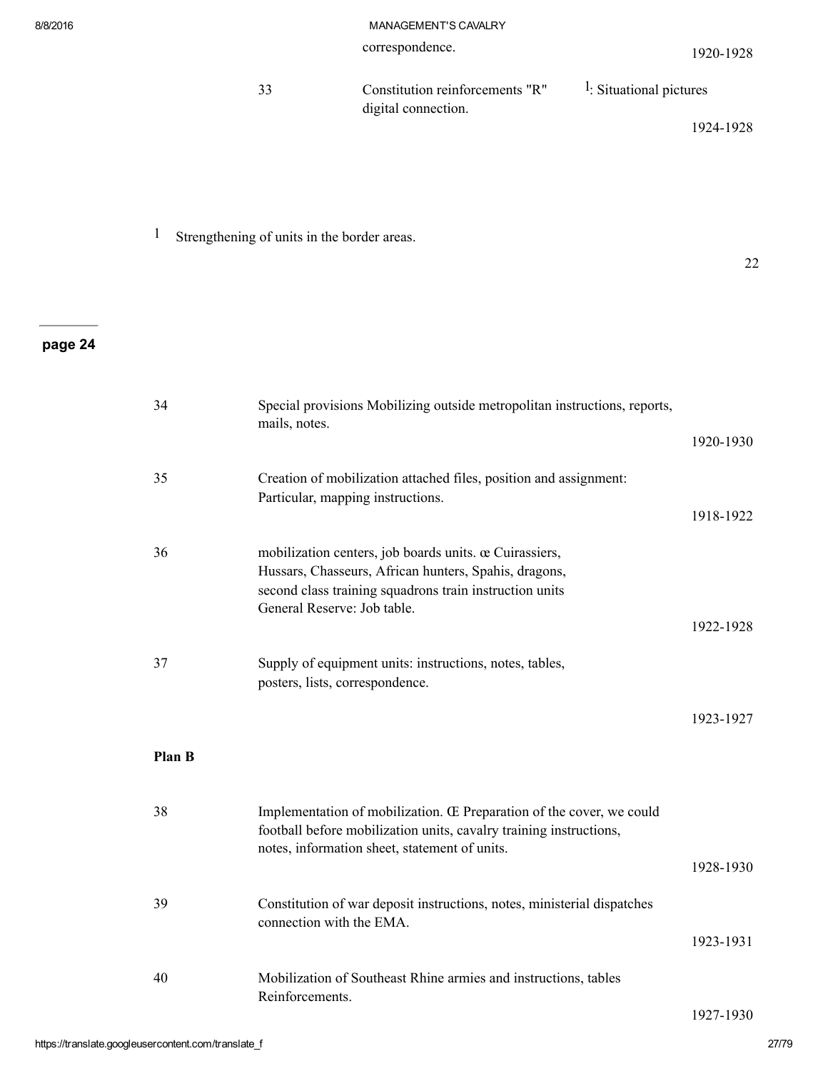| | | |
|---|---|---|
| | correspondence. | 1920-1928 |
| 33 | Constitution reinforcements "R"[1]: Situational pictures digital connection. | 1924-1928 |

[1] Strengthening of units in the border areas.

22

page 24

| | | |
|---|---|---|
| 34 | Special provisions Mobilizing outside metropolitan instructions, reports, mails, notes. | 1920-1930 |
| 35 | Creation of mobilization attached files, position and assignment: Particular, mapping instructions. | 1918-1922 |
| 36 | mobilization centers, job boards units. œ Cuirassiers, Hussars, Chasseurs, African hunters, Spahis, dragons, second class training squadrons train instruction units General Reserve: Job table. | 1922-1928 |
| 37 | Supply of equipment units: instructions, notes, tables, posters, lists, correspondence. | 1923-1927 |

**Plan B**

| | | |
|---|---|---|
| 38 | Implementation of mobilization. Œ Preparation of the cover, we could football before mobilization units, cavalry training instructions, notes, information sheet, statement of units. | 1928-1930 |
| 39 | Constitution of war deposit instructions, notes, ministerial dispatches connection with the EMA. | 1923-1931 |
| 40 | Mobilization of Southeast Rhine armies and instructions, tables Reinforcements. | 1927-1930 |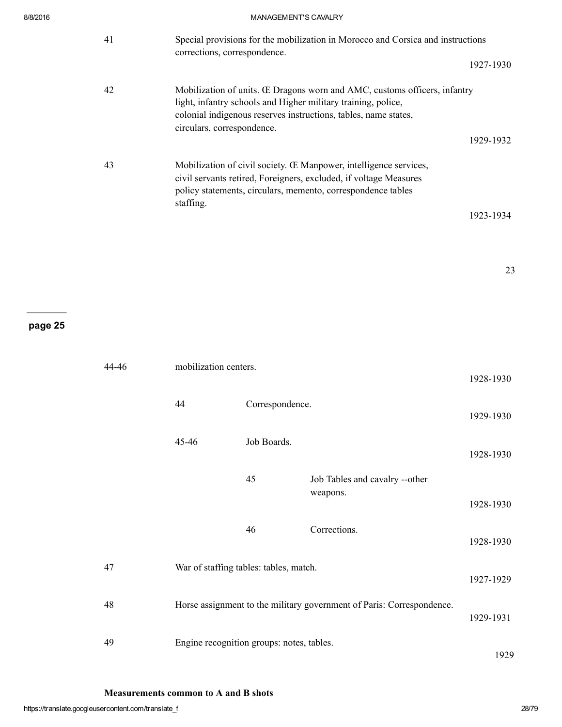| | | | |
|---|---|---|---|
| 41 | Special provisions for the mobilization in Morocco and Corsica and instructions corrections, correspondence. | | 1927-1930 |
| 42 | Mobilization of units. Œ Dragons worn and AMC, customs officers, infantry light, infantry schools and Higher military training, police, colonial indigenous reserves instructions, tables, name states, circulars, correspondence. | | 1929-1932 |
| 43 | Mobilization of civil society. Œ Manpower, intelligence services, civil servants retired, Foreigners, excluded, if voltage Measures policy statements, circulars, memento, correspondence tables staffing. | | 1923-1934 |

| | | | | |
|---|---|---|---|---|
| 44-46 | mobilization centers. | | | 1928-1930 |
| | 44 | Correspondence. | | 1929-1930 |
| | 45-46 | Job Boards. | | 1928-1930 |
| | | 45 | Job Tables and cavalry --other weapons. | 1928-1930 |
| | | 46 | Corrections. | 1928-1930 |
| 47 | War of staffing tables: tables, match. | | | 1927-1929 |
| 48 | Horse assignment to the military government of Paris: Correspondence. | | | 1929-1931 |
| 49 | Engine recognition groups: notes, tables. | | | 1929 |

**Measurements common to A and B shots**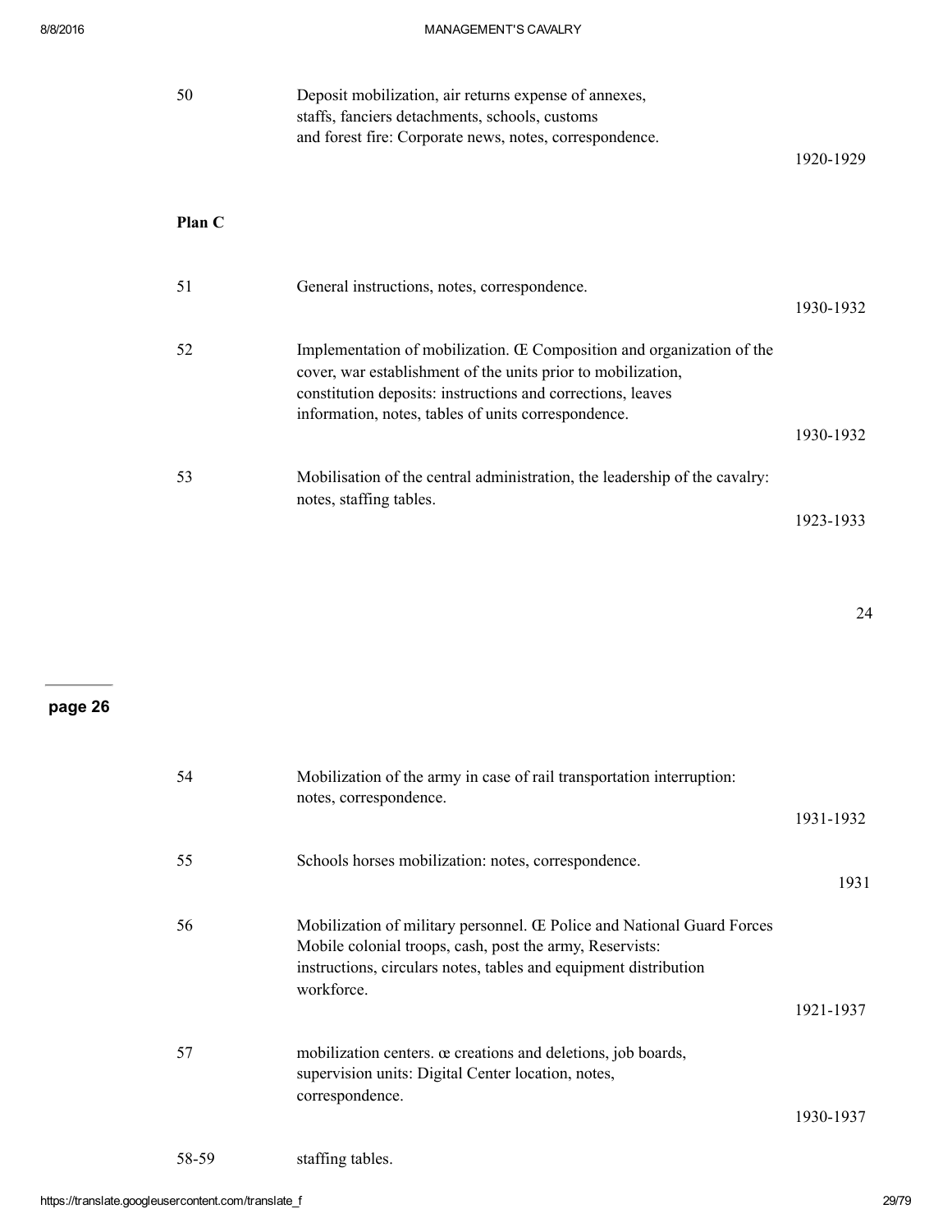| | | |
|---|---|---|
| 50 | Deposit mobilization, air returns expense of annexes, staffs, fanciers detachments, schools, customs and forest fire: Corporate news, notes, correspondence. | 1920-1929 |

**Plan C**

| | | |
|---|---|---|
| 51 | General instructions, notes, correspondence. | 1930-1932 |
| 52 | Implementation of mobilization. Œ Composition and organization of the cover, war establishment of the units prior to mobilization, constitution deposits: instructions and corrections, leaves information, notes, tables of units correspondence. | 1930-1932 |
| 53 | Mobilisation of the central administration, the leadership of the cavalry: notes, staffing tables. | 1923-1933 |

**page 26**

| | | |
|---|---|---|
| 54 | Mobilization of the army in case of rail transportation interruption: notes, correspondence. | 1931-1932 |
| 55 | Schools horses mobilization: notes, correspondence. | 1931 |
| 56 | Mobilization of military personnel. Œ Police and National Guard Forces Mobile colonial troops, cash, post the army, Reservists: instructions, circulars notes, tables and equipment distribution workforce. | 1921-1937 |
| 57 | mobilization centers. œ creations and deletions, job boards, supervision units: Digital Center location, notes, correspondence. | 1930-1937 |
| 58-59 | staffing tables. | |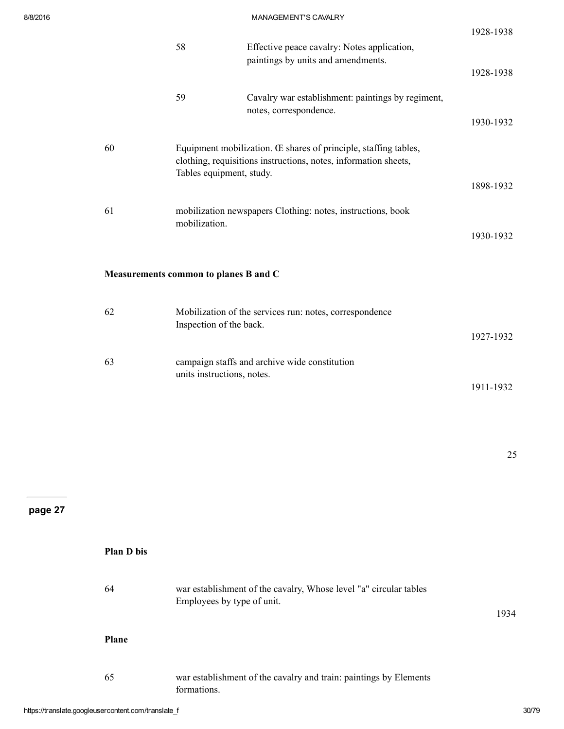1928-1938

| | | | |
|---|---|---|---|
| | 58 | Effective peace cavalry: Notes application, paintings by units and amendments. | 1928-1938 |
| | 59 | Cavalry war establishment: paintings by regiment, notes, correspondence. | 1930-1932 |
| 60 | Equipment mobilization. Œ shares of principle, staffing tables, clothing, requisitions instructions, notes, information sheets, Tables equipment, study. | | 1898-1932 |
| 61 | mobilization newspapers Clothing: notes, instructions, book mobilization. | | 1930-1932 |

**Measurements common to planes B and C**

| | | |
|---|---|---|
| 62 | Mobilization of the services run: notes, correspondence Inspection of the back. | 1927-1932 |
| 63 | campaign staffs and archive wide constitution units instructions, notes. | 1911-1932 |

**Plan D bis**

| | | |
|---|---|---|
| 64 | war establishment of the cavalry, Whose level "a" circular tables Employees by type of unit. | 1934 |

**Plane**

| | | |
|---|---|---|
| 65 | war establishment of the cavalry and train: paintings by Elements formations. | |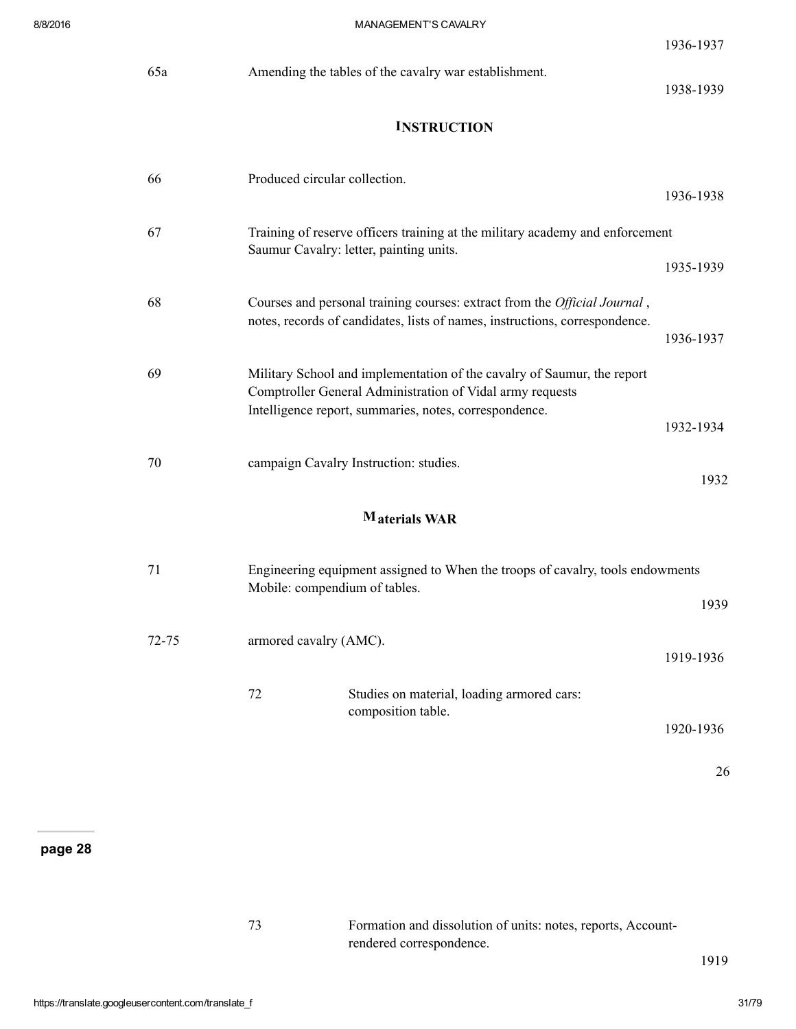1936-1937

| | | |
|---|---|---|
| 65a | Amending the tables of the cavalry war establishment. | 1938-1939 |

## INSTRUCTION

| | | |
|---|---|---|
| 66 | Produced circular collection. | 1936-1938 |
| 67 | Training of reserve officers training at the military academy and enforcement Saumur Cavalry: letter, painting units. | 1935-1939 |
| 68 | Courses and personal training courses: extract from the *Official Journal* , notes, records of candidates, lists of names, instructions, correspondence. | 1936-1937 |
| 69 | Military School and implementation of the cavalry of Saumur, the report Comptroller General Administration of Vidal army requests Intelligence report, summaries, notes, correspondence. | 1932-1934 |
| 70 | campaign Cavalry Instruction: studies. | 1932 |

## Materials WAR

| | | | |
|---|---|---|---|
| 71 | Engineering equipment assigned to When the troops of cavalry, tools endowments Mobile: compendium of tables. | | 1939 |
| 72-75 | armored cavalry (AMC). | | 1919-1936 |
| | 72 | Studies on material, loading armored cars: composition table. | 1920-1936 |

page 28

| | | | |
|---|---|---|---|
| | 73 | Formation and dissolution of units: notes, reports, Account-rendered correspondence. | 1919 |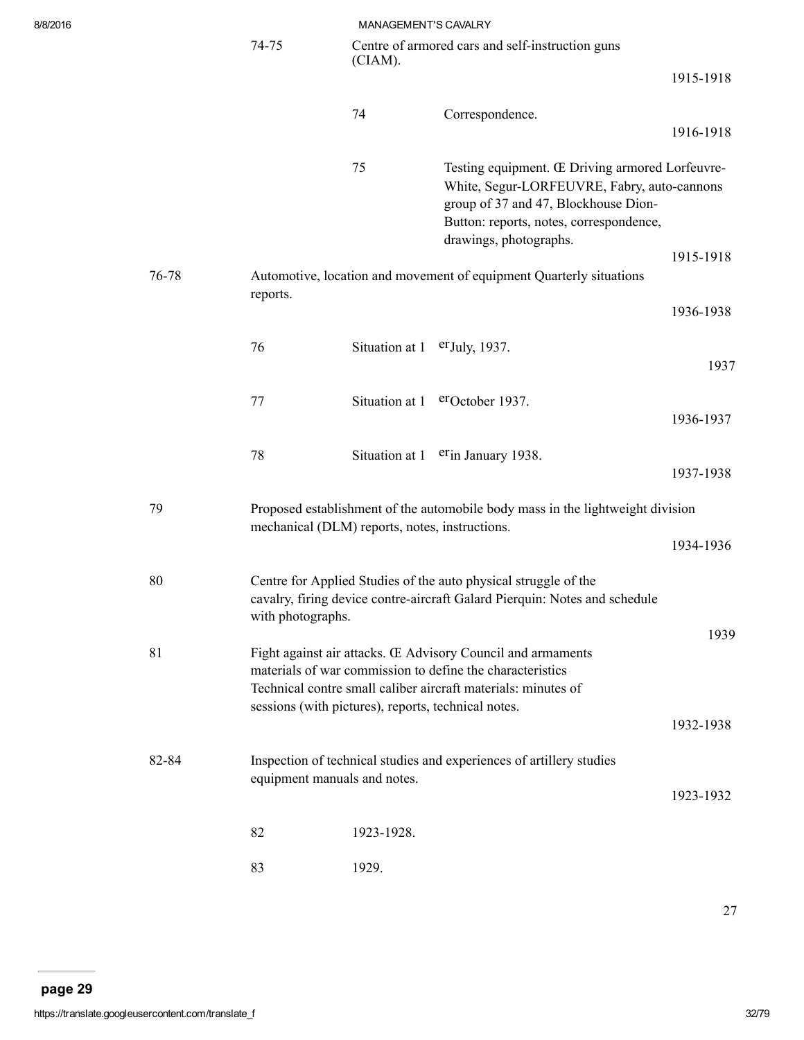74-75 Centre of armored cars and self-instruction guns (CIAM). 1915-1918

74 Correspondence. 1916-1918

75 Testing equipment. Œ Driving armored Lorfeuvre-White, Segur-LORFEUVRE, Fabry, auto-cannons group of 37 and 47, Blockhouse Dion-Button: reports, notes, correspondence, drawings, photographs. 1915-1918

76-78 Automotive, location and movement of equipment Quarterly situations reports. 1936-1938

76 Situation at 1 er July, 1937. 1937

77 Situation at 1 er October 1937. 1936-1937

78 Situation at 1 er in January 1938. 1937-1938

79 Proposed establishment of the automobile body mass in the lightweight division mechanical (DLM) reports, notes, instructions. 1934-1936

80 Centre for Applied Studies of the auto physical struggle of the cavalry, firing device contre-aircraft Galard Pierquin: Notes and schedule with photographs. 1939

81 Fight against air attacks. Œ Advisory Council and armaments materials of war commission to define the characteristics Technical contre small caliber aircraft materials: minutes of sessions (with pictures), reports, technical notes. 1932-1938

82-84 Inspection of technical studies and experiences of artillery studies equipment manuals and notes. 1923-1932

82 1923-1928.

83 1929.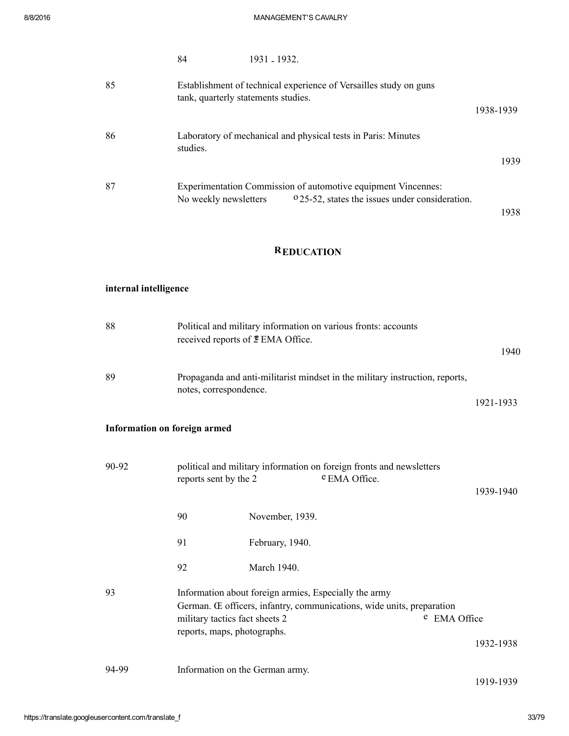| | | | |
|---|---|---|---|
| | 84 | 1931 - 1932. | |
| 85 | Establishment of technical experience of Versailles study on guns tank, quarterly statements studies. | | 1938-1939 |
| 86 | Laboratory of mechanical and physical tests in Paris: Minutes studies. | | 1939 |
| 87 | Experimentation Commission of automotive equipment Vincennes: No weekly newsletters o 25-52, states the issues under consideration. | | 1938 |

## REDUCATION

### internal intelligence

| | | | |
|---|---|---|---|
| 88 | Political and military information on various fronts: accounts received reports of 2 EMA Office. | | 1940 |
| 89 | Propaganda and anti-militarist mindset in the military instruction, reports, notes, correspondence. | | 1921-1933 |

### Information on foreign armed

| | | | |
|---|---|---|---|
| 90-92 | political and military information on foreign fronts and newsletters reports sent by the 2 e EMA Office. | | 1939-1940 |
| | 90 | November, 1939. | |
| | 91 | February, 1940. | |
| | 92 | March 1940. | |
| 93 | Information about foreign armies, Especially the army German. Œ officers, infantry, communications, wide units, preparation military tactics fact sheets 2 e EMA Office reports, maps, photographs. | | 1932-1938 |
| 94-99 | Information on the German army. | | 1919-1939 |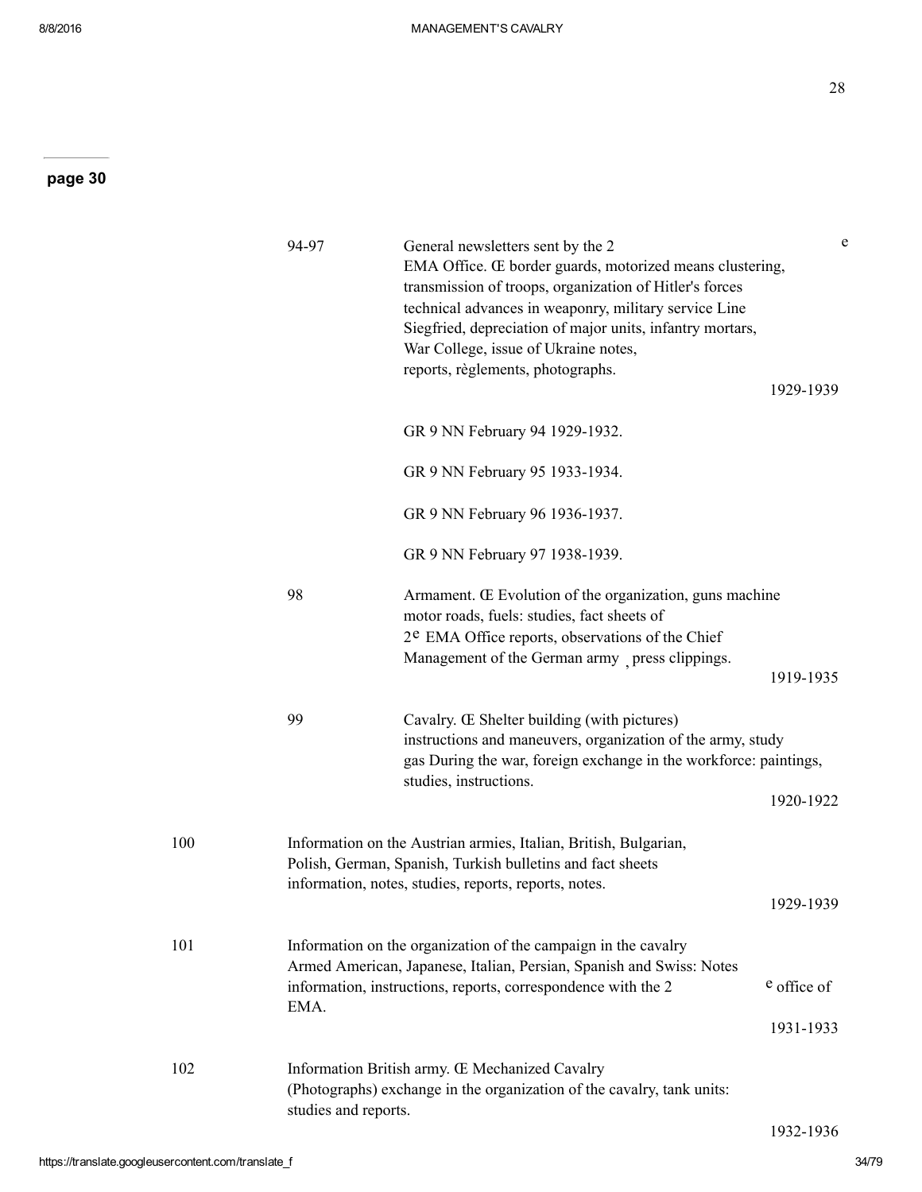**page 30**

94-97 General newsletters sent by the 2e EMA Office. Œ border guards, motorized means clustering, transmission of troops, organization of Hitler's forces technical advances in weaponry, military service Line Siegfried, depreciation of major units, infantry mortars, War College, issue of Ukraine notes, reports, règlements, photographs.

1929-1939

GR 9 NN February 94 1929-1932.

GR 9 NN February 95 1933-1934.

GR 9 NN February 96 1936-1937.

GR 9 NN February 97 1938-1939.

98 Armament. Œ Evolution of the organization, guns machine motor roads, fuels: studies, fact sheets of 2e EMA Office reports, observations of the Chief Management of the German army , press clippings.

1919-1935

99 Cavalry. Œ Shelter building (with pictures) instructions and maneuvers, organization of the army, study gas During the war, foreign exchange in the workforce: paintings, studies, instructions.

1920-1922

100 Information on the Austrian armies, Italian, British, Bulgarian, Polish, German, Spanish, Turkish bulletins and fact sheets information, notes, studies, reports, reports, notes.

1929-1939

101 Information on the organization of the campaign in the cavalry Armed American, Japanese, Italian, Persian, Spanish and Swiss: Notes information, instructions, reports, correspondence with the 2e office of EMA.

1931-1933

102 Information British army. Œ Mechanized Cavalry (Photographs) exchange in the organization of the cavalry, tank units: studies and reports.

1932-1936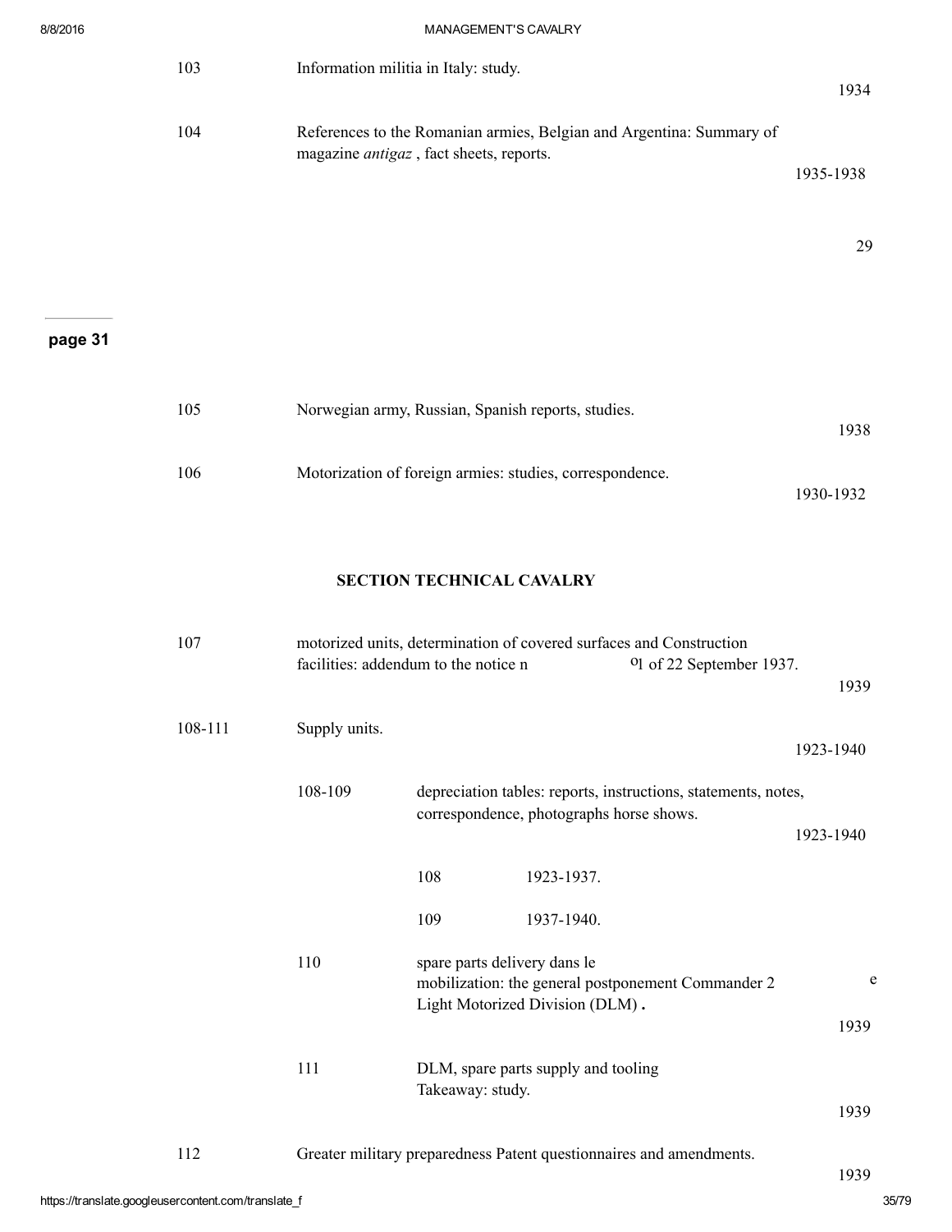| | | |
|---|---|---|
| 103 | Information militia in Italy: study. | 1934 |
| 104 | References to the Romanian armies, Belgian and Argentina: Summary of magazine *antigaz* , fact sheets, reports. | 1935-1938 |

29

**page 31**

| | | |
|---|---|---|
| 105 | Norwegian army, Russian, Spanish reports, studies. | 1938 |
| 106 | Motorization of foreign armies: studies, correspondence. | 1930-1932 |

**SECTION TECHNICAL CAVALRY**

| | | | | |
|---|---|---|---|---|
| 107 | motorized units, determination of covered surfaces and Construction facilities: addendum to the notice n o1 of 22 September 1937. | | | 1939 |
| 108-111 | Supply units. | | | 1923-1940 |
| | 108-109 | depreciation tables: reports, instructions, statements, notes, correspondence, photographs horse shows. | | 1923-1940 |
| | | 108 | 1923-1937. | |
| | | 109 | 1937-1940. | |
| | 110 | spare parts delivery dans le mobilization: the general postponement Commander 2 e Light Motorized Division (DLM) **.** | | 1939 |
| | 111 | DLM, spare parts supply and tooling Takeaway: study. | | 1939 |
| 112 | Greater military preparedness Patent questionnaires and amendments. | | | 1939 |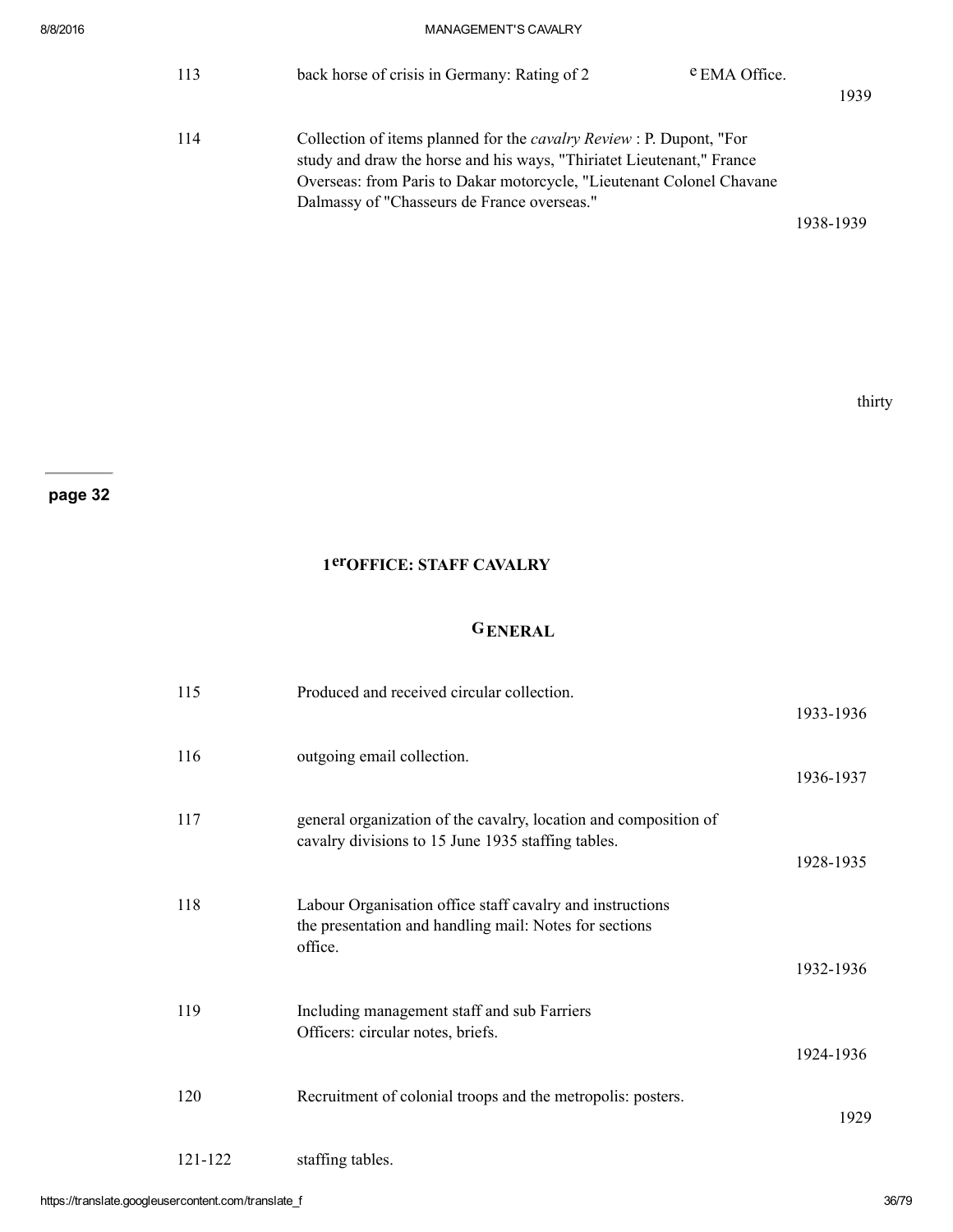| | | |
|---|---|---|
| 113 | back horse of crisis in Germany: Rating of 2 e EMA Office. | 1939 |
| 114 | Collection of items planned for the *cavalry Review* : P. Dupont, "For study and draw the horse and his ways, "Thiriatet Lieutenant," France Overseas: from Paris to Dakar motorcycle, "Lieutenant Colonel Chavane Dalmassy of "Chasseurs de France overseas." | 1938-1939 |

thirty

page 32

## 1er OFFICE: STAFF CAVALRY

### GENERAL

| | | |
|---|---|---|
| 115 | Produced and received circular collection. | 1933-1936 |
| 116 | outgoing email collection. | 1936-1937 |
| 117 | general organization of the cavalry, location and composition of cavalry divisions to 15 June 1935 staffing tables. | 1928-1935 |
| 118 | Labour Organisation office staff cavalry and instructions the presentation and handling mail: Notes for sections office. | 1932-1936 |
| 119 | Including management staff and sub Farriers Officers: circular notes, briefs. | 1924-1936 |
| 120 | Recruitment of colonial troops and the metropolis: posters. | 1929 |
| 121-122 | staffing tables. | |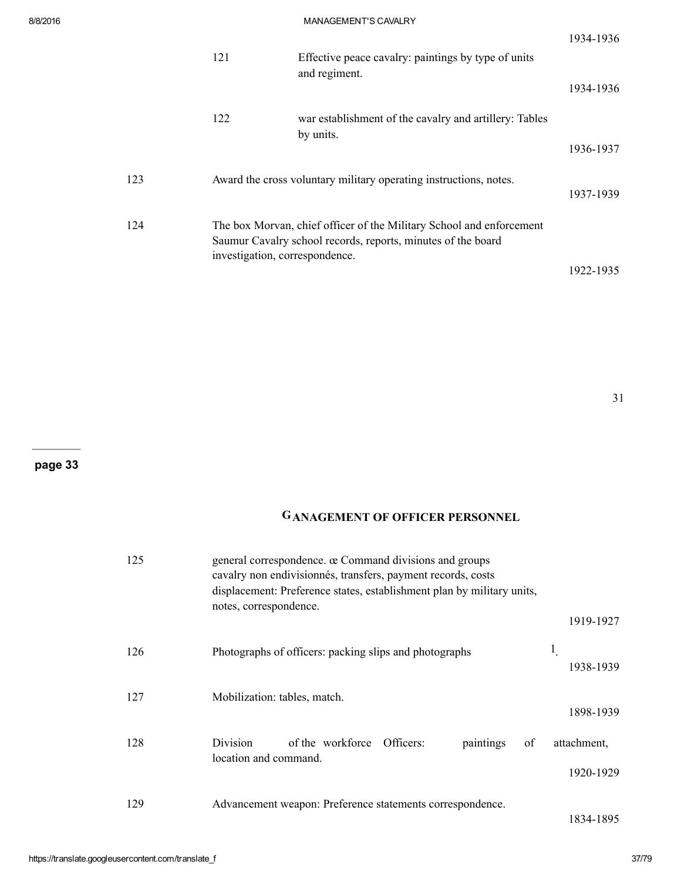1934-1936

| | | | |
|---|---|---|---|
| | 121 | Effective peace cavalry: paintings by type of units and regiment. | 1934-1936 |
| | 122 | war establishment of the cavalry and artillery: Tables by units. | 1936-1937 |
| 123 | | Award the cross voluntary military operating instructions, notes. | 1937-1939 |
| 124 | | The box Morvan, chief officer of the Military School and enforcement Saumur Cavalry school records, reports, minutes of the board investigation, correspondence. | 1922-1935 |

page 33

## GANAGEMENT OF OFFICER PERSONNEL

| | | |
|---|---|---|
| 125 | general correspondence. œ Command divisions and groups cavalry non endivisionnés, transfers, payment records, costs displacement: Preference states, establishment plan by military units, notes, correspondence. | 1919-1927 |
| 126 | Photographs of officers: packing slips and photographs [1]. | 1938-1939 |
| 127 | Mobilization: tables, match. | 1898-1939 |
| 128 | Division of the workforce Officers: paintings of attachment, location and command. | 1920-1929 |
| 129 | Advancement weapon: Preference statements correspondence. | 1834-1895 |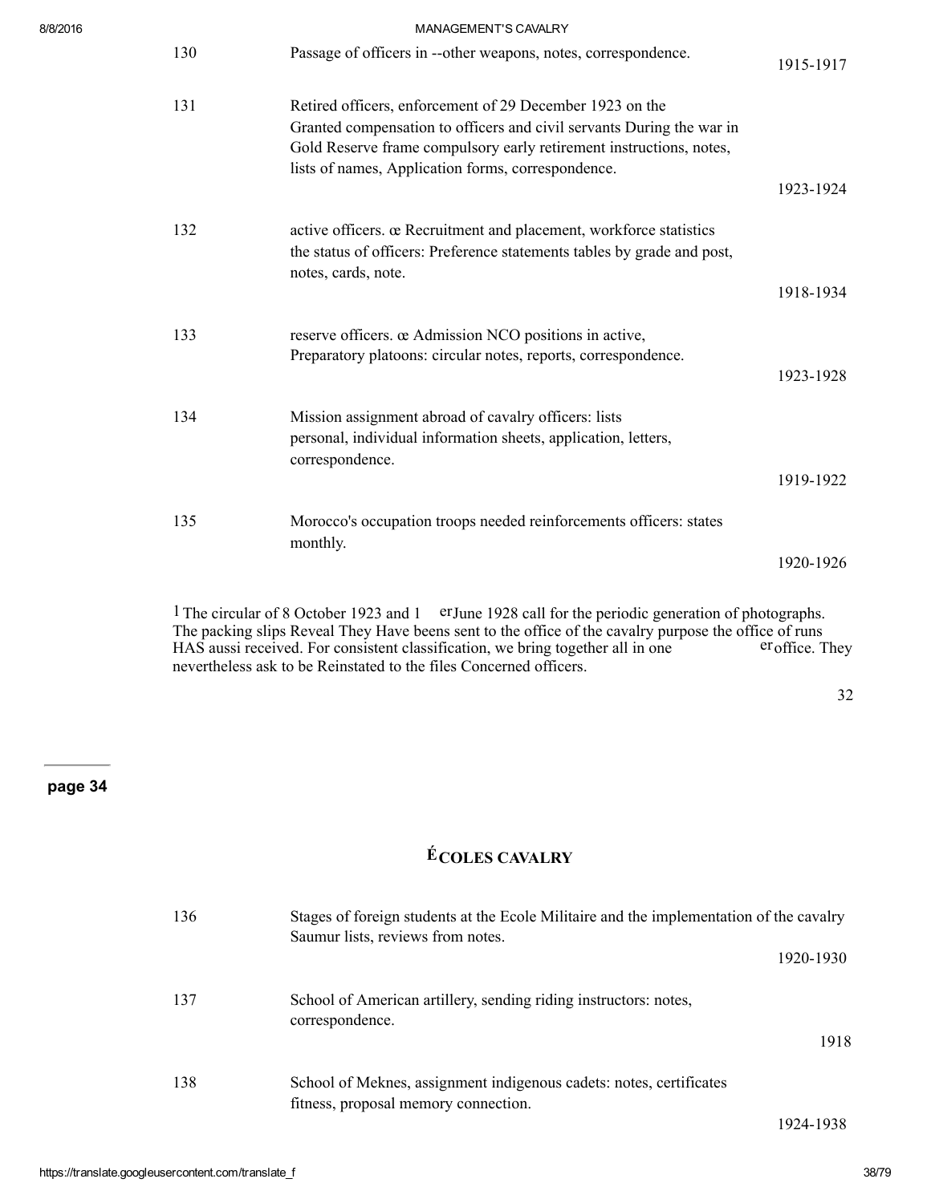| | | |
|---|---|---|
| 130 | Passage of officers in --other weapons, notes, correspondence. | 1915-1917 |
| 131 | Retired officers, enforcement of 29 December 1923 on the Granted compensation to officers and civil servants During the war in Gold Reserve frame compulsory early retirement instructions, notes, lists of names, Application forms, correspondence. | 1923-1924 |
| 132 | active officers. œ Recruitment and placement, workforce statistics the status of officers: Preference statements tables by grade and post, notes, cards, note. | 1918-1934 |
| 133 | reserve officers. œ Admission NCO positions in active, Preparatory platoons: circular notes, reports, correspondence. | 1923-1928 |
| 134 | Mission assignment abroad of cavalry officers: lists personal, individual information sheets, application, letters, correspondence. | 1919-1922 |
| 135 | Morocco's occupation troops needed reinforcements officers: states monthly. | 1920-1926 |

[1] The circular of 8 October 1923 and 1 er June 1928 call for the periodic generation of photographs. The packing slips Reveal They Have beens sent to the office of the cavalry purpose the office of runs HAS aussi received. For consistent classification, we bring together all in one er office. They nevertheless ask to be Reinstated to the files Concerned officers.

page 34

## ÉCOLES CAVALRY

| | | |
|---|---|---|
| 136 | Stages of foreign students at the Ecole Militaire and the implementation of the cavalry Saumur lists, reviews from notes. | 1920-1930 |
| 137 | School of American artillery, sending riding instructors: notes, correspondence. | 1918 |
| 138 | School of Meknes, assignment indigenous cadets: notes, certificates fitness, proposal memory connection. | 1924-1938 |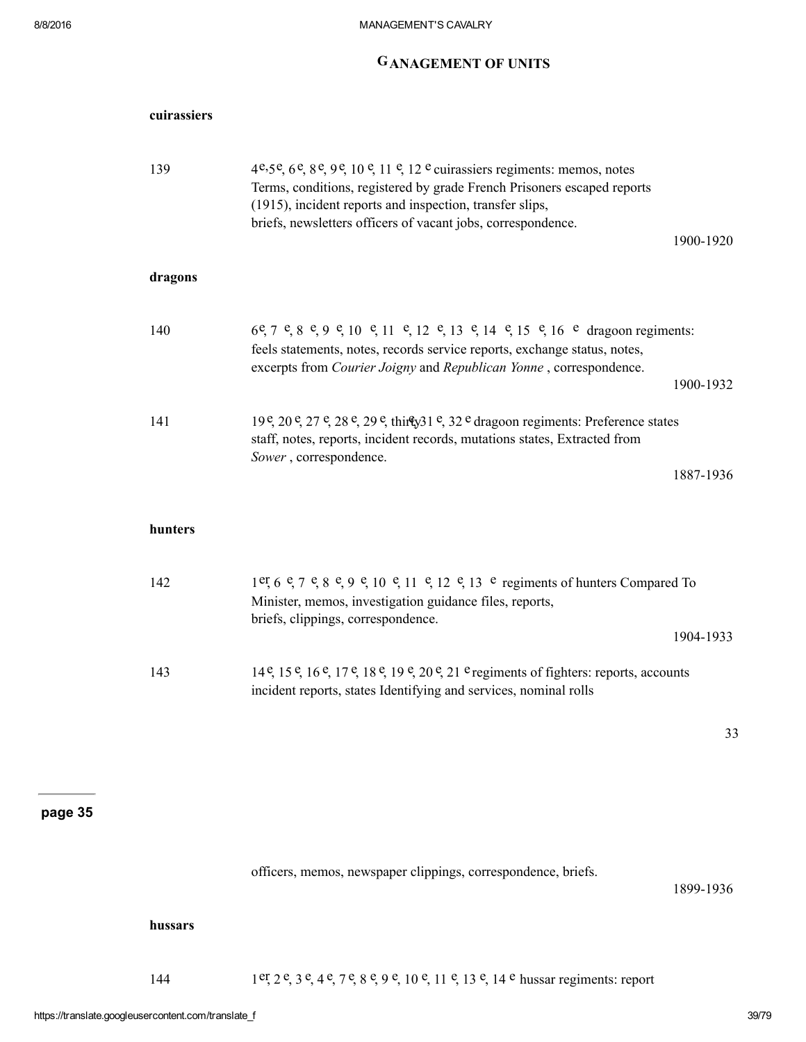## GANAGEMENT OF UNITS

**cuirassiers**

| | | |
|---|---|---|
| 139 | 4e,5e, 6e, 8e, 9e, 10 e, 11 e, 12 e cuirassiers regiments: memos, notes Terms, conditions, registered by grade French Prisoners escaped reports (1915), incident reports and inspection, transfer slips, briefs, newsletters officers of vacant jobs, correspondence. | 1900-1920 |

**dragons**

| | | |
|---|---|---|
| 140 | 6e, 7 e, 8 e, 9 e, 10 e, 11 e, 12 e, 13 e, 14 e, 15 e, 16 e dragoon regiments: feels statements, notes, records service reports, exchange status, notes, excerpts from *Courier Joigny* and *Republican Yonne* , correspondence. | 1900-1932 |
| 141 | 19e, 20e, 27e, 28e, 29e, thirty31e, 32e dragoon regiments: Preference states staff, notes, reports, incident records, mutations states, Extracted from *Sower* , correspondence. | 1887-1936 |

**hunters**

| | | |
|---|---|---|
| 142 | 1er, 6 e, 7 e, 8 e, 9 e, 10 e, 11 e, 12 e, 13 e regiments of hunters Compared To Minister, memos, investigation guidance files, reports, briefs, clippings, correspondence. | 1904-1933 |
| 143 | 14e, 15e, 16e, 17e, 18e, 19e, 20e, 21e regiments of fighters: reports, accounts incident reports, states Identifying and services, nominal rolls officers, memos, newspaper clippings, correspondence, briefs. | 1899-1936 |

**hussars**

| | |
|---|---|
| 144 | 1er, 2e, 3e, 4e, 7e, 8e, 9e, 10e, 11e, 13e, 14e hussar regiments: report |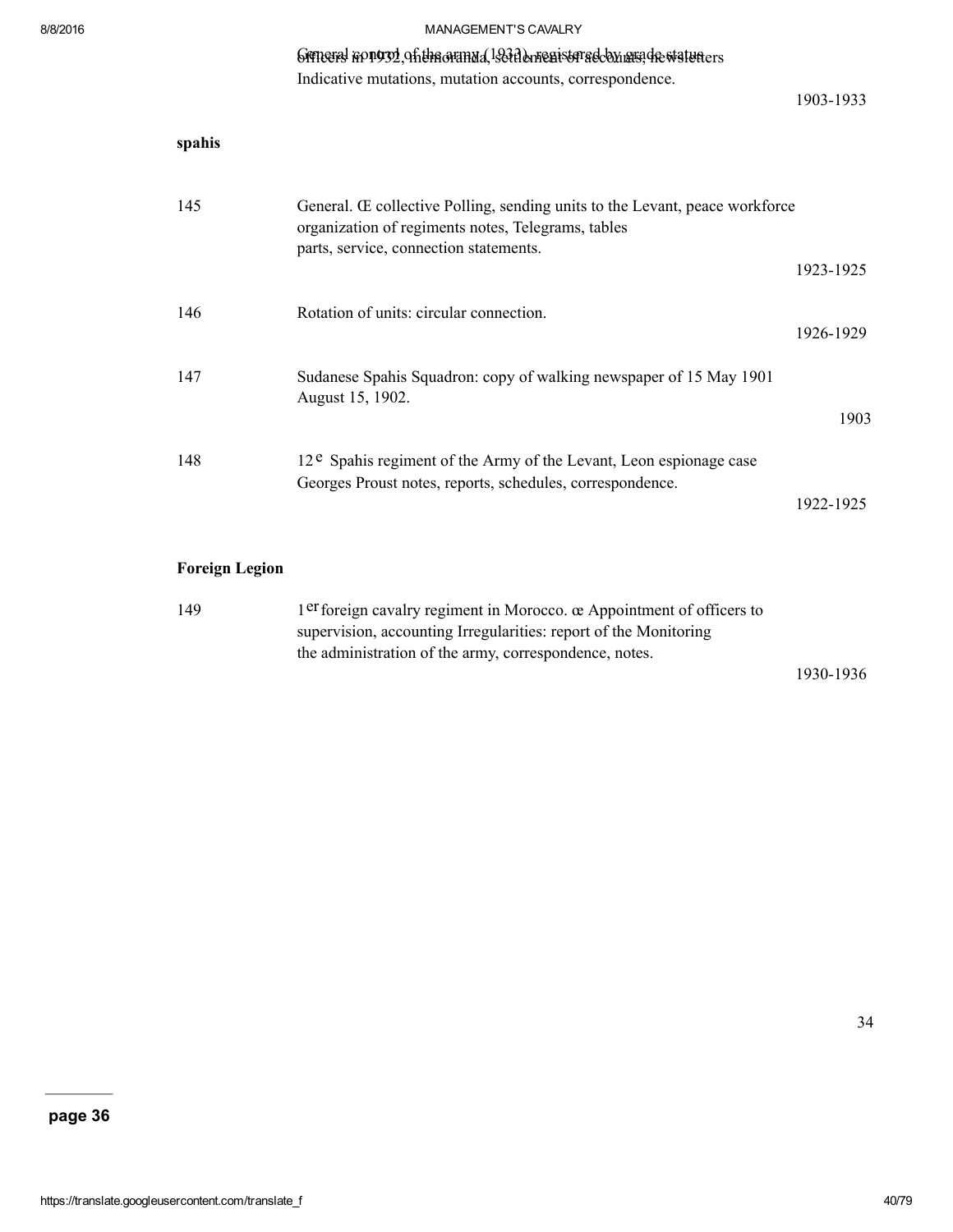General control of the army (1932), registered by grade status officers in 1932, memoranda, settlement of accounts, newsletters Indicative mutations, mutation accounts, correspondence.

1903-1933

**spahis**

| | | |
|---|---|---|
| 145 | General. Œ collective Polling, sending units to the Levant, peace workforce organization of regiments notes, Telegrams, tables parts, service, connection statements. | 1923-1925 |
| 146 | Rotation of units: circular connection. | 1926-1929 |
| 147 | Sudanese Spahis Squadron: copy of walking newspaper of 15 May 1901 August 15, 1902. | 1903 |
| 148 | 12[e] Spahis regiment of the Army of the Levant, Leon espionage case Georges Proust notes, reports, schedules, correspondence. | 1922-1925 |

**Foreign Legion**

| | | |
|---|---|---|
| 149 | 1[er] foreign cavalry regiment in Morocco. œ Appointment of officers to supervision, accounting Irregularities: report of the Monitoring the administration of the army, correspondence, notes. | 1930-1936 |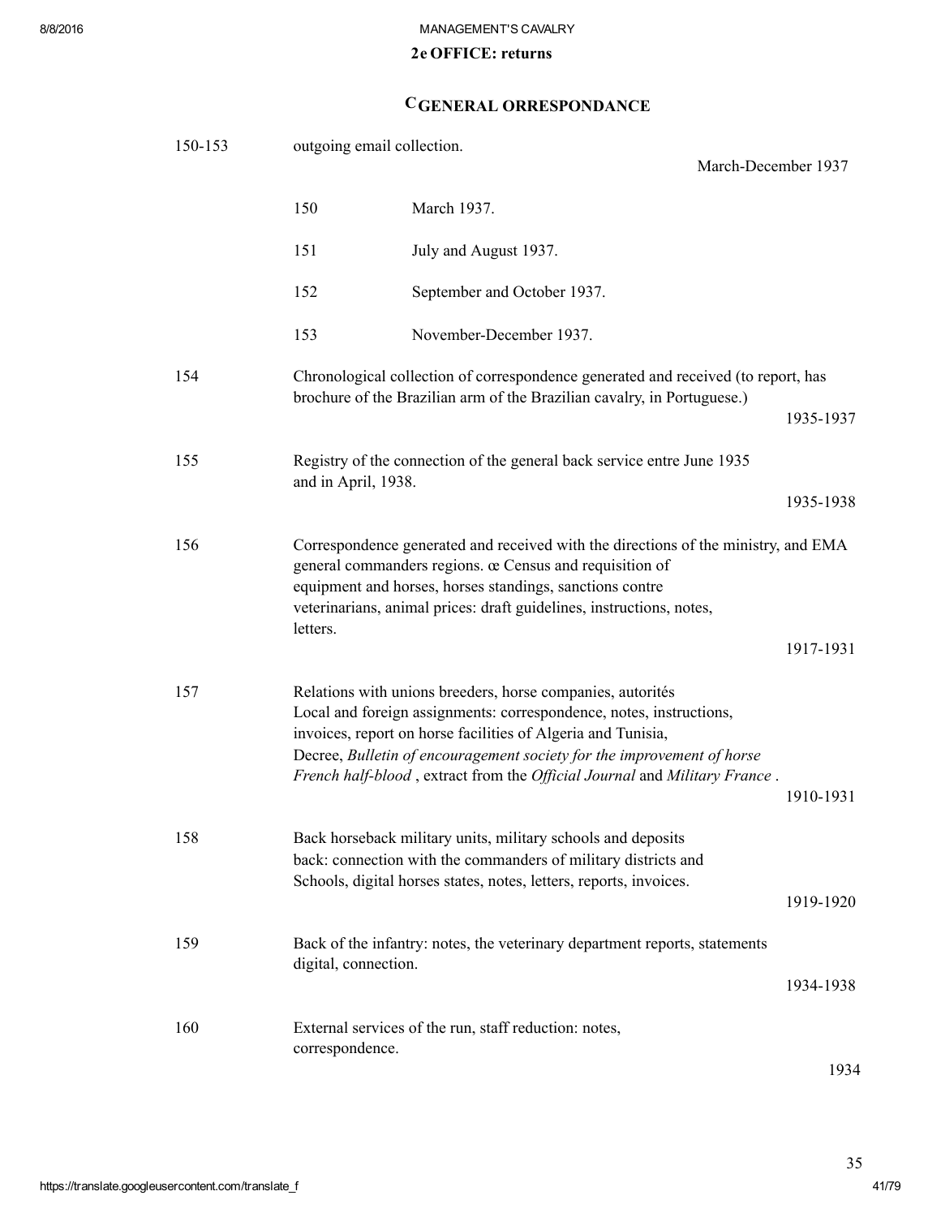## 2e OFFICE: returns

### C GENERAL ORRESPONDANCE

| | | | |
|---|---|---|---|
| 150-153 | outgoing email collection. | | March-December 1937 |
| | 150 | March 1937. | |
| | 151 | July and August 1937. | |
| | 152 | September and October 1937. | |
| | 153 | November-December 1937. | |
| 154 | Chronological collection of correspondence generated and received (to report, has brochure of the Brazilian arm of the Brazilian cavalry, in Portuguese.) | | 1935-1937 |
| 155 | Registry of the connection of the general back service entre June 1935 and in April, 1938. | | 1935-1938 |
| 156 | Correspondence generated and received with the directions of the ministry, and EMA general commanders regions. œ Census and requisition of equipment and horses, horses standings, sanctions contre veterinarians, animal prices: draft guidelines, instructions, notes, letters. | | 1917-1931 |
| 157 | Relations with unions breeders, horse companies, autorités Local and foreign assignments: correspondence, notes, instructions, invoices, report on horse facilities of Algeria and Tunisia, Decree, *Bulletin of encouragement society for the improvement of horse French half-blood* , extract from the *Official Journal* and *Military France* . | | 1910-1931 |
| 158 | Back horseback military units, military schools and deposits back: connection with the commanders of military districts and Schools, digital horses states, notes, letters, reports, invoices. | | 1919-1920 |
| 159 | Back of the infantry: notes, the veterinary department reports, statements digital, connection. | | 1934-1938 |
| 160 | External services of the run, staff reduction: notes, correspondence. | | 1934 |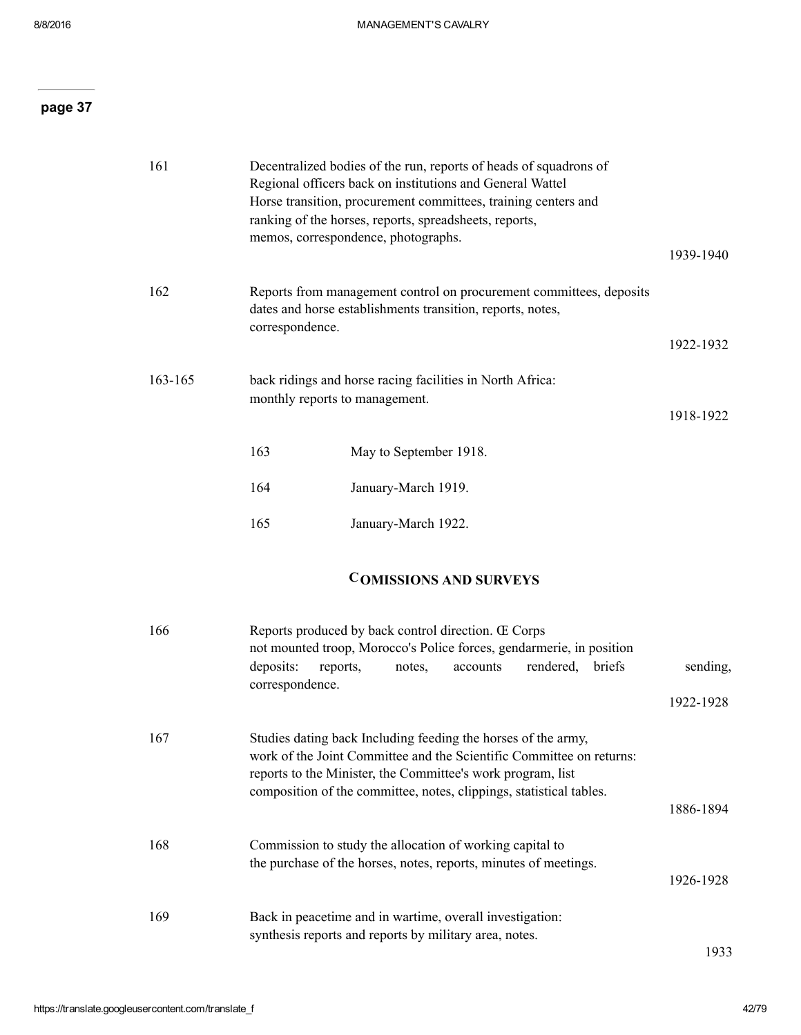**page 37**

| | | |
|---|---|---|
| 161 | Decentralized bodies of the run, reports of heads of squadrons of Regional officers back on institutions and General Wattel Horse transition, procurement committees, training centers and ranking of the horses, reports, spreadsheets, reports, memos, correspondence, photographs. | 1939-1940 |
| 162 | Reports from management control on procurement committees, deposits dates and horse establishments transition, reports, notes, correspondence. | 1922-1932 |
| 163-165 | back ridings and horse racing facilities in North Africa: monthly reports to management. | 1918-1922 |
| | 163 May to September 1918. | |
| | 164 January-March 1919. | |
| | 165 January-March 1922. | |

## COMISSIONS AND SURVEYS

| | | |
|---|---|---|
| 166 | Reports produced by back control direction. Œ Corps not mounted troop, Morocco's Police forces, gendarmerie, in position deposits: reports, notes, accounts rendered, briefs sending, correspondence. | 1922-1928 |
| 167 | Studies dating back Including feeding the horses of the army, work of the Joint Committee and the Scientific Committee on returns: reports to the Minister, the Committee's work program, list composition of the committee, notes, clippings, statistical tables. | 1886-1894 |
| 168 | Commission to study the allocation of working capital to the purchase of the horses, notes, reports, minutes of meetings. | 1926-1928 |
| 169 | Back in peacetime and in wartime, overall investigation: synthesis reports and reports by military area, notes. | 1933 |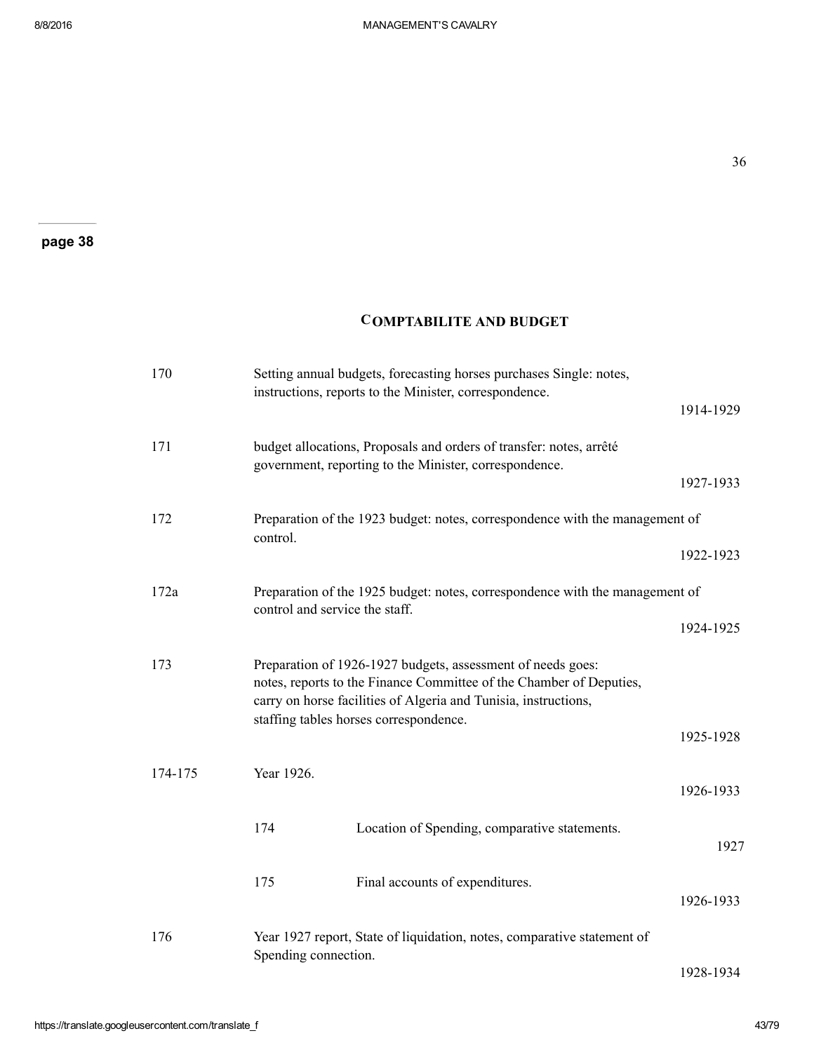## COMPTABILITE AND BUDGET

| | | | |
|---|---|---|---|
| 170 | Setting annual budgets, forecasting horses purchases Single: notes, instructions, reports to the Minister, correspondence. | | 1914-1929 |
| 171 | budget allocations, Proposals and orders of transfer: notes, arrêté government, reporting to the Minister, correspondence. | | 1927-1933 |
| 172 | Preparation of the 1923 budget: notes, correspondence with the management of control. | | 1922-1923 |
| 172a | Preparation of the 1925 budget: notes, correspondence with the management of control and service the staff. | | 1924-1925 |
| 173 | Preparation of 1926-1927 budgets, assessment of needs goes: notes, reports to the Finance Committee of the Chamber of Deputies, carry on horse facilities of Algeria and Tunisia, instructions, staffing tables horses correspondence. | | 1925-1928 |
| 174-175 | Year 1926. | | 1926-1933 |
| | 174 | Location of Spending, comparative statements. | 1927 |
| | 175 | Final accounts of expenditures. | 1926-1933 |
| 176 | Year 1927 report, State of liquidation, notes, comparative statement of Spending connection. | | 1928-1934 |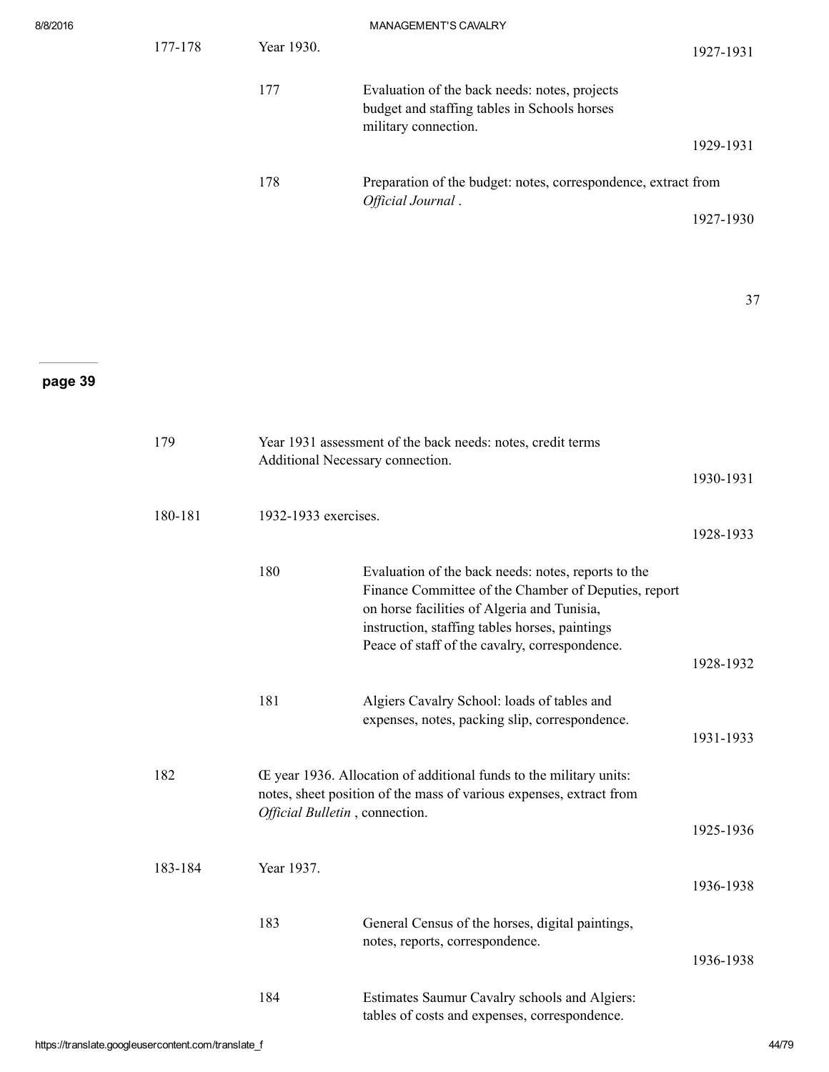| | | | |
|---|---|---|---|
| 177-178 | Year 1930. | | 1927-1931 |
| | 177 | Evaluation of the back needs: notes, projects budget and staffing tables in Schools horses military connection. | 1929-1931 |
| | 178 | Preparation of the budget: notes, correspondence, extract from *Official Journal* . | 1927-1930 |

**page 39**

| | | | |
|---|---|---|---|
| 179 | Year 1931 assessment of the back needs: notes, credit terms Additional Necessary connection. | | 1930-1931 |
| 180-181 | 1932-1933 exercises. | | 1928-1933 |
| | 180 | Evaluation of the back needs: notes, reports to the Finance Committee of the Chamber of Deputies, report on horse facilities of Algeria and Tunisia, instruction, staffing tables horses, paintings Peace of staff of the cavalry, correspondence. | 1928-1932 |
| | 181 | Algiers Cavalry School: loads of tables and expenses, notes, packing slip, correspondence. | 1931-1933 |
| 182 | Œ year 1936. Allocation of additional funds to the military units: notes, sheet position of the mass of various expenses, extract from *Official Bulletin* , connection. | | 1925-1936 |
| 183-184 | Year 1937. | | 1936-1938 |
| | 183 | General Census of the horses, digital paintings, notes, reports, correspondence. | 1936-1938 |
| | 184 | Estimates Saumur Cavalry schools and Algiers: tables of costs and expenses, correspondence. | |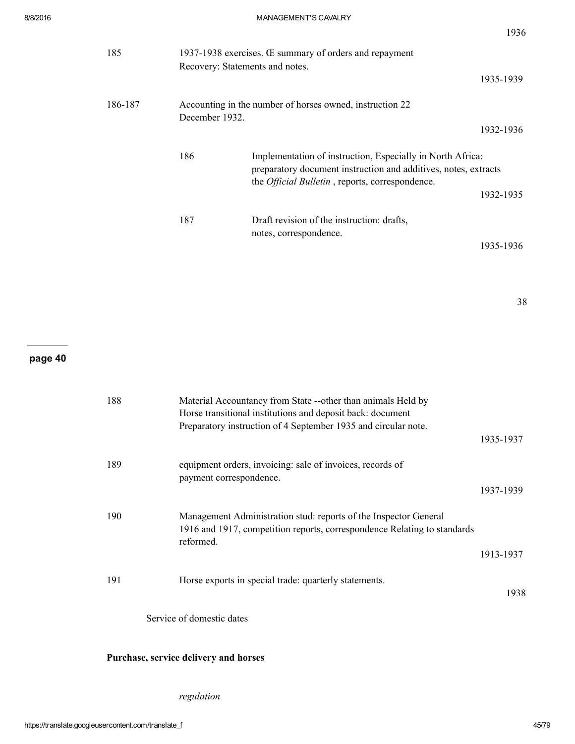1936

| | | | |
|---|---|---|---|
| 185 | 1937-1938 exercises. Œ summary of orders and repayment Recovery: Statements and notes. | | 1935-1939 |
| 186-187 | Accounting in the number of horses owned, instruction 22 December 1932. | | 1932-1936 |
| | 186 | Implementation of instruction, Especially in North Africa: preparatory document instruction and additives, notes, extracts the *Official Bulletin* , reports, correspondence. | 1932-1935 |
| | 187 | Draft revision of the instruction: drafts, notes, correspondence. | 1935-1936 |

38

page 40

| | | |
|---|---|---|
| 188 | Material Accountancy from State --other than animals Held by Horse transitional institutions and deposit back: document Preparatory instruction of 4 September 1935 and circular note. | 1935-1937 |
| 189 | equipment orders, invoicing: sale of invoices, records of payment correspondence. | 1937-1939 |
| 190 | Management Administration stud: reports of the Inspector General 1916 and 1917, competition reports, correspondence Relating to standards reformed. | 1913-1937 |
| 191 | Horse exports in special trade: quarterly statements. | 1938 |

Service of domestic dates

**Purchase, service delivery and horses**

*regulation*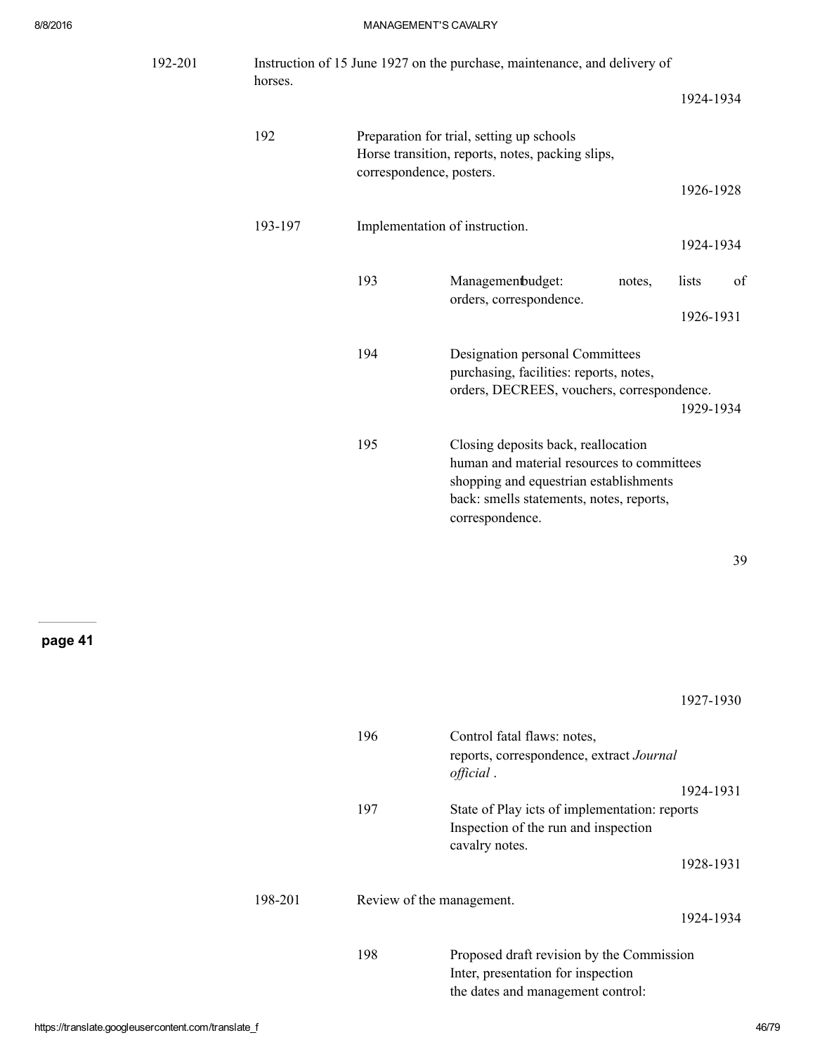192-201 Instruction of 15 June 1927 on the purchase, maintenance, and delivery of horses.

1924-1934

192 Preparation for trial, setting up schools Horse transition, reports, notes, packing slips, correspondence, posters.

1926-1928

193-197 Implementation of instruction.

1924-1934

193 Managementbudget: notes, lists of orders, correspondence.

1926-1931

194 Designation personal Committees purchasing, facilities: reports, notes, orders, DECREES, vouchers, correspondence.

1929-1934

195 Closing deposits back, reallocation human and material resources to committees shopping and equestrian establishments back: smells statements, notes, reports, correspondence.

1927-1930

196 Control fatal flaws: notes, reports, correspondence, extract *Journal official* .

1924-1931

197 State of Play icts of implementation: reports Inspection of the run and inspection cavalry notes.

1928-1931

198-201 Review of the management.

1924-1934

198 Proposed draft revision by the Commission Inter, presentation for inspection the dates and management control: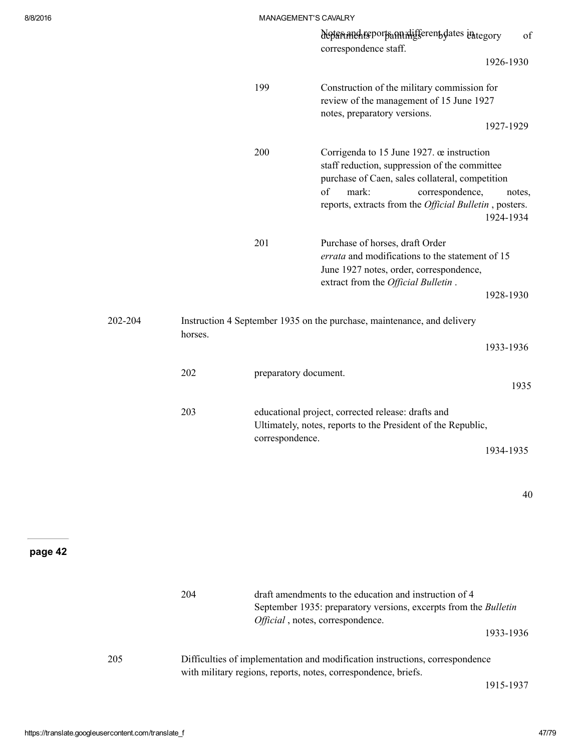Notes and reports on different dates in category of departments paintings by correspondence staff.

1926-1930

199 — Construction of the military commission for review of the management of 15 June 1927 notes, preparatory versions.

1927-1929

200 — Corrigenda to 15 June 1927. œ instruction staff reduction, suppression of the committee purchase of Caen, sales collateral, competition of mark: correspondence, notes, reports, extracts from the *Official Bulletin* , posters.

1924-1934

201 — Purchase of horses, draft Order *errata* and modifications to the statement of 15 June 1927 notes, order, correspondence, extract from the *Official Bulletin* .

1928-1930

202-204 — Instruction 4 September 1935 on the purchase, maintenance, and delivery horses.

1933-1936

202 — preparatory document.

1935

203 — educational project, corrected release: drafts and Ultimately, notes, reports to the President of the Republic, correspondence.

1934-1935

**page 42**

204 — draft amendments to the education and instruction of 4 September 1935: preparatory versions, excerpts from the *Bulletin Official* , notes, correspondence.

1933-1936

205 — Difficulties of implementation and modification instructions, correspondence with military regions, reports, notes, correspondence, briefs.

1915-1937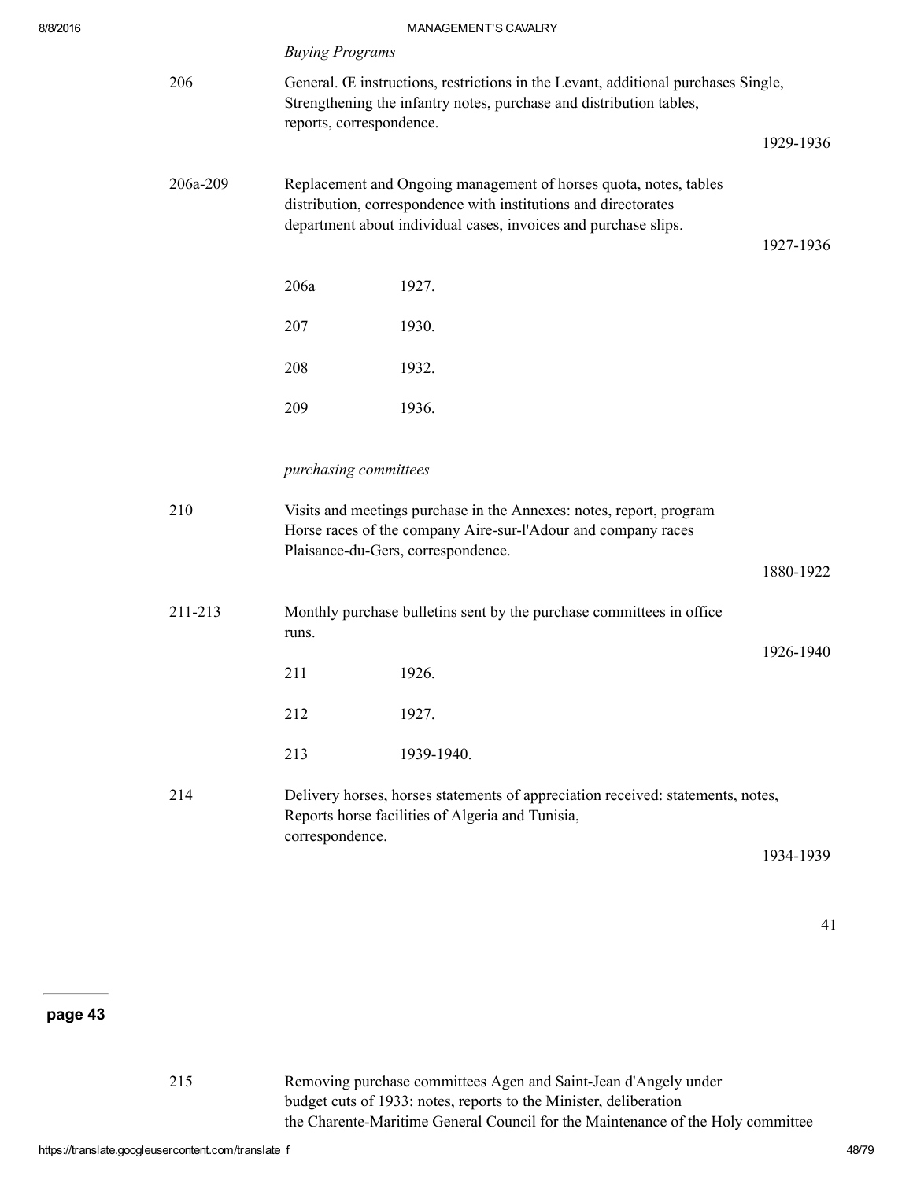*Buying Programs*

| | | |
|---|---|---|
| 206 | General. Œ instructions, restrictions in the Levant, additional purchases Single, Strengthening the infantry notes, purchase and distribution tables, reports, correspondence. | 1929-1936 |
| 206a-209 | Replacement and Ongoing management of horses quota, notes, tables distribution, correspondence with institutions and directorates department about individual cases, invoices and purchase slips. | 1927-1936 |
| | 206a 1927. | |
| | 207 1930. | |
| | 208 1932. | |
| | 209 1936. | |

*purchasing committees*

| | | |
|---|---|---|
| 210 | Visits and meetings purchase in the Annexes: notes, report, program Horse races of the company Aire-sur-l'Adour and company races Plaisance-du-Gers, correspondence. | 1880-1922 |
| 211-213 | Monthly purchase bulletins sent by the purchase committees in office runs. | 1926-1940 |
| | 211 1926. | |
| | 212 1927. | |
| | 213 1939-1940. | |
| 214 | Delivery horses, horses statements of appreciation received: statements, notes, Reports horse facilities of Algeria and Tunisia, correspondence. | 1934-1939 |

**page 43**

| | | |
|---|---|---|
| 215 | Removing purchase committees Agen and Saint-Jean d'Angely under budget cuts of 1933: notes, reports to the Minister, deliberation the Charente-Maritime General Council for the Maintenance of the Holy committee | |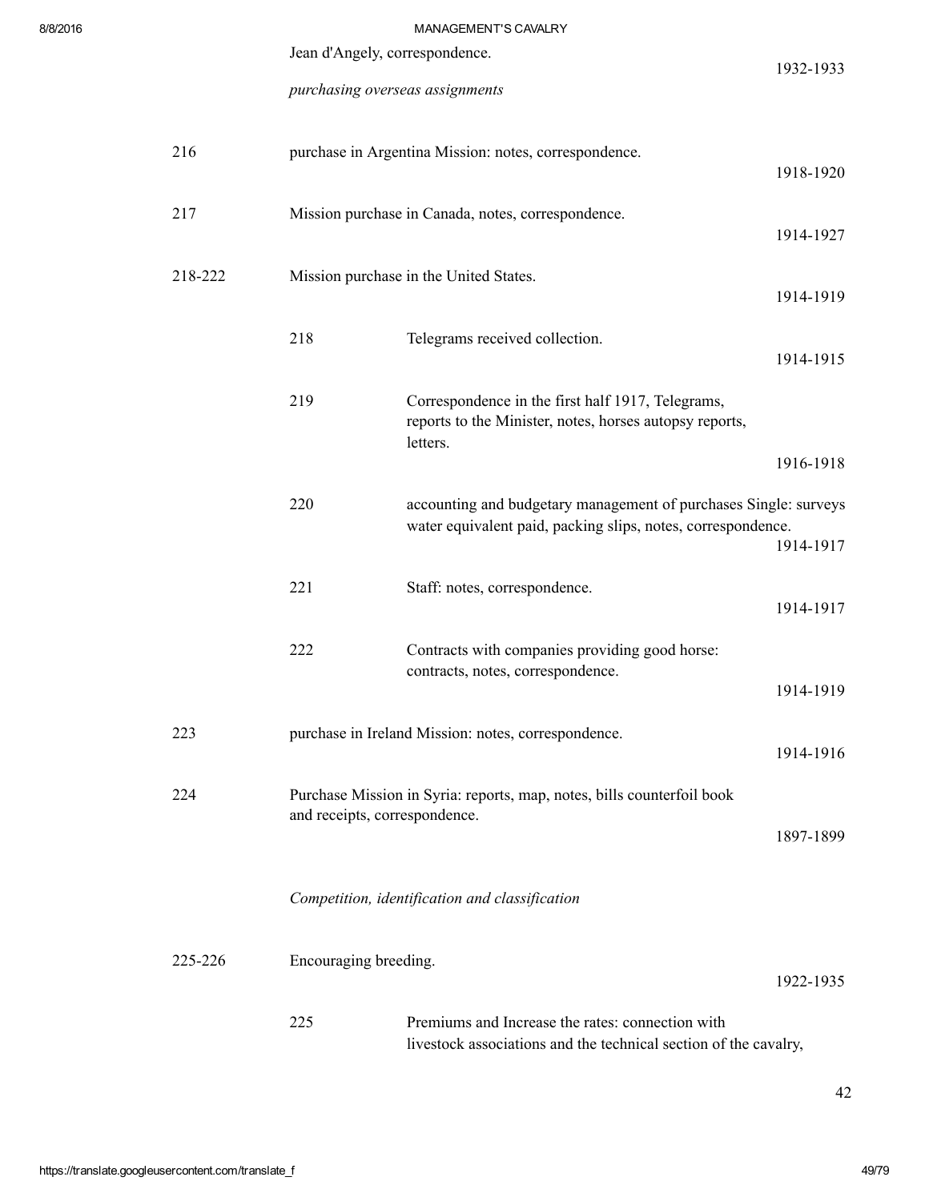Jean d'Angely, correspondence. 1932-1933

*purchasing overseas assignments*

| | | | |
|---|---|---|---|
| 216 | purchase in Argentina Mission: notes, correspondence. | | 1918-1920 |
| 217 | Mission purchase in Canada, notes, correspondence. | | 1914-1927 |
| 218-222 | Mission purchase in the United States. | | 1914-1919 |
| | 218 | Telegrams received collection. | 1914-1915 |
| | 219 | Correspondence in the first half 1917, Telegrams, reports to the Minister, notes, horses autopsy reports, letters. | 1916-1918 |
| | 220 | accounting and budgetary management of purchases Single: surveys water equivalent paid, packing slips, notes, correspondence. | 1914-1917 |
| | 221 | Staff: notes, correspondence. | 1914-1917 |
| | 222 | Contracts with companies providing good horse: contracts, notes, correspondence. | 1914-1919 |
| 223 | purchase in Ireland Mission: notes, correspondence. | | 1914-1916 |
| 224 | Purchase Mission in Syria: reports, map, notes, bills counterfoil book and receipts, correspondence. | | 1897-1899 |

*Competition, identification and classification*

| | | | |
|---|---|---|---|
| 225-226 | Encouraging breeding. | | 1922-1935 |
| | 225 | Premiums and Increase the rates: connection with livestock associations and the technical section of the cavalry, | |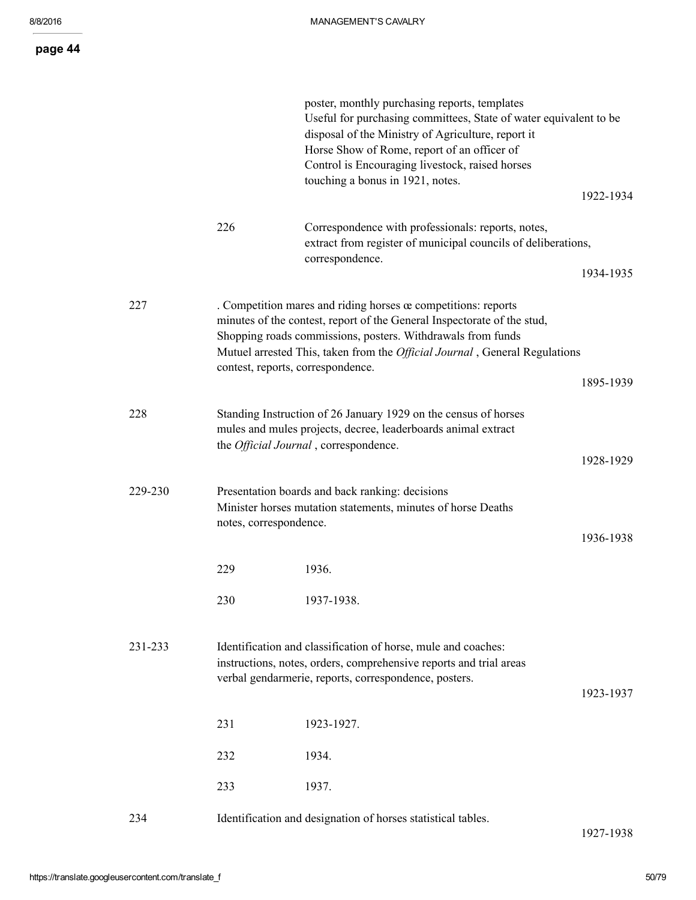page 44

poster, monthly purchasing reports, templates
Useful for purchasing committees, State of water equivalent to be disposal of the Ministry of Agriculture, report it Horse Show of Rome, report of an officer of Control is Encouraging livestock, raised horses touching a bonus in 1921, notes.

1922-1934

226 — Correspondence with professionals: reports, notes, extract from register of municipal councils of deliberations, correspondence.

1934-1935

227 — . Competition mares and riding horses œ competitions: reports minutes of the contest, report of the General Inspectorate of the stud, Shopping roads commissions, posters. Withdrawals from funds Mutuel arrested This, taken from the *Official Journal* , General Regulations contest, reports, correspondence.

1895-1939

228 — Standing Instruction of 26 January 1929 on the census of horses mules and mules projects, decree, leaderboards animal extract the *Official Journal* , correspondence.

1928-1929

229-230 — Presentation boards and back ranking: decisions Minister horses mutation statements, minutes of horse Deaths notes, correspondence.

1936-1938

- 229 — 1936.
- 230 — 1937-1938.

231-233 — Identification and classification of horse, mule and coaches: instructions, notes, orders, comprehensive reports and trial areas verbal gendarmerie, reports, correspondence, posters.

1923-1937

- 231 — 1923-1927.
- 232 — 1934.
- 233 — 1937.

234 — Identification and designation of horses statistical tables.

1927-1938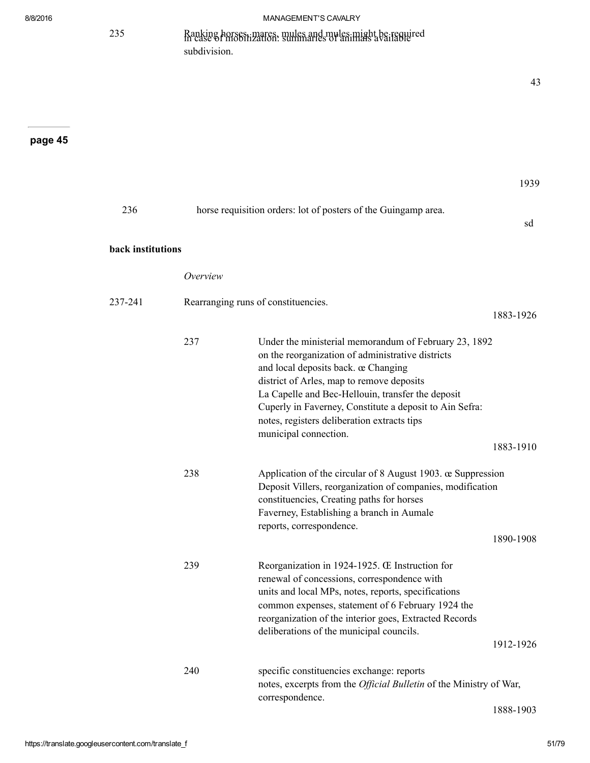| | | |
|---|---|---|
| 235 | Ranking horses, mares, mules and mules might be required in case of mobilization: summaries of animals available subdivision. | |

43

**page 45**

1939

| | | |
|---|---|---|
| 236 | horse requisition orders: lot of posters of the Guingamp area. | sd |

**back institutions**

*Overview*

| | | | |
|---|---|---|---|
| 237-241 | Rearranging runs of constituencies. | | 1883-1926 |
| | 237 | Under the ministerial memorandum of February 23, 1892 on the reorganization of administrative districts and local deposits back. œ Changing district of Arles, map to remove deposits La Capelle and Bec-Hellouin, transfer the deposit Cuperly in Faverney, Constitute a deposit to Ain Sefra: notes, registers deliberation extracts tips municipal connection. | 1883-1910 |
| | 238 | Application of the circular of 8 August 1903. œ Suppression Deposit Villers, reorganization of companies, modification constituencies, Creating paths for horses Faverney, Establishing a branch in Aumale reports, correspondence. | 1890-1908 |
| | 239 | Reorganization in 1924-1925. Œ Instruction for renewal of concessions, correspondence with units and local MPs, notes, reports, specifications common expenses, statement of 6 February 1924 the reorganization of the interior goes, Extracted Records deliberations of the municipal councils. | 1912-1926 |
| | 240 | specific constituencies exchange: reports notes, excerpts from the *Official Bulletin* of the Ministry of War, correspondence. | 1888-1903 |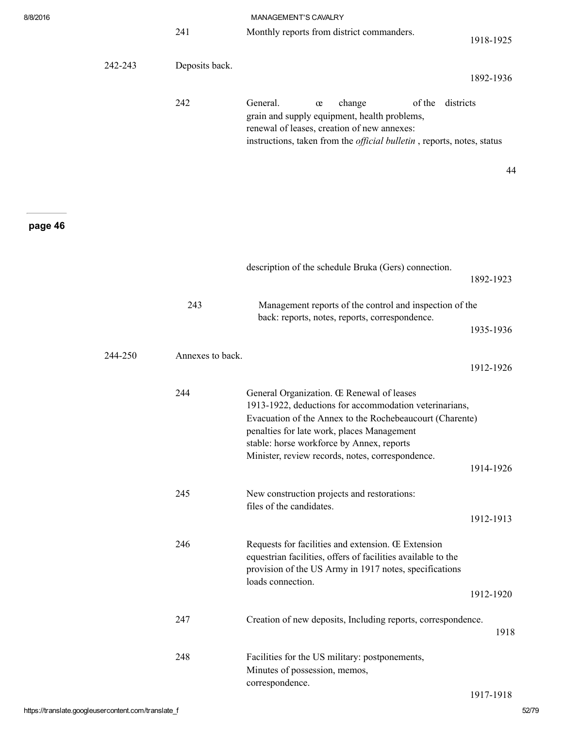| | | | |
|---|---|---|---|
| | 241 | Monthly reports from district commanders. | 1918-1925 |
| 242-243 | Deposits back. | | 1892-1936 |
| | 242 | General. œ change of the districts grain and supply equipment, health problems, renewal of leases, creation of new annexes: instructions, taken from the *official bulletin* , reports, notes, status | |

page 46

| | | | |
|---|---|---|---|
| | | description of the schedule Bruka (Gers) connection. | 1892-1923 |
| | 243 | Management reports of the control and inspection of the back: reports, notes, reports, correspondence. | 1935-1936 |
| 244-250 | Annexes to back. | | 1912-1926 |
| | 244 | General Organization. Œ Renewal of leases 1913-1922, deductions for accommodation veterinarians, Evacuation of the Annex to the Rochebeaucourt (Charente) penalties for late work, places Management stable: horse workforce by Annex, reports Minister, review records, notes, correspondence. | 1914-1926 |
| | 245 | New construction projects and restorations: files of the candidates. | 1912-1913 |
| | 246 | Requests for facilities and extension. Œ Extension equestrian facilities, offers of facilities available to the provision of the US Army in 1917 notes, specifications loads connection. | 1912-1920 |
| | 247 | Creation of new deposits, Including reports, correspondence. | 1918 |
| | 248 | Facilities for the US military: postponements, Minutes of possession, memos, correspondence. | 1917-1918 |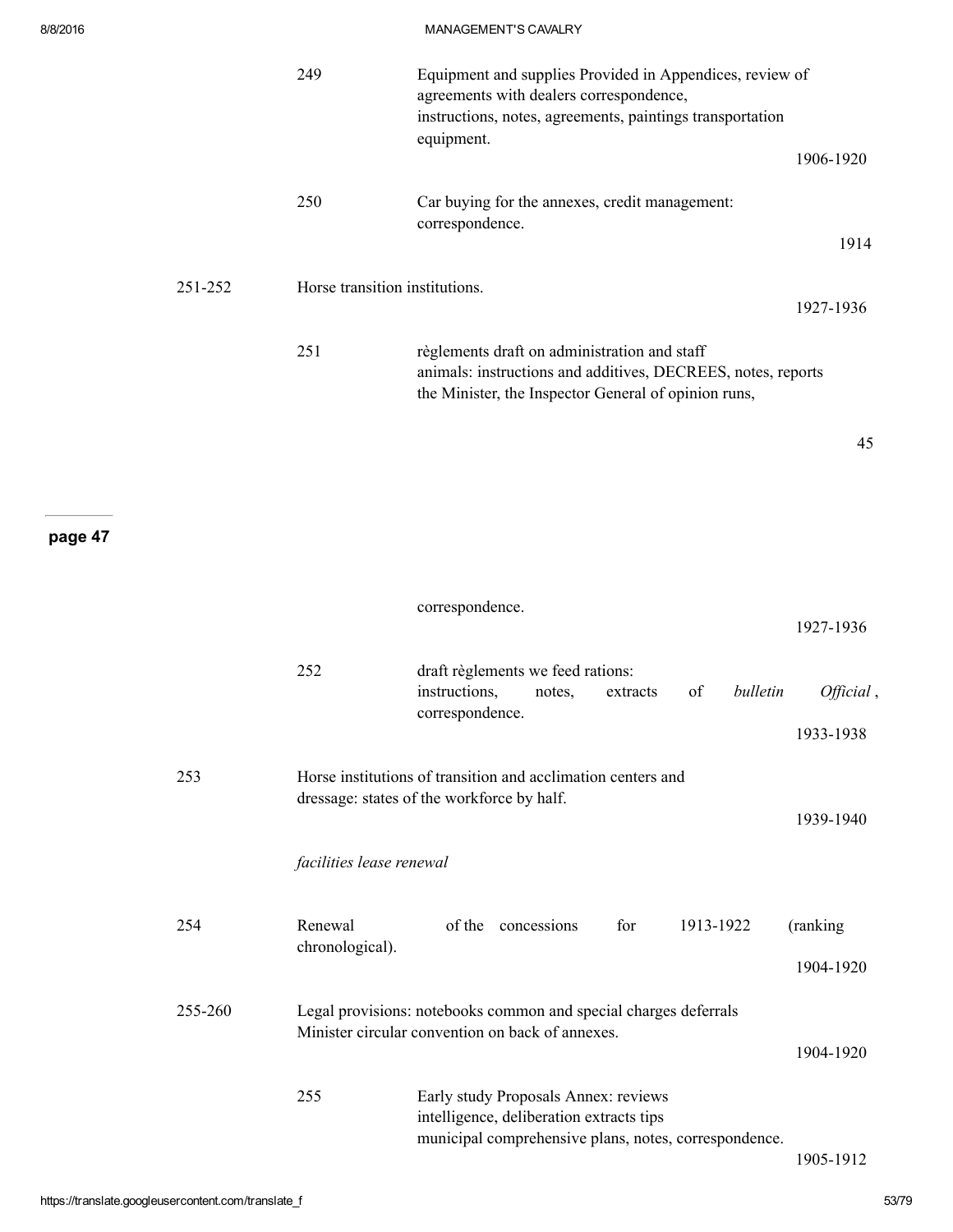| | | | |
|---|---|---|---|
| | 249 | Equipment and supplies Provided in Appendices, review of agreements with dealers correspondence, instructions, notes, agreements, paintings transportation equipment. | 1906-1920 |
| | 250 | Car buying for the annexes, credit management: correspondence. | 1914 |
| 251-252 | Horse transition institutions. | | 1927-1936 |
| | 251 | règlements draft on administration and staff animals: instructions and additives, DECREES, notes, reports the Minister, the Inspector General of opinion runs, | |

page 47

| | | | |
|---|---|---|---|
| | | correspondence. | 1927-1936 |
| | 252 | draft règlements we feed rations: instructions, notes, extracts of *bulletin Official* , correspondence. | 1933-1938 |
| 253 | Horse institutions of transition and acclimation centers and dressage: states of the workforce by half. | | 1939-1940 |

*facilities lease renewal*

| | | | |
|---|---|---|---|
| 254 | Renewal of the concessions for 1913-1922 (ranking chronological). | | 1904-1920 |
| 255-260 | Legal provisions: notebooks common and special charges deferrals Minister circular convention on back of annexes. | | 1904-1920 |
| | 255 | Early study Proposals Annex: reviews intelligence, deliberation extracts tips municipal comprehensive plans, notes, correspondence. | 1905-1912 |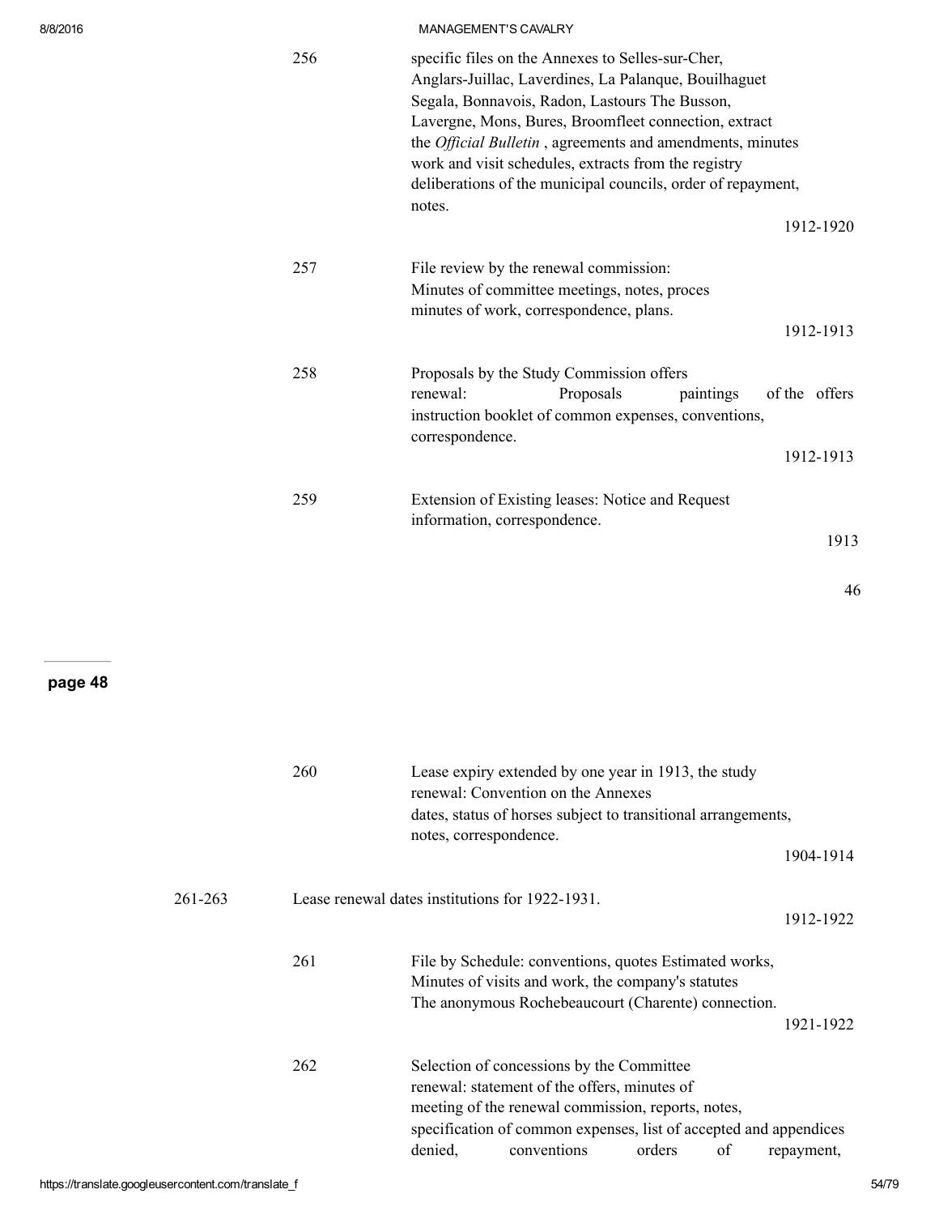256 specific files on the Annexes to Selles-sur-Cher, Anglars-Juillac, Laverdines, La Palanque, Bouilhaguet Segala, Bonnavois, Radon, Lastours The Busson, Lavergne, Mons, Bures, Broomfleet connection, extract the *Official Bulletin* , agreements and amendments, minutes work and visit schedules, extracts from the registry deliberations of the municipal councils, order of repayment, notes.

1912-1920

257 File review by the renewal commission: Minutes of committee meetings, notes, proces minutes of work, correspondence, plans.

1912-1913

258 Proposals by the Study Commission offers renewal: Proposals paintings of the offers instruction booklet of common expenses, conventions, correspondence.

1912-1913

259 Extension of Existing leases: Notice and Request information, correspondence.

1913

page 48

260 Lease expiry extended by one year in 1913, the study renewal: Convention on the Annexes dates, status of horses subject to transitional arrangements, notes, correspondence.

1904-1914

261-263 Lease renewal dates institutions for 1922-1931.

1912-1922

261 File by Schedule: conventions, quotes Estimated works, Minutes of visits and work, the company's statutes The anonymous Rochebeaucourt (Charente) connection.

1921-1922

262 Selection of concessions by the Committee renewal: statement of the offers, minutes of meeting of the renewal commission, reports, notes, specification of common expenses, list of accepted and appendices denied, conventions orders of repayment,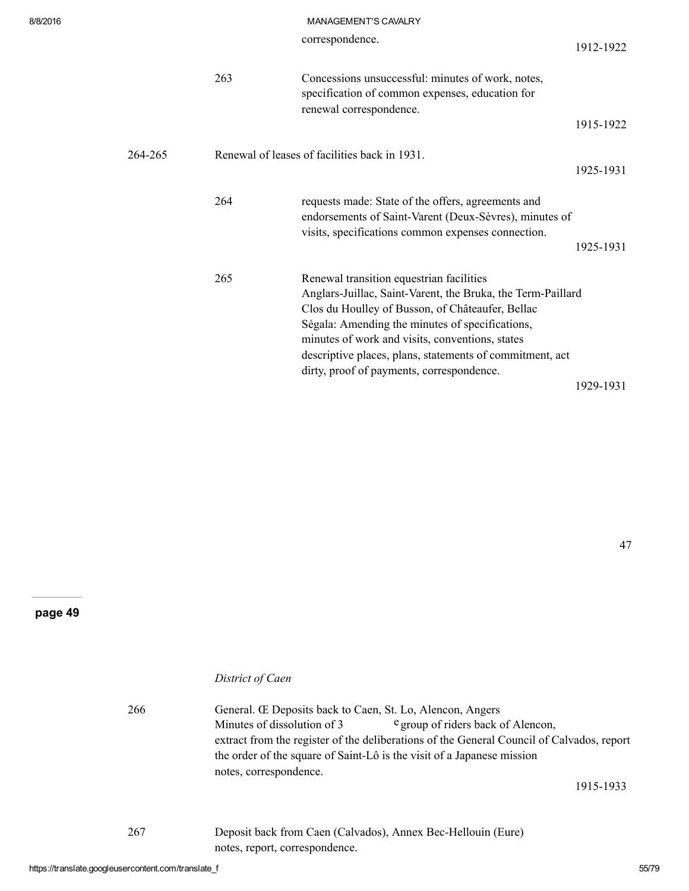| | | | |
|---|---|---|---|
| | | correspondence. | 1912-1922 |
| | 263 | Concessions unsuccessful: minutes of work, notes, specification of common expenses, education for renewal correspondence. | 1915-1922 |
| 264-265 | Renewal of leases of facilities back in 1931. | | 1925-1931 |
| | 264 | requests made: State of the offers, agreements and endorsements of Saint-Varent (Deux-Sèvres), minutes of visits, specifications common expenses connection. | 1925-1931 |
| | 265 | Renewal transition equestrian facilities Anglars-Juillac, Saint-Varent, the Bruka, the Term-Paillard Clos du Houlley of Busson, of Châteaufer, Bellac Ségala: Amending the minutes of specifications, minutes of work and visits, conventions, states descriptive places, plans, statements of commitment, act dirty, proof of payments, correspondence. | 1929-1931 |

*District of Caen*

| | | |
|---|---|---|
| 266 | General. Œ Deposits back to Caen, St. Lo, Alencon, Angers Minutes of dissolution of 3e group of riders back of Alencon, extract from the register of the deliberations of the General Council of Calvados, report the order of the square of Saint-Lô is the visit of a Japanese mission notes, correspondence. | 1915-1933 |
| 267 | Deposit back from Caen (Calvados), Annex Bec-Hellouin (Eure) notes, report, correspondence. | |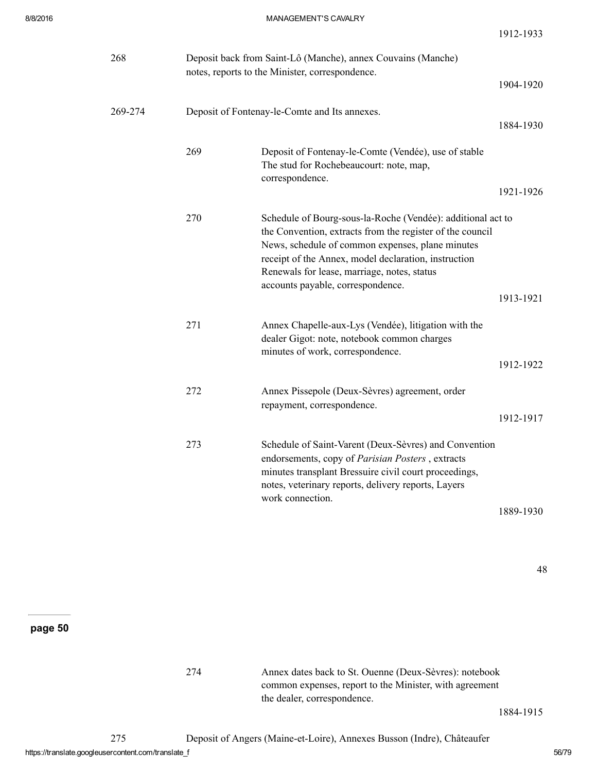1912-1933

| | | | |
|---|---|---|---|
| 268 | Deposit back from Saint-Lô (Manche), annex Couvains (Manche) notes, reports to the Minister, correspondence. | | 1904-1920 |
| 269-274 | Deposit of Fontenay-le-Comte and Its annexes. | | 1884-1930 |
| | 269 | Deposit of Fontenay-le-Comte (Vendée), use of stable The stud for Rochebeaucourt: note, map, correspondence. | 1921-1926 |
| | 270 | Schedule of Bourg-sous-la-Roche (Vendée): additional act to the Convention, extracts from the register of the council News, schedule of common expenses, plane minutes receipt of the Annex, model declaration, instruction Renewals for lease, marriage, notes, status accounts payable, correspondence. | 1913-1921 |
| | 271 | Annex Chapelle-aux-Lys (Vendée), litigation with the dealer Gigot: note, notebook common charges minutes of work, correspondence. | 1912-1922 |
| | 272 | Annex Pissepole (Deux-Sèvres) agreement, order repayment, correspondence. | 1912-1917 |
| | 273 | Schedule of Saint-Varent (Deux-Sèvres) and Convention endorsements, copy of *Parisian Posters* , extracts minutes transplant Bressuire civil court proceedings, notes, veterinary reports, delivery reports, Layers work connection. | 1889-1930 |
| | 274 | Annex dates back to St. Ouenne (Deux-Sèvres): notebook common expenses, report to the Minister, with agreement the dealer, correspondence. | 1884-1915 |
| 275 | Deposit of Angers (Maine-et-Loire), Annexes Busson (Indre), Châteaufer | | |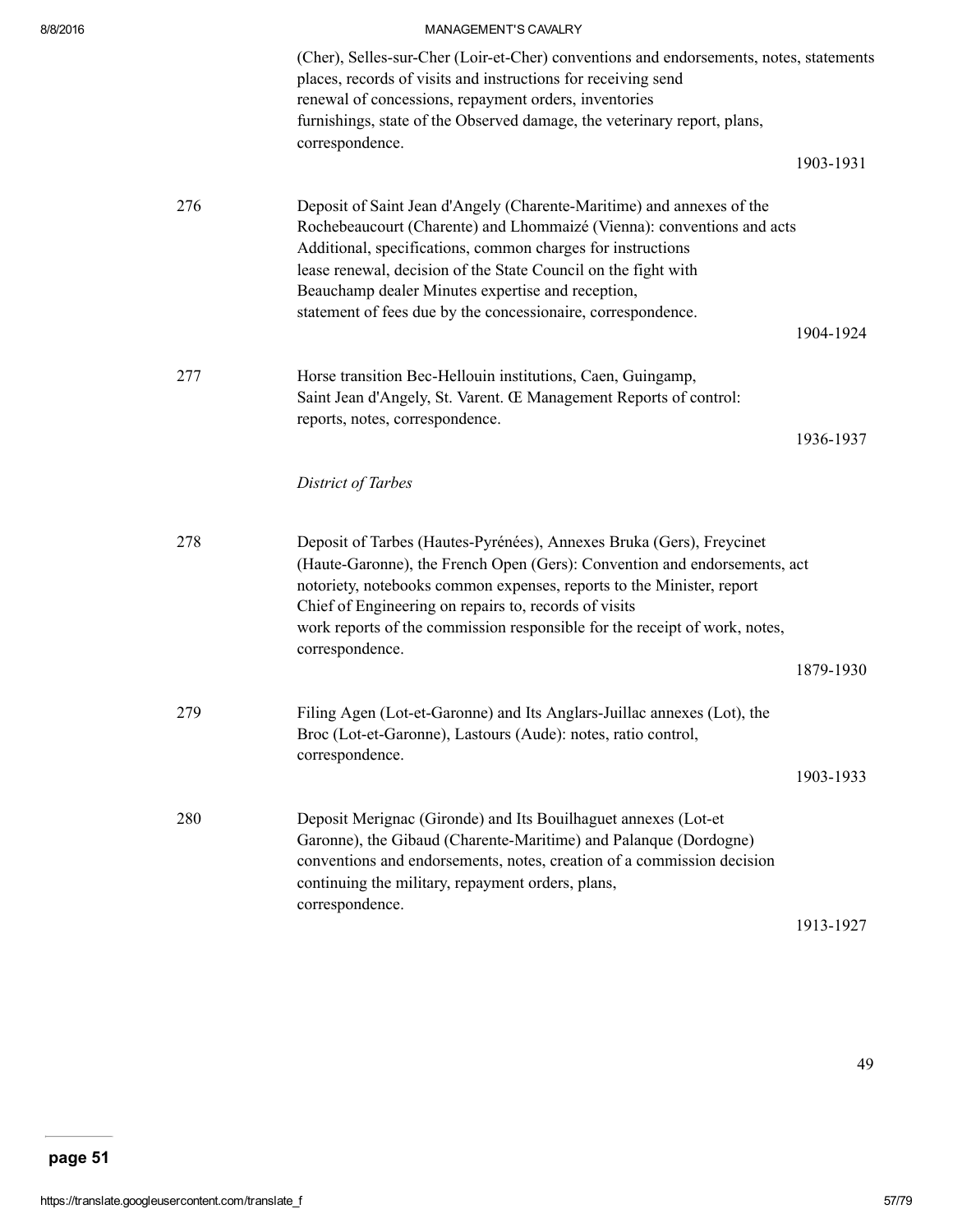(Cher), Selles-sur-Cher (Loir-et-Cher) conventions and endorsements, notes, statements places, records of visits and instructions for receiving send renewal of concessions, repayment orders, inventories furnishings, state of the Observed damage, the veterinary report, plans, correspondence.

1903-1931

| | | |
|---|---|---|
| 276 | Deposit of Saint Jean d'Angely (Charente-Maritime) and annexes of the Rochebeaucourt (Charente) and Lhommaizé (Vienna): conventions and acts Additional, specifications, common charges for instructions lease renewal, decision of the State Council on the fight with Beauchamp dealer Minutes expertise and reception, statement of fees due by the concessionaire, correspondence. | 1904-1924 |
| 277 | Horse transition Bec-Hellouin institutions, Caen, Guingamp, Saint Jean d'Angely, St. Varent. Œ Management Reports of control: reports, notes, correspondence. | 1936-1937 |

*District of Tarbes*

| | | |
|---|---|---|
| 278 | Deposit of Tarbes (Hautes-Pyrénées), Annexes Bruka (Gers), Freycinet (Haute-Garonne), the French Open (Gers): Convention and endorsements, act notoriety, notebooks common expenses, reports to the Minister, report Chief of Engineering on repairs to, records of visits work reports of the commission responsible for the receipt of work, notes, correspondence. | 1879-1930 |
| 279 | Filing Agen (Lot-et-Garonne) and Its Anglars-Juillac annexes (Lot), the Broc (Lot-et-Garonne), Lastours (Aude): notes, ratio control, correspondence. | 1903-1933 |
| 280 | Deposit Merignac (Gironde) and Its Bouilhaguet annexes (Lot-et Garonne), the Gibaud (Charente-Maritime) and Palanque (Dordogne) conventions and endorsements, notes, creation of a commission decision continuing the military, repayment orders, plans, correspondence. | 1913-1927 |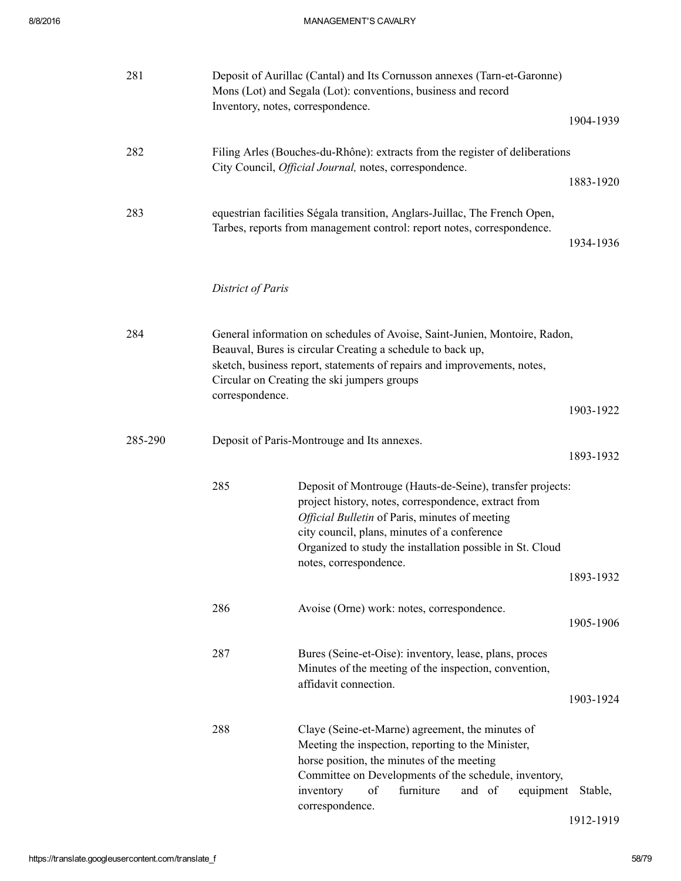281 Deposit of Aurillac (Cantal) and Its Cornusson annexes (Tarn-et-Garonne) Mons (Lot) and Segala (Lot): conventions, business and record Inventory, notes, correspondence.

1904-1939

282 Filing Arles (Bouches-du-Rhône): extracts from the register of deliberations City Council, *Official Journal,* notes, correspondence.

1883-1920

283 equestrian facilities Ségala transition, Anglars-Juillac, The French Open, Tarbes, reports from management control: report notes, correspondence.

1934-1936

*District of Paris*

284 General information on schedules of Avoise, Saint-Junien, Montoire, Radon, Beauval, Bures is circular Creating a schedule to back up, sketch, business report, statements of repairs and improvements, notes, Circular on Creating the ski jumpers groups correspondence.

1903-1922

285-290 Deposit of Paris-Montrouge and Its annexes.

1893-1932

285 Deposit of Montrouge (Hauts-de-Seine), transfer projects: project history, notes, correspondence, extract from *Official Bulletin* of Paris, minutes of meeting city council, plans, minutes of a conference Organized to study the installation possible in St. Cloud notes, correspondence.

1893-1932

286 Avoise (Orne) work: notes, correspondence.

1905-1906

287 Bures (Seine-et-Oise): inventory, lease, plans, proces Minutes of the meeting of the inspection, convention, affidavit connection.

1903-1924

288 Claye (Seine-et-Marne) agreement, the minutes of Meeting the inspection, reporting to the Minister, horse position, the minutes of the meeting Committee on Developments of the schedule, inventory, inventory of furniture and of equipment Stable, correspondence.

1912-1919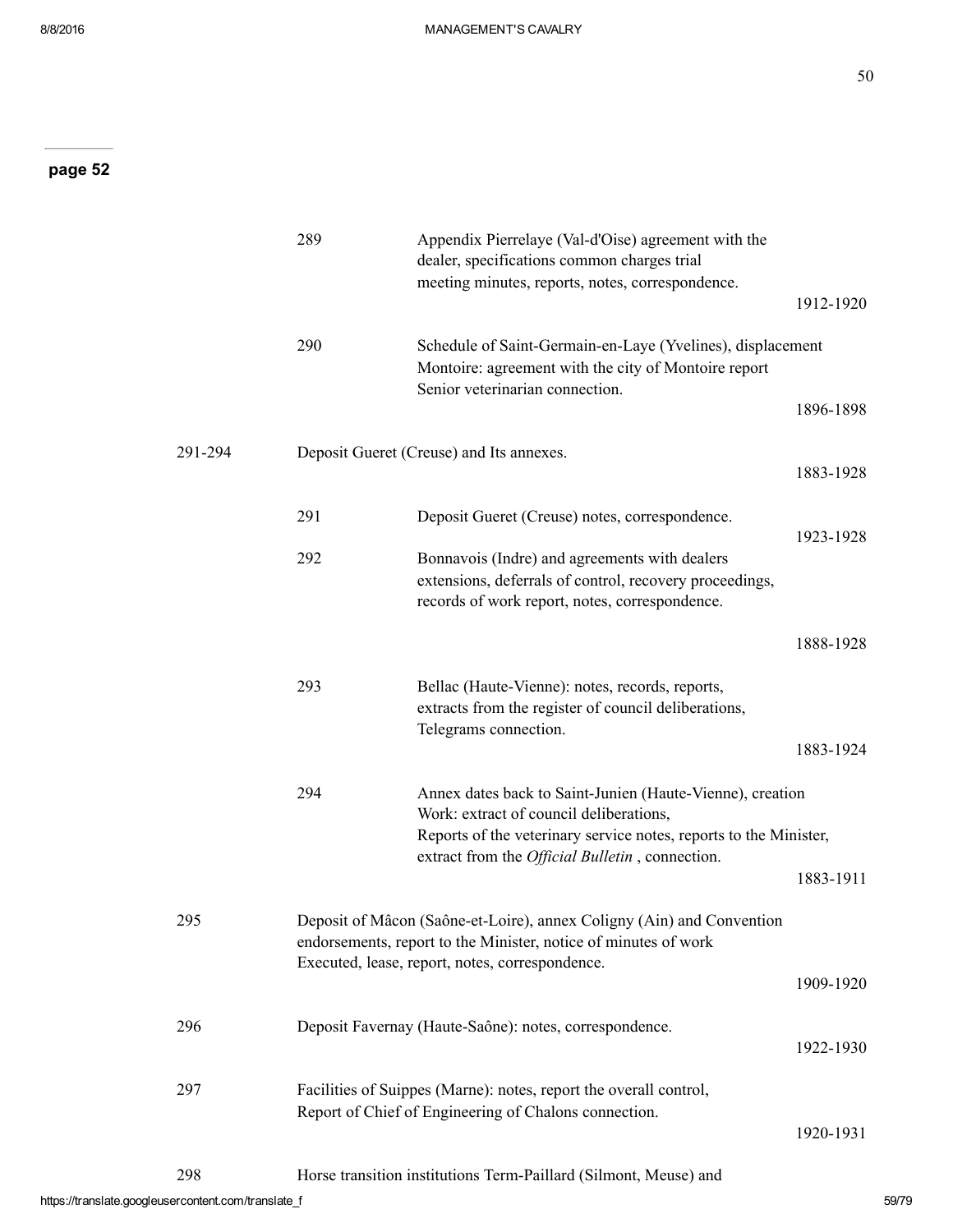**page 52**

| | | | |
|---|---|---|---|
| | 289 | Appendix Pierrelaye (Val-d'Oise) agreement with the dealer, specifications common charges trial meeting minutes, reports, notes, correspondence. | 1912-1920 |
| | 290 | Schedule of Saint-Germain-en-Laye (Yvelines), displacement Montoire: agreement with the city of Montoire report Senior veterinarian connection. | 1896-1898 |
| 291-294 | Deposit Gueret (Creuse) and Its annexes. | | 1883-1928 |
| | 291 | Deposit Gueret (Creuse) notes, correspondence. | 1923-1928 |
| | 292 | Bonnavois (Indre) and agreements with dealers extensions, deferrals of control, recovery proceedings, records of work report, notes, correspondence. | 1888-1928 |
| | 293 | Bellac (Haute-Vienne): notes, records, reports, extracts from the register of council deliberations, Telegrams connection. | 1883-1924 |
| | 294 | Annex dates back to Saint-Junien (Haute-Vienne), creation Work: extract of council deliberations, Reports of the veterinary service notes, reports to the Minister, extract from the *Official Bulletin* , connection. | 1883-1911 |
| 295 | Deposit of Mâcon (Saône-et-Loire), annex Coligny (Ain) and Convention endorsements, report to the Minister, notice of minutes of work Executed, lease, report, notes, correspondence. | | 1909-1920 |
| 296 | Deposit Favernay (Haute-Saône): notes, correspondence. | | 1922-1930 |
| 297 | Facilities of Suippes (Marne): notes, report the overall control, Report of Chief of Engineering of Chalons connection. | | 1920-1931 |
| 298 | Horse transition institutions Term-Paillard (Silmont, Meuse) and | | |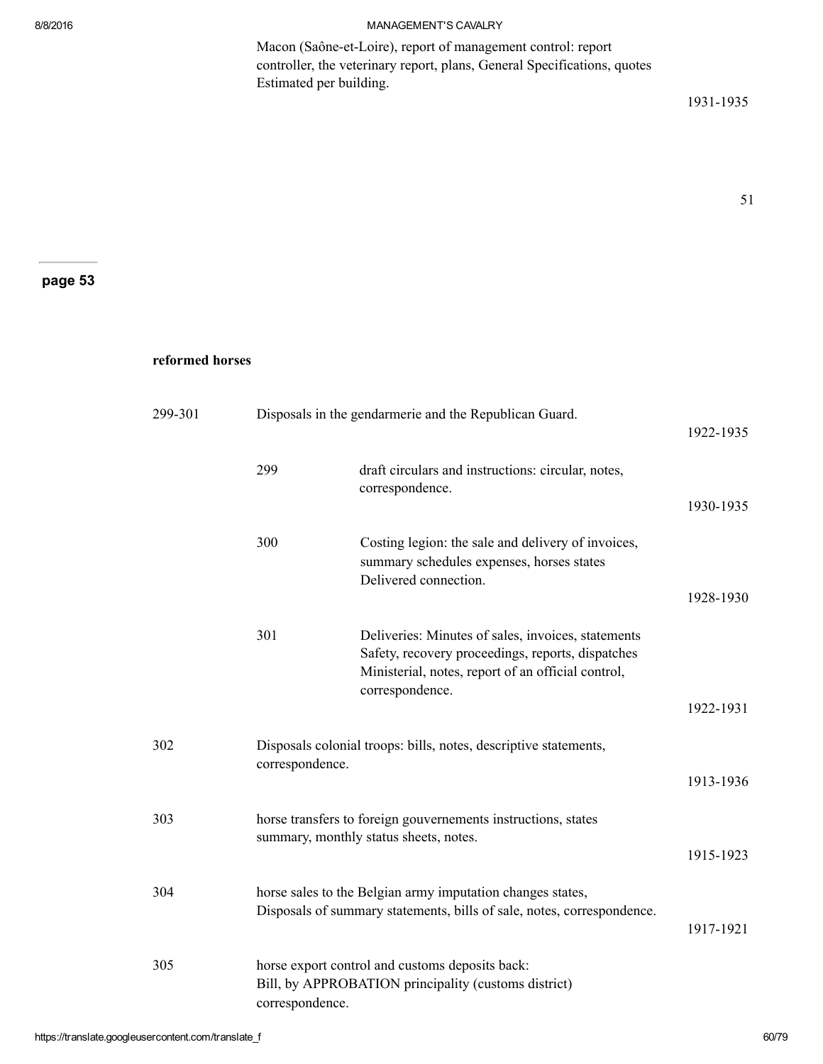Macon (Saône-et-Loire), report of management control: report controller, the veterinary report, plans, General Specifications, quotes Estimated per building. 1931-1935

page 53

**reformed horses**

| | | | |
|---|---|---|---|
| 299-301 | Disposals in the gendarmerie and the Republican Guard. | | 1922-1935 |
| | 299 | draft circulars and instructions: circular, notes, correspondence. | 1930-1935 |
| | 300 | Costing legion: the sale and delivery of invoices, summary schedules expenses, horses states Delivered connection. | 1928-1930 |
| | 301 | Deliveries: Minutes of sales, invoices, statements Safety, recovery proceedings, reports, dispatches Ministerial, notes, report of an official control, correspondence. | 1922-1931 |
| 302 | Disposals colonial troops: bills, notes, descriptive statements, correspondence. | | 1913-1936 |
| 303 | horse transfers to foreign gouvernements instructions, states summary, monthly status sheets, notes. | | 1915-1923 |
| 304 | horse sales to the Belgian army imputation changes states, Disposals of summary statements, bills of sale, notes, correspondence. | | 1917-1921 |
| 305 | horse export control and customs deposits back: Bill, by APPROBATION principality (customs district) correspondence. | | |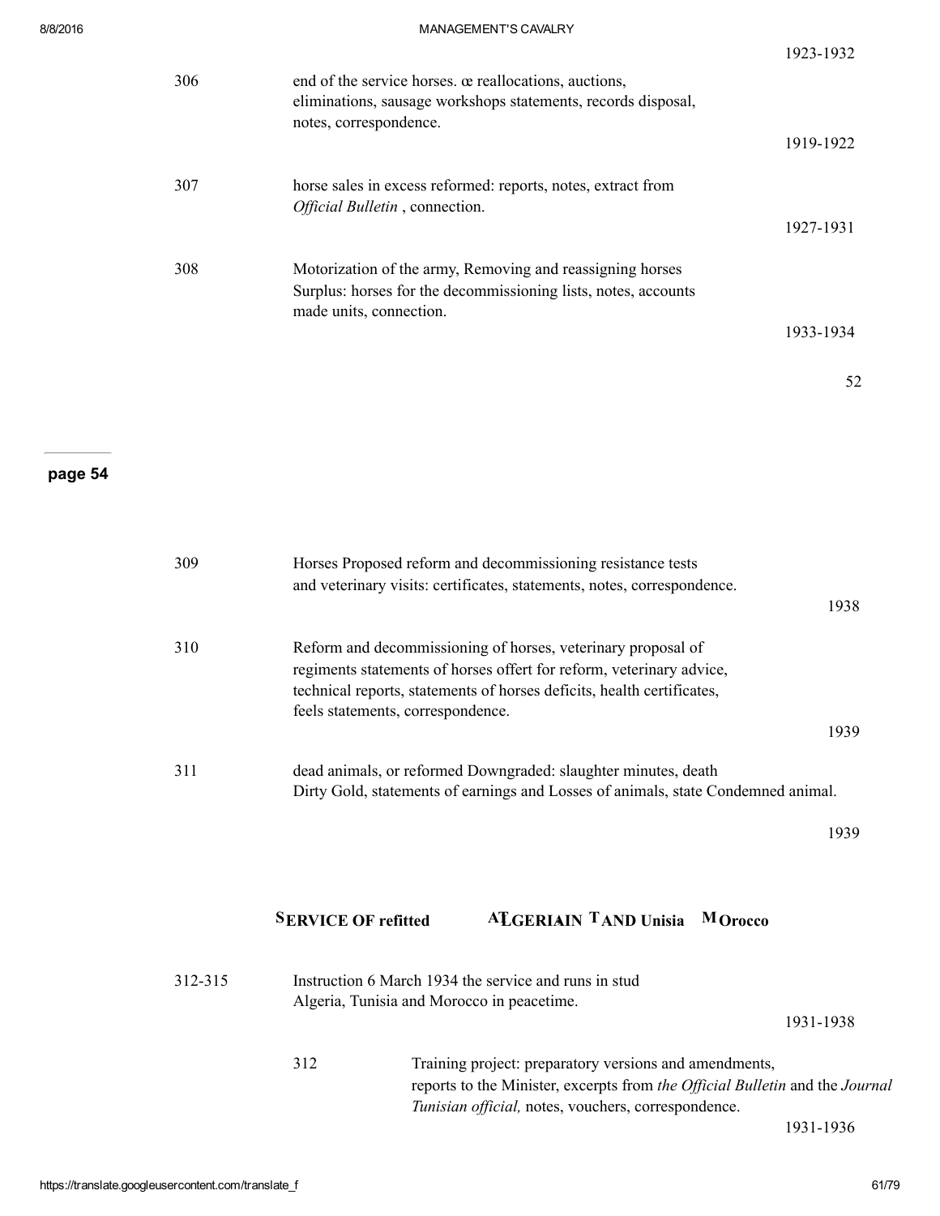1923-1932

| | | |
|---|---|---|
| 306 | end of the service horses. œ reallocations, auctions, eliminations, sausage workshops statements, records disposal, notes, correspondence. | 1919-1922 |
| 307 | horse sales in excess reformed: reports, notes, extract from *Official Bulletin* , connection. | 1927-1931 |
| 308 | Motorization of the army, Removing and reassigning horses Surplus: horses for the decommissioning lists, notes, accounts made units, connection. | 1933-1934 |

52

**page 54**

| | | |
|---|---|---|
| 309 | Horses Proposed reform and decommissioning resistance tests and veterinary visits: certificates, statements, notes, correspondence. | 1938 |
| 310 | Reform and decommissioning of horses, veterinary proposal of regiments statements of horses offert for reform, veterinary advice, technical reports, statements of horses deficits, health certificates, feels statements, correspondence. | 1939 |
| 311 | dead animals, or reformed Downgraded: slaughter minutes, death Dirty Gold, statements of earnings and Losses of animals, state Condemned animal. | 1939 |

## SERVICE OF refitted ALGERIAIN TAND Unisia MOrocco

| | | | |
|---|---|---|---|
| 312-315 | Instruction 6 March 1934 the service and runs in stud Algeria, Tunisia and Morocco in peacetime. | | 1931-1938 |
| | 312 | Training project: preparatory versions and amendments, reports to the Minister, excerpts from *the Official Bulletin* and the *Journal Tunisian official,* notes, vouchers, correspondence. | 1931-1936 |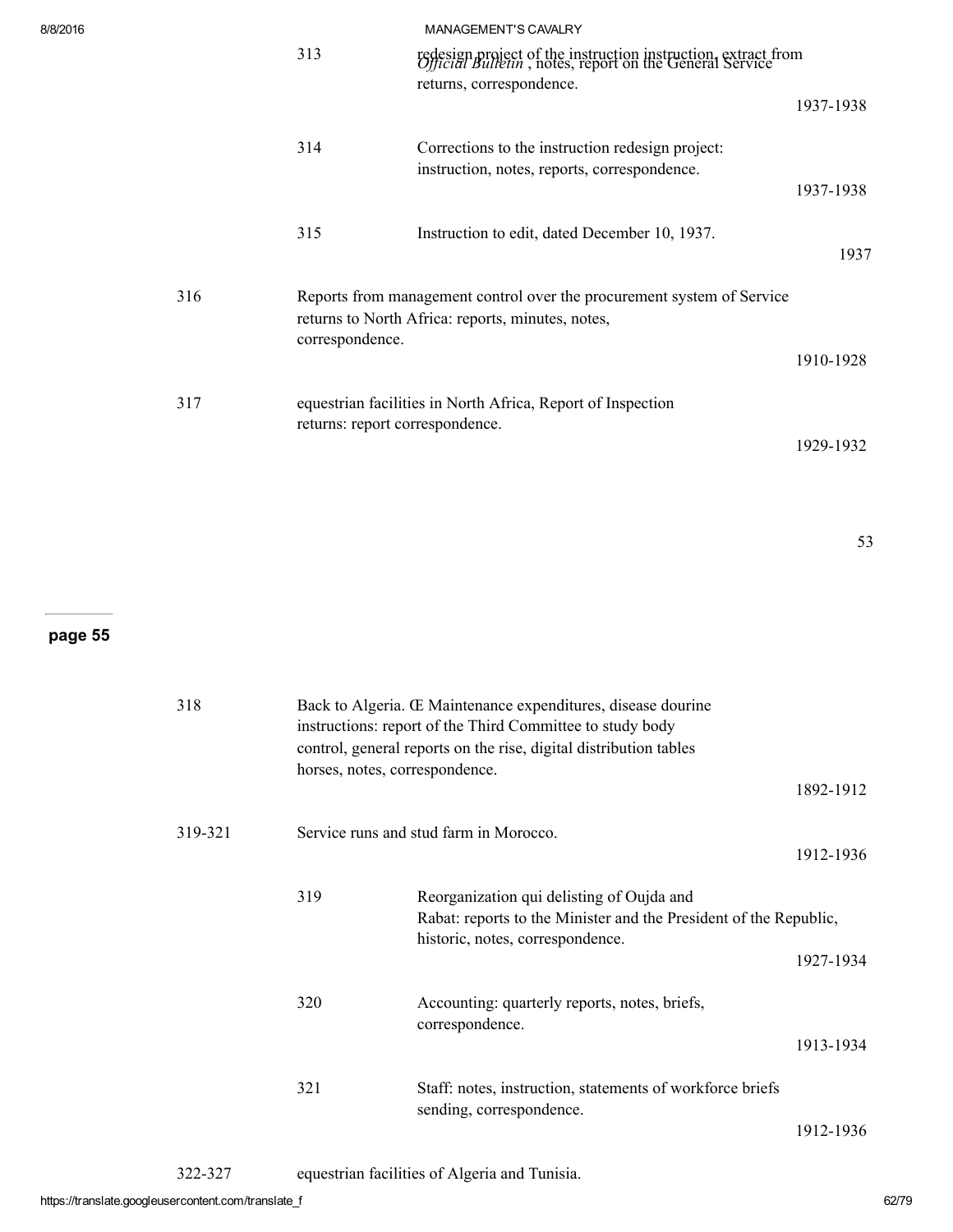| | | | |
|---|---|---|---|
| | 313 | redesign project of the instruction instruction, extract from *Official Bulletin*, notes, report on the General Service returns, correspondence. | 1937-1938 |
| | 314 | Corrections to the instruction redesign project: instruction, notes, reports, correspondence. | 1937-1938 |
| | 315 | Instruction to edit, dated December 10, 1937. | 1937 |
| 316 | | Reports from management control over the procurement system of Service returns to North Africa: reports, minutes, notes, correspondence. | 1910-1928 |
| 317 | | equestrian facilities in North Africa, Report of Inspection returns: report correspondence. | 1929-1932 |

**page 55**

| | | | |
|---|---|---|---|
| 318 | | Back to Algeria. Œ Maintenance expenditures, disease dourine instructions: report of the Third Committee to study body control, general reports on the rise, digital distribution tables horses, notes, correspondence. | 1892-1912 |
| 319-321 | | Service runs and stud farm in Morocco. | 1912-1936 |
| | 319 | Reorganization qui delisting of Oujda and Rabat: reports to the Minister and the President of the Republic, historic, notes, correspondence. | 1927-1934 |
| | 320 | Accounting: quarterly reports, notes, briefs, correspondence. | 1913-1934 |
| | 321 | Staff: notes, instruction, statements of workforce briefs sending, correspondence. | 1912-1936 |
| 322-327 | | equestrian facilities of Algeria and Tunisia. | |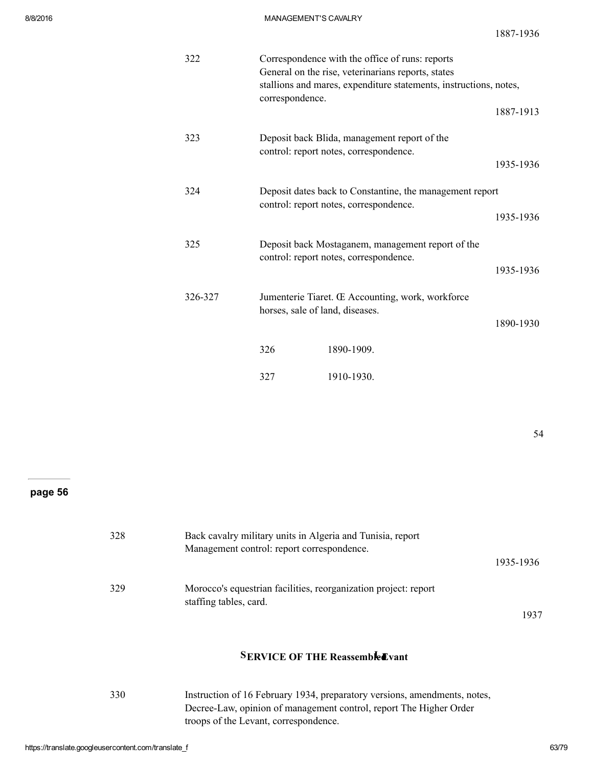1887-1936

| | | |
|---|---|---|
| 322 | Correspondence with the office of runs: reports General on the rise, veterinarians reports, states stallions and mares, expenditure statements, instructions, notes, correspondence. | 1887-1913 |
| 323 | Deposit back Blida, management report of the control: report notes, correspondence. | 1935-1936 |
| 324 | Deposit dates back to Constantine, the management report control: report notes, correspondence. | 1935-1936 |
| 325 | Deposit back Mostaganem, management report of the control: report notes, correspondence. | 1935-1936 |
| 326-327 | Jumenterie Tiaret. Œ Accounting, work, workforce horses, sale of land, diseases. | 1890-1930 |
| | 326 1890-1909. | |
| | 327 1910-1930. | |

page 56

| | | |
|---|---|---|
| 328 | Back cavalry military units in Algeria and Tunisia, report Management control: report correspondence. | 1935-1936 |
| 329 | Morocco's equestrian facilities, reorganization project: report staffing tables, card. | 1937 |

## SERVICE OF THE Reassembled Levant

| | |
|---|---|
| 330 | Instruction of 16 February 1934, preparatory versions, amendments, notes, Decree-Law, opinion of management control, report The Higher Order troops of the Levant, correspondence. |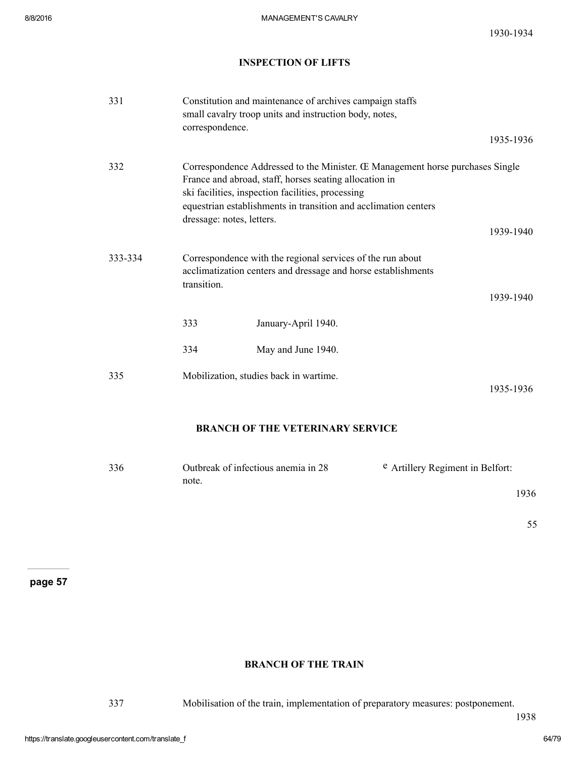1930-1934

## INSPECTION OF LIFTS

| | | |
|---|---|---|
| 331 | Constitution and maintenance of archives campaign staffs small cavalry troop units and instruction body, notes, correspondence. | 1935-1936 |
| 332 | Correspondence Addressed to the Minister. Œ Management horse purchases Single France and abroad, staff, horses seating allocation in ski facilities, inspection facilities, processing equestrian establishments in transition and acclimation centers dressage: notes, letters. | 1939-1940 |
| 333-334 | Correspondence with the regional services of the run about acclimatization centers and dressage and horse establishments transition. | 1939-1940 |
| | 333 January-April 1940. | |
| | 334 May and June 1940. | |
| 335 | Mobilization, studies back in wartime. | 1935-1936 |

## BRANCH OF THE VETERINARY SERVICE

| | | |
|---|---|---|
| 336 | Outbreak of infectious anemia in 28 e Artillery Regiment in Belfort: note. | 1936 |

page 57

## BRANCH OF THE TRAIN

| | | |
|---|---|---|
| 337 | Mobilisation of the train, implementation of preparatory measures: postponement. | 1938 |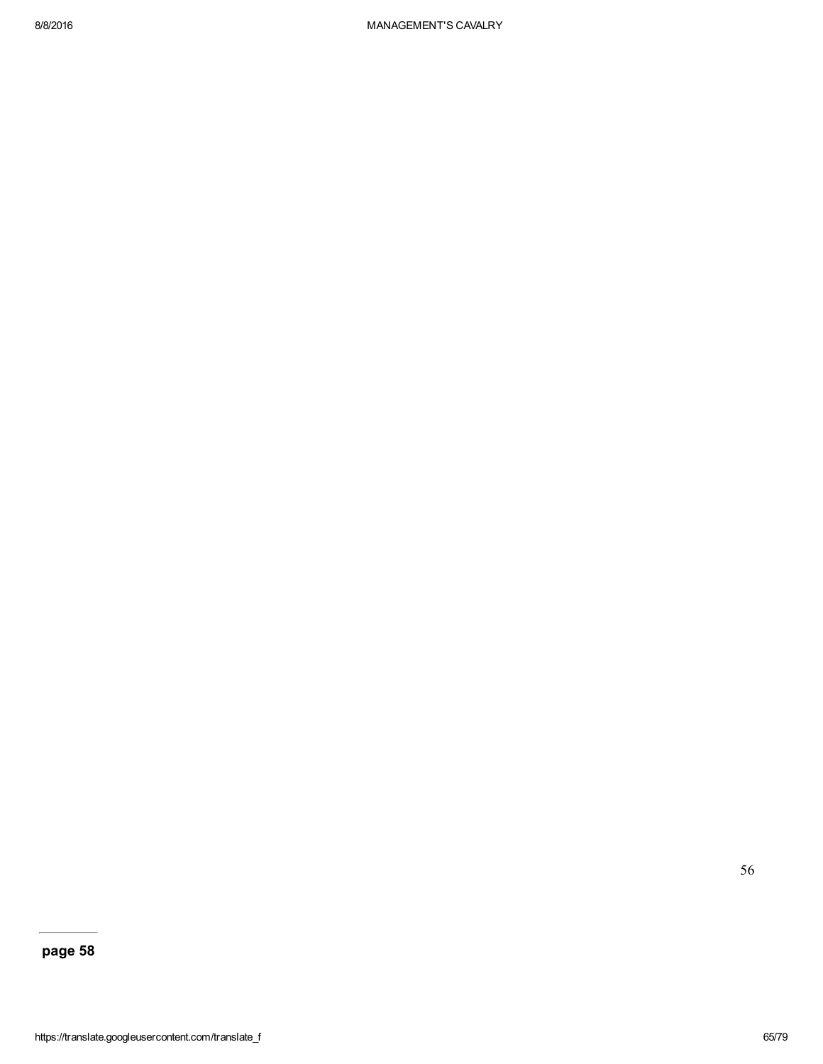**page 58**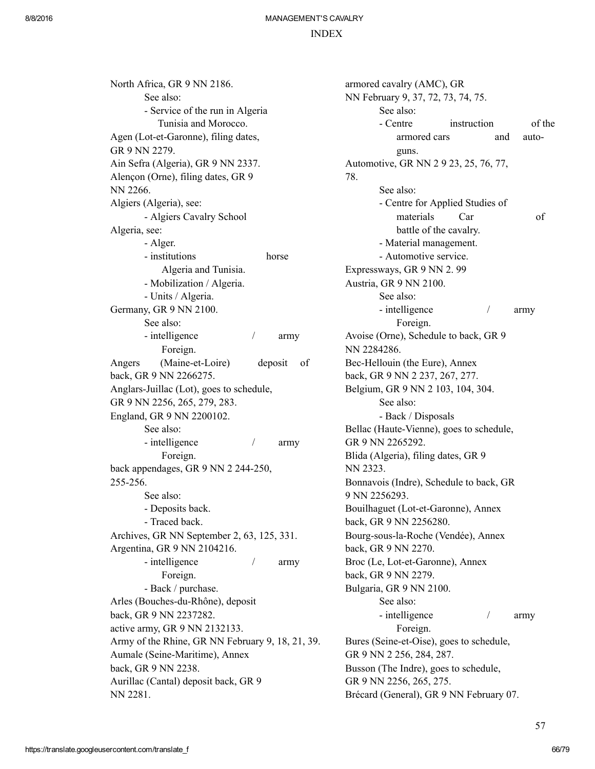# INDEX

North Africa, GR 9 NN 2186.
- See also:
  - Service of the run in Algeria Tunisia and Morocco.

Agen (Lot-et-Garonne), filing dates, GR 9 NN 2279.

Ain Sefra (Algeria), GR 9 NN 2337.

Alençon (Orne), filing dates, GR 9 NN 2266.

Algiers (Algeria), see:
- Algiers Cavalry School

Algeria, see:
- Alger.
- institutions horse Algeria and Tunisia.
- Mobilization / Algeria.
- Units / Algeria.

Germany, GR 9 NN 2100.
- See also:
  - intelligence / army Foreign.

Angers (Maine-et-Loire) deposit of back, GR 9 NN 2266275.

Anglars-Juillac (Lot), goes to schedule, GR 9 NN 2256, 265, 279, 283.

England, GR 9 NN 2200102.
- See also:
  - intelligence / army Foreign.

back appendages, GR 9 NN 2 244-250, 255-256.
- See also:
  - Deposits back.
  - Traced back.

Archives, GR NN September 2, 63, 125, 331.

Argentina, GR 9 NN 2104216.
- intelligence / army Foreign.
- Back / purchase.

Arles (Bouches-du-Rhône), deposit back, GR 9 NN 2237282.

active army, GR 9 NN 2132133.

Army of the Rhine, GR NN February 9, 18, 21, 39.

Aumale (Seine-Maritime), Annex back, GR 9 NN 2238.

Aurillac (Cantal) deposit back, GR 9 NN 2281.

armored cavalry (AMC), GR NN February 9, 37, 72, 73, 74, 75.
- See also:
  - Centre instruction of the armored cars and auto-guns.

Automotive, GR NN 2 9 23, 25, 76, 77, 78.
- See also:
  - Centre for Applied Studies of materials Car of battle of the cavalry.
  - Material management.
  - Automotive service.

Expressways, GR 9 NN 2. 99

Austria, GR 9 NN 2100.
- See also:
  - intelligence / army Foreign.

Avoise (Orne), Schedule to back, GR 9 NN 2284286.

Bec-Hellouin (the Eure), Annex back, GR 9 NN 2 237, 267, 277.

Belgium, GR 9 NN 2 103, 104, 304.
- See also:
  - Back / Disposals

Bellac (Haute-Vienne), goes to schedule, GR 9 NN 2265292.

Blida (Algeria), filing dates, GR 9 NN 2323.

Bonnavois (Indre), Schedule to back, GR 9 NN 2256293.

Bouilhaguet (Lot-et-Garonne), Annex back, GR 9 NN 2256280.

Bourg-sous-la-Roche (Vendée), Annex back, GR 9 NN 2270.

Broc (Le, Lot-et-Garonne), Annex back, GR 9 NN 2279.

Bulgaria, GR 9 NN 2100.
- See also:
  - intelligence / army Foreign.

Bures (Seine-et-Oise), goes to schedule, GR 9 NN 2 256, 284, 287.

Busson (The Indre), goes to schedule, GR 9 NN 2256, 265, 275.

Brécard (General), GR 9 NN February 07.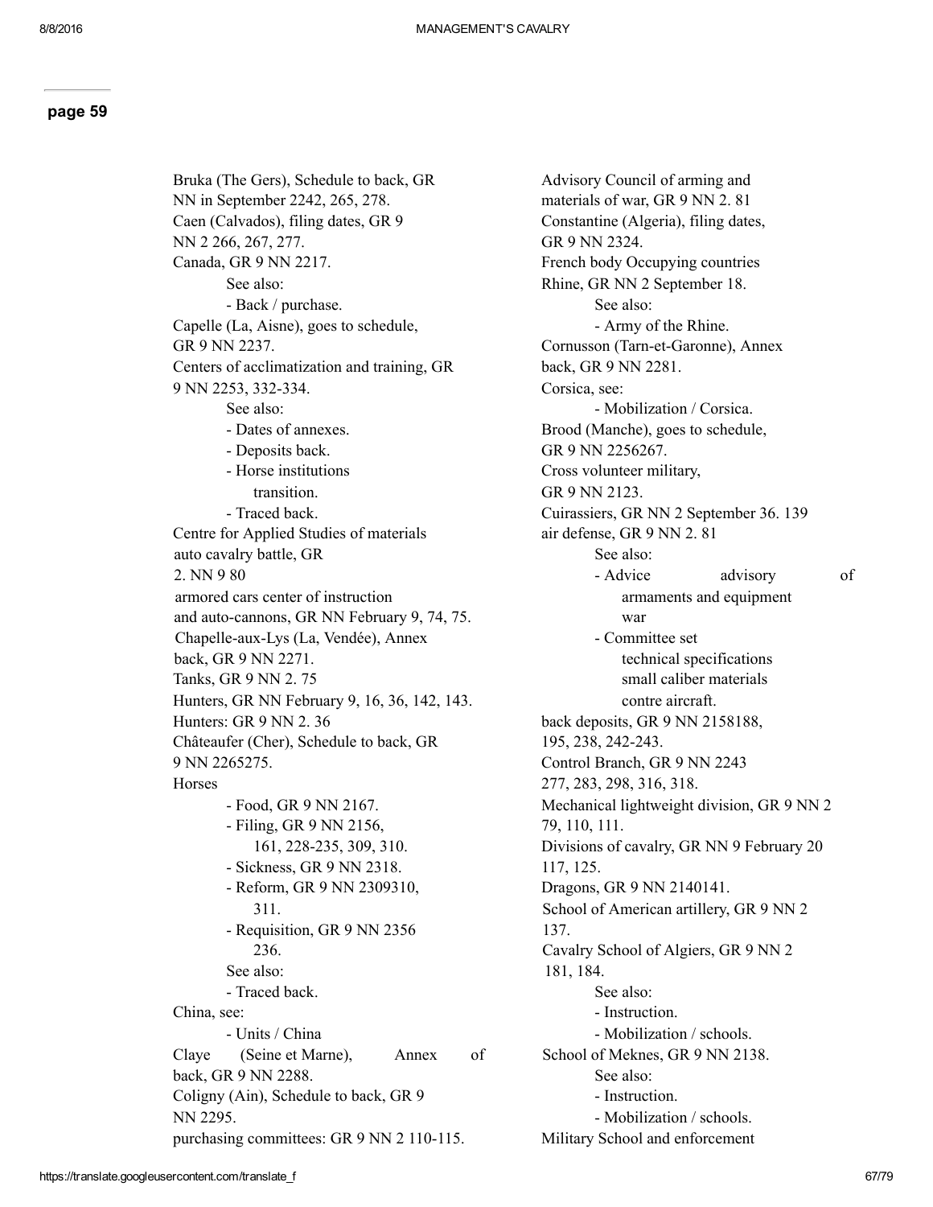**page 59**

Bruka (The Gers), Schedule to back, GR NN in September 2242, 265, 278.
Caen (Calvados), filing dates, GR 9 NN 2 266, 267, 277.
Canada, GR 9 NN 2217.
- See also:
  - Back / purchase.

Capelle (La, Aisne), goes to schedule, GR 9 NN 2237.
Centers of acclimatization and training, GR 9 NN 2253, 332-334.
- See also:
  - Dates of annexes.
  - Deposits back.
  - Horse institutions transition.
  - Traced back.

Centre for Applied Studies of materials auto cavalry battle, GR 2. NN 9 80
armored cars center of instruction and auto-cannons, GR NN February 9, 74, 75.
Chapelle-aux-Lys (La, Vendée), Annex back, GR 9 NN 2271.
Tanks, GR 9 NN 2. 75
Hunters, GR NN February 9, 16, 36, 142, 143.
Hunters: GR 9 NN 2. 36
Châteaufer (Cher), Schedule to back, GR 9 NN 2265275.
Horses
- Food, GR 9 NN 2167.
- Filing, GR 9 NN 2156, 161, 228-235, 309, 310.
- Sickness, GR 9 NN 2318.
- Reform, GR 9 NN 2309310, 311.
- Requisition, GR 9 NN 2356 236.
- See also:
  - Traced back.

China, see:
- Units / China

Claye (Seine et Marne), Annex of back, GR 9 NN 2288.
Coligny (Ain), Schedule to back, GR 9 NN 2295.
purchasing committees: GR 9 NN 2 110-115.
Advisory Council of arming and materials of war, GR 9 NN 2. 81
Constantine (Algeria), filing dates, GR 9 NN 2324.
French body Occupying countries Rhine, GR NN 2 September 18.
- See also:
  - Army of the Rhine.

Cornusson (Tarn-et-Garonne), Annex back, GR 9 NN 2281.
Corsica, see:
- Mobilization / Corsica.

Brood (Manche), goes to schedule, GR 9 NN 2256267.
Cross volunteer military, GR 9 NN 2123.
Cuirassiers, GR NN 2 September 36. 139
air defense, GR 9 NN 2. 81
- See also:
  - Advice advisory of armaments and equipment war
  - Committee set technical specifications small caliber materials contre aircraft.

back deposits, GR 9 NN 2158188, 195, 238, 242-243.
Control Branch, GR 9 NN 2243 277, 283, 298, 316, 318.
Mechanical lightweight division, GR 9 NN 2 79, 110, 111.
Divisions of cavalry, GR NN 9 February 20 117, 125.
Dragons, GR 9 NN 2140141.
School of American artillery, GR 9 NN 2 137.
Cavalry School of Algiers, GR 9 NN 2 181, 184.
- See also:
  - Instruction.
  - Mobilization / schools.

School of Meknes, GR 9 NN 2138.
- See also:
  - Instruction.
  - Mobilization / schools.

Military School and enforcement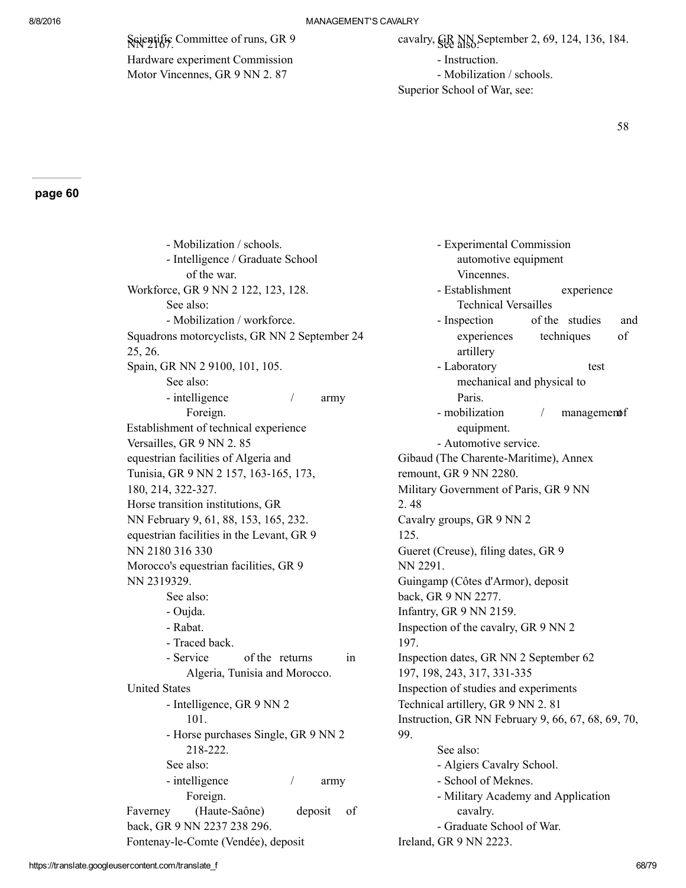Scientific Committee of runs, GR 9 NN 2167.

Hardware experiment Commission Motor Vincennes, GR 9 NN 2. 87

cavalry, GR NN September 2, 69, 124, 136, 184.

See also:

- Instruction.
- Mobilization / schools.

Superior School of War, see:

58

**page 60**

- Mobilization / schools.
- Intelligence / Graduate School of the war.

Workforce, GR 9 NN 2 122, 123, 128.

See also:

- Mobilization / workforce.

Squadrons motorcyclists, GR NN 2 September 24 25, 26.

Spain, GR NN 2 9100, 101, 105.

See also:

- intelligence / army Foreign.

Establishment of technical experience Versailles, GR 9 NN 2. 85

equestrian facilities of Algeria and Tunisia, GR 9 NN 2 157, 163-165, 173, 180, 214, 322-327.

Horse transition institutions, GR NN February 9, 61, 88, 153, 165, 232.

equestrian facilities in the Levant, GR 9 NN 2180 316 330

Morocco's equestrian facilities, GR 9 NN 2319329.

See also:

- Oujda.
- Rabat.
- Traced back.
- Service of the returns in Algeria, Tunisia and Morocco.

United States

- Intelligence, GR 9 NN 2 101.
- Horse purchases Single, GR 9 NN 2 218-222.

See also:

- intelligence / army Foreign.

Faverney (Haute-Saône) deposit of back, GR 9 NN 2237 238 296.

Fontenay-le-Comte (Vendée), deposit

- Experimental Commission automotive equipment Vincennes.
- Establishment experience Technical Versailles
- Inspection of the studies and experiences techniques of artillery
- Laboratory test mechanical and physical to Paris.
- mobilization / management of equipment.
- Automotive service.

Gibaud (The Charente-Maritime), Annex remount, GR 9 NN 2280.

Military Government of Paris, GR 9 NN 2. 48

Cavalry groups, GR 9 NN 2 125.

Gueret (Creuse), filing dates, GR 9 NN 2291.

Guingamp (Côtes d'Armor), deposit back, GR 9 NN 2277.

Infantry, GR 9 NN 2159.

Inspection of the cavalry, GR 9 NN 2 197.

Inspection dates, GR NN 2 September 62 197, 198, 243, 317, 331-335

Inspection of studies and experiments Technical artillery, GR 9 NN 2. 81

Instruction, GR NN February 9, 66, 67, 68, 69, 70, 99.

See also:

- Algiers Cavalry School.
- School of Meknes.
- Military Academy and Application cavalry.
- Graduate School of War.

Ireland, GR 9 NN 2223.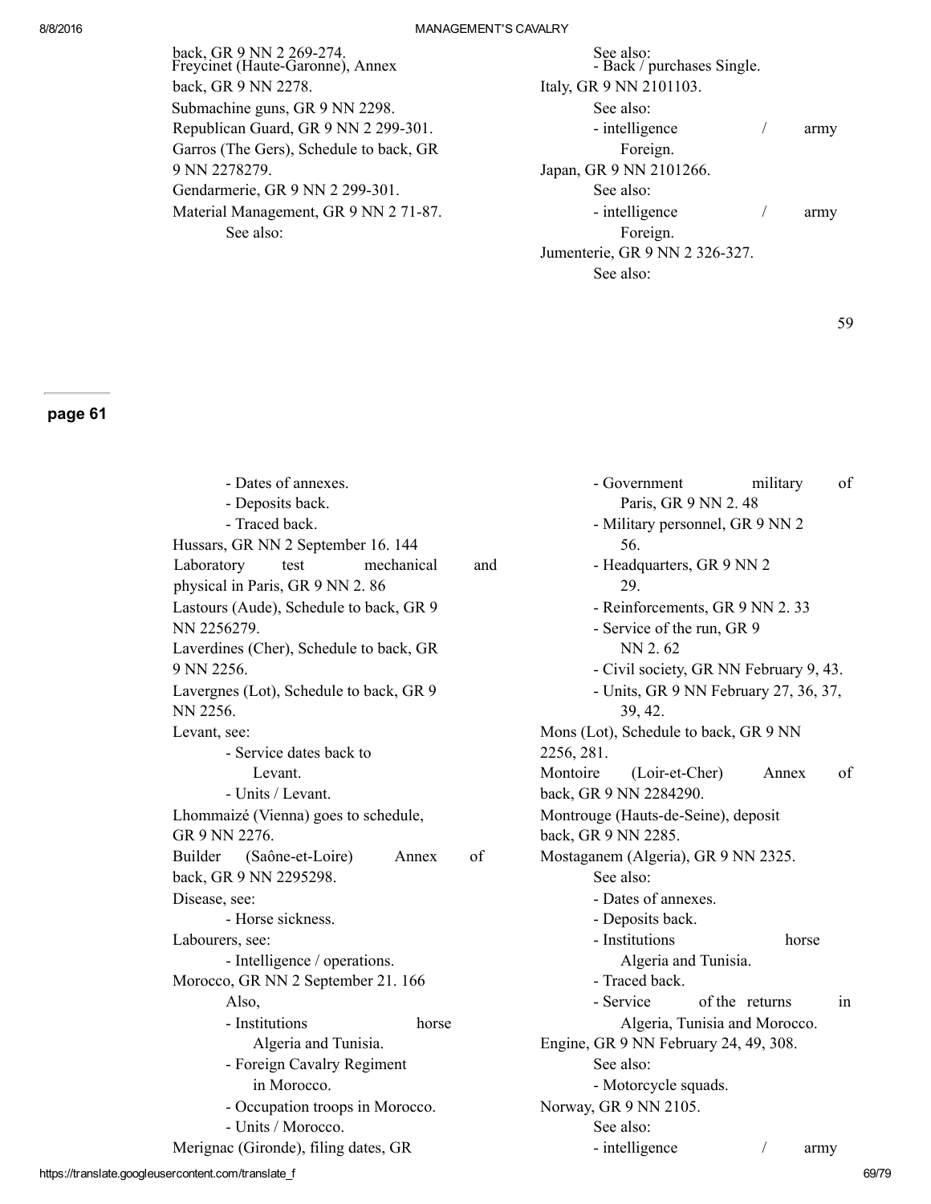back, GR 9 NN 2 269-274.
Freycinet (Haute-Garonne), Annex back, GR 9 NN 2278.
Submachine guns, GR 9 NN 2298.
Republican Guard, GR 9 NN 2 299-301.
Garros (The Gers), Schedule to back, GR 9 NN 2278279.
Gendarmerie, GR 9 NN 2 299-301.
Material Management, GR 9 NN 2 71-87.
- See also:
    - Back / purchases Single.

Italy, GR 9 NN 2101103.
- See also:
    - intelligence / army Foreign.

Japan, GR 9 NN 2101266.
- See also:
    - intelligence / army Foreign.

Jumenterie, GR 9 NN 2 326-327.
- See also:

page 61

- Dates of annexes.
- Deposits back.
- Traced back.

Hussars, GR NN 2 September 16. 144
Laboratory test mechanical and physical in Paris, GR 9 NN 2. 86
Lastours (Aude), Schedule to back, GR 9 NN 2256279.
Laverdines (Cher), Schedule to back, GR 9 NN 2256.
Lavergnes (Lot), Schedule to back, GR 9 NN 2256.
Levant, see:
- Service dates back to Levant.
- Units / Levant.

Lhommaizé (Vienna) goes to schedule, GR 9 NN 2276.
Builder (Saône-et-Loire) Annex of back, GR 9 NN 2295298.
Disease, see:
- Horse sickness.

Labourers, see:
- Intelligence / operations.

Morocco, GR NN 2 September 21. 166
- Also,
    - Institutions horse Algeria and Tunisia.
    - Foreign Cavalry Regiment in Morocco.
    - Occupation troops in Morocco.
    - Units / Morocco.

Merignac (Gironde), filing dates, GR
- Government military of Paris, GR 9 NN 2. 48
- Military personnel, GR 9 NN 2 56.
- Headquarters, GR 9 NN 2 29.
- Reinforcements, GR 9 NN 2. 33
- Service of the run, GR 9 NN 2. 62
- Civil society, GR NN February 9, 43.
- Units, GR 9 NN February 27, 36, 37, 39, 42.

Mons (Lot), Schedule to back, GR 9 NN 2256, 281.
Montoire (Loir-et-Cher) Annex of back, GR 9 NN 2284290.
Montrouge (Hauts-de-Seine), deposit back, GR 9 NN 2285.
Mostaganem (Algeria), GR 9 NN 2325.
- See also:
    - Dates of annexes.
    - Deposits back.
    - Institutions horse Algeria and Tunisia.
    - Traced back.
    - Service of the returns in Algeria, Tunisia and Morocco.

Engine, GR 9 NN February 24, 49, 308.
- See also:
    - Motorcycle squads.

Norway, GR 9 NN 2105.
- See also:
    - intelligence / army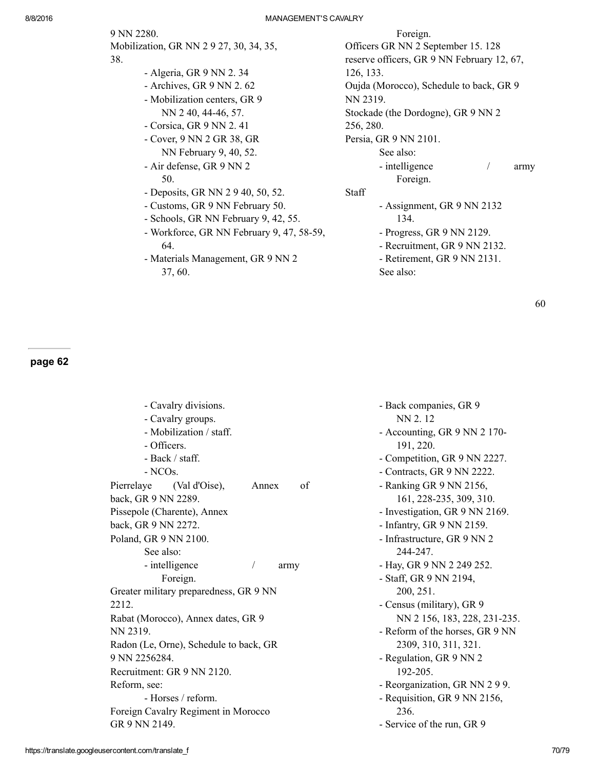9 NN 2280.
Mobilization, GR NN 2 9 27, 30, 34, 35, 38.

- Algeria, GR 9 NN 2. 34
- Archives, GR 9 NN 2. 62
- Mobilization centers, GR 9 NN 2 40, 44-46, 57.
- Corsica, GR 9 NN 2. 41
- Cover, 9 NN 2 GR 38, GR NN February 9, 40, 52.
- Air defense, GR 9 NN 2 50.
- Deposits, GR NN 2 9 40, 50, 52.
- Customs, GR 9 NN February 50.
- Schools, GR NN February 9, 42, 55.
- Workforce, GR NN February 9, 47, 58-59, 64.
- Materials Management, GR 9 NN 2 37, 60.

Foreign.
Officers GR NN 2 September 15. 128
reserve officers, GR 9 NN February 12, 67, 126, 133.
Oujda (Morocco), Schedule to back, GR 9 NN 2319.
Stockade (the Dordogne), GR 9 NN 2 256, 280.
Persia, GR 9 NN 2101.

See also:

- intelligence / army Foreign.

Staff

- Assignment, GR 9 NN 2132 134.
- Progress, GR 9 NN 2129.
- Recruitment, GR 9 NN 2132.
- Retirement, GR 9 NN 2131.

See also:

**page 62**

- Cavalry divisions.
- Cavalry groups.
- Mobilization / staff.
- Officers.
- Back / staff.
- NCOs.

Pierrelaye (Val d'Oise), Annex of back, GR 9 NN 2289.
Pissepole (Charente), Annex back, GR 9 NN 2272.
Poland, GR 9 NN 2100.

See also:

- intelligence / army Foreign.

Greater military preparedness, GR 9 NN 2212.
Rabat (Morocco), Annex dates, GR 9 NN 2319.
Radon (Le, Orne), Schedule to back, GR 9 NN 2256284.
Recruitment: GR 9 NN 2120.
Reform, see:

- Horses / reform.

Foreign Cavalry Regiment in Morocco GR 9 NN 2149.

- Back companies, GR 9 NN 2. 12
- Accounting, GR 9 NN 2 170-191, 220.
- Competition, GR 9 NN 2227.
- Contracts, GR 9 NN 2222.
- Ranking GR 9 NN 2156, 161, 228-235, 309, 310.
- Investigation, GR 9 NN 2169.
- Infantry, GR 9 NN 2159.
- Infrastructure, GR 9 NN 2 244-247.
- Hay, GR 9 NN 2 249 252.
- Staff, GR 9 NN 2194, 200, 251.
- Census (military), GR 9 NN 2 156, 183, 228, 231-235.
- Reform of the horses, GR 9 NN 2309, 310, 311, 321.
- Regulation, GR 9 NN 2 192-205.
- Reorganization, GR NN 2 9 9.
- Requisition, GR 9 NN 2156, 236.
- Service of the run, GR 9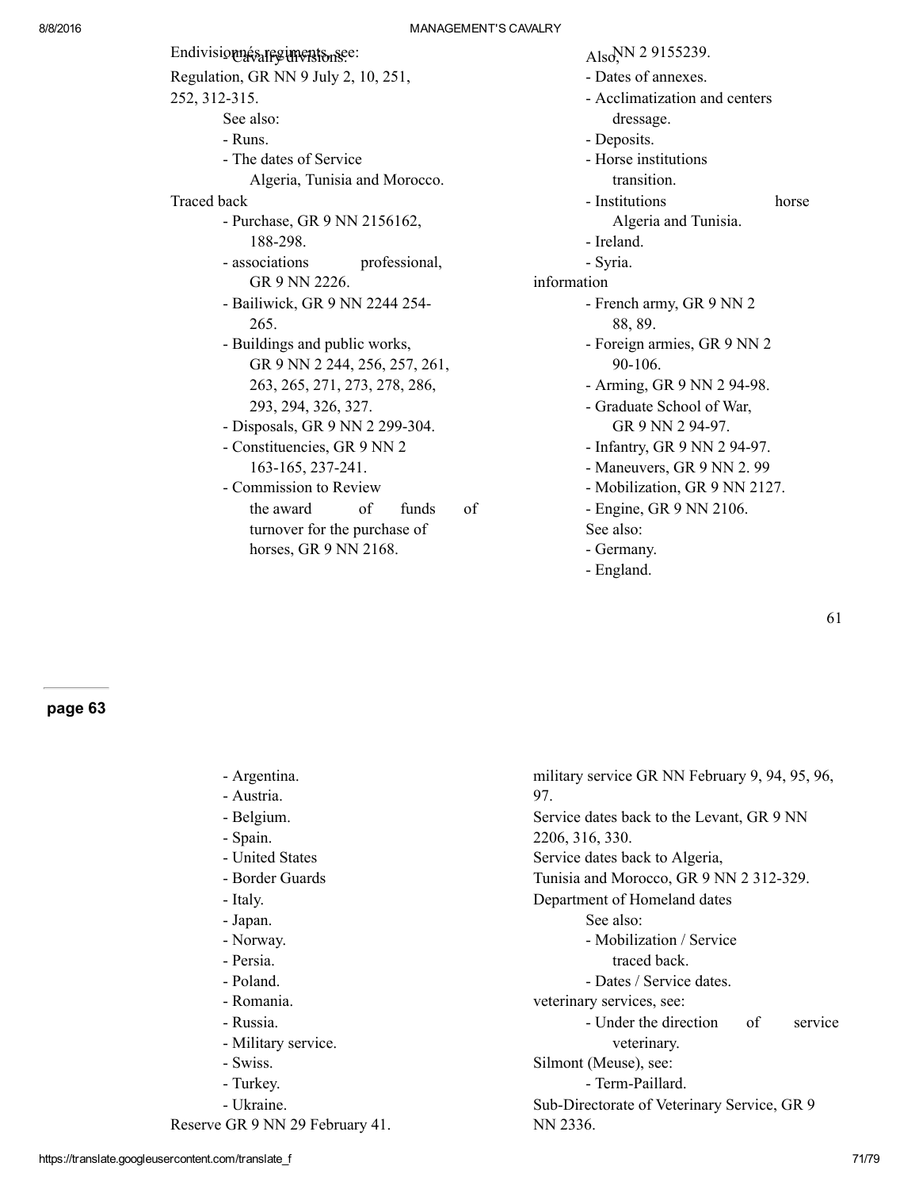Endivisionnés regiments, see:
- Cavalry divisions.

Regulation, GR NN 9 July 2, 10, 251, 252, 312-315.

See also:
- Runs.
- The dates of Service Algeria, Tunisia and Morocco.

Traced back
- Purchase, GR 9 NN 2156162, 188-298.
- associations professional, GR 9 NN 2226.
- Bailiwick, GR 9 NN 2244 254-265.
- Buildings and public works, GR 9 NN 2 244, 256, 257, 261, 263, 265, 271, 273, 278, 286, 293, 294, 326, 327.
- Disposals, GR 9 NN 2 299-304.
- Constituencies, GR 9 NN 2 163-165, 237-241.
- Commission to Review the award of funds of turnover for the purchase of horses, GR 9 NN 2168.

Also, NN 2 9155239.
- Dates of annexes.
- Acclimatization and centers dressage.
- Deposits.
- Horse institutions transition.
- Institutions horse Algeria and Tunisia.
- Ireland.
- Syria.

information
- French army, GR 9 NN 2 88, 89.
- Foreign armies, GR 9 NN 2 90-106.
- Arming, GR 9 NN 2 94-98.
- Graduate School of War, GR 9 NN 2 94-97.
- Infantry, GR 9 NN 2 94-97.
- Maneuvers, GR 9 NN 2. 99
- Mobilization, GR 9 NN 2127.
- Engine, GR 9 NN 2106.

See also:
- Germany.
- England.

page 63

- Argentina.
- Austria.
- Belgium.
- Spain.
- United States
- Border Guards
- Italy.
- Japan.
- Norway.
- Persia.
- Poland.
- Romania.
- Russia.
- Military service.
- Swiss.
- Turkey.
- Ukraine.

Reserve GR 9 NN 29 February 41.

military service GR NN February 9, 94, 95, 96, 97.

Service dates back to the Levant, GR 9 NN 2206, 316, 330.

Service dates back to Algeria, Tunisia and Morocco, GR 9 NN 2 312-329.

Department of Homeland dates

See also:
- Mobilization / Service traced back.
- Dates / Service dates.

veterinary services, see:
- Under the direction of service veterinary.

Silmont (Meuse), see:
- Term-Paillard.

Sub-Directorate of Veterinary Service, GR 9 NN 2336.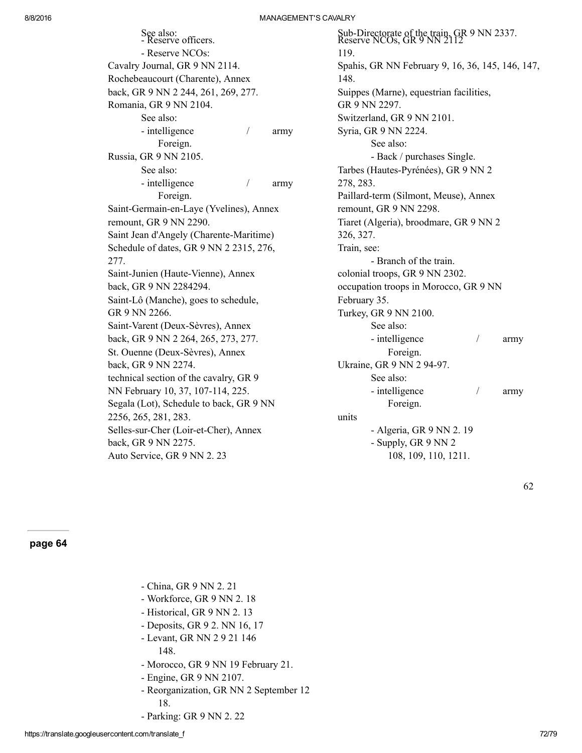See also:
- Reserve officers.
- Reserve NCOs:

Cavalry Journal, GR 9 NN 2114.

Rochebeaucourt (Charente), Annex back, GR 9 NN 2 244, 261, 269, 277.

Romania, GR 9 NN 2104.
See also:
- intelligence / army Foreign.

Russia, GR 9 NN 2105.
See also:
- intelligence / army Foreign.

Saint-Germain-en-Laye (Yvelines), Annex remount, GR 9 NN 2290.

Saint Jean d'Angely (Charente-Maritime) Schedule of dates, GR 9 NN 2 2315, 276, 277.

Saint-Junien (Haute-Vienne), Annex back, GR 9 NN 2284294.

Saint-Lô (Manche), goes to schedule, GR 9 NN 2266.

Saint-Varent (Deux-Sèvres), Annex back, GR 9 NN 2 264, 265, 273, 277.

St. Ouenne (Deux-Sèvres), Annex back, GR 9 NN 2274.

technical section of the cavalry, GR 9 NN February 10, 37, 107-114, 225.

Segala (Lot), Schedule to back, GR 9 NN 2256, 265, 281, 283.

Selles-sur-Cher (Loir-et-Cher), Annex back, GR 9 NN 2275.

Auto Service, GR 9 NN 2. 23

Sub-Directorate of the train, GR 9 NN 2337.

Reserve NCOs, GR 9 NN 2112 119.

Spahis, GR NN February 9, 16, 36, 145, 146, 147, 148.

Suippes (Marne), equestrian facilities, GR 9 NN 2297.

Switzerland, GR 9 NN 2101.

Syria, GR 9 NN 2224.
See also:
- Back / purchases Single.

Tarbes (Hautes-Pyrénées), GR 9 NN 2 278, 283.

Paillard-term (Silmont, Meuse), Annex remount, GR 9 NN 2298.

Tiaret (Algeria), broodmare, GR 9 NN 2 326, 327.

Train, see:
- Branch of the train.

colonial troops, GR 9 NN 2302.

occupation troops in Morocco, GR 9 NN February 35.

Turkey, GR 9 NN 2100.
See also:
- intelligence / army Foreign.

Ukraine, GR 9 NN 2 94-97.
See also:
- intelligence / army Foreign.

units
- Algeria, GR 9 NN 2. 19
- Supply, GR 9 NN 2 108, 109, 110, 1211.

page 64

- China, GR 9 NN 2. 21
- Workforce, GR 9 NN 2. 18
- Historical, GR 9 NN 2. 13
- Deposits, GR 9 2. NN 16, 17
- Levant, GR NN 2 9 21 146 148.
- Morocco, GR 9 NN 19 February 21.
- Engine, GR 9 NN 2107.
- Reorganization, GR NN 2 September 12 18.
- Parking: GR 9 NN 2. 22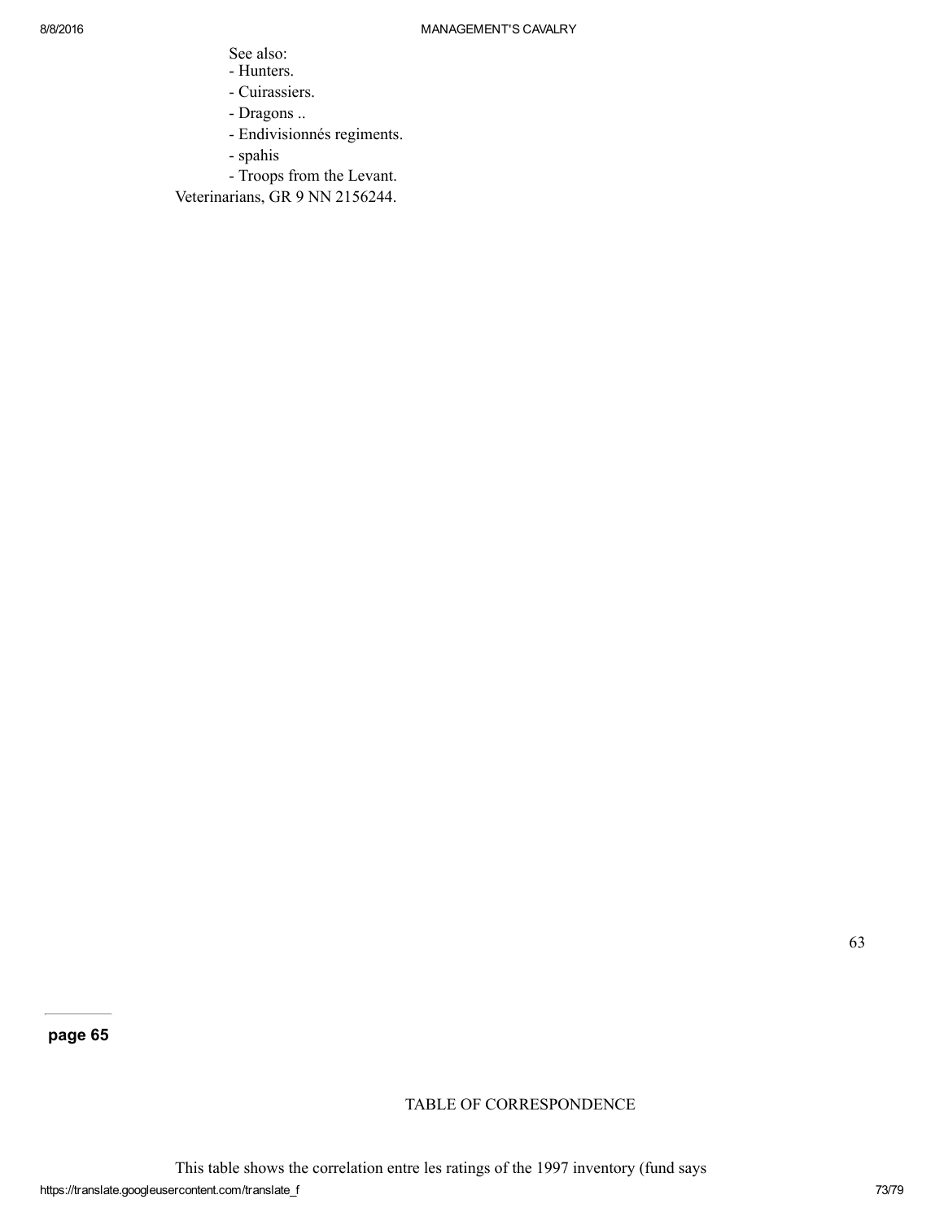See also:
- Hunters.
- Cuirassiers.
- Dragons ..
- Endivisionnés regiments.
- spahis
- Troops from the Levant.

Veterinarians, GR 9 NN 2156244.

page 65

TABLE OF CORRESPONDENCE

This table shows the correlation entre les ratings of the 1997 inventory (fund says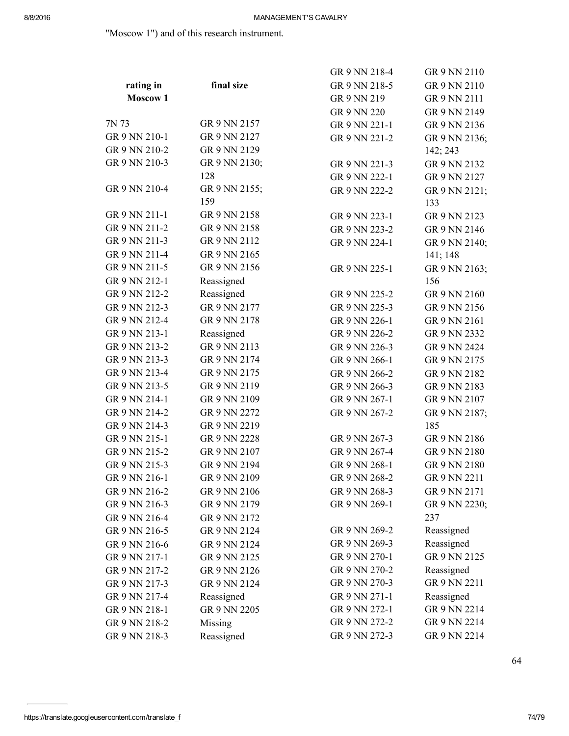"Moscow 1") and of this research instrument.

| rating in Moscow 1 | final size |
|---|---|
| 7N 73 | GR 9 NN 2157 |
| GR 9 NN 210-1 | GR 9 NN 2127 |
| GR 9 NN 210-2 | GR 9 NN 2129 |
| GR 9 NN 210-3 | GR 9 NN 2130; 128 |
| GR 9 NN 210-4 | GR 9 NN 2155; 159 |
| GR 9 NN 211-1 | GR 9 NN 2158 |
| GR 9 NN 211-2 | GR 9 NN 2158 |
| GR 9 NN 211-3 | GR 9 NN 2112 |
| GR 9 NN 211-4 | GR 9 NN 2165 |
| GR 9 NN 211-5 | GR 9 NN 2156 |
| GR 9 NN 212-1 | Reassigned |
| GR 9 NN 212-2 | Reassigned |
| GR 9 NN 212-3 | GR 9 NN 2177 |
| GR 9 NN 212-4 | GR 9 NN 2178 |
| GR 9 NN 213-1 | Reassigned |
| GR 9 NN 213-2 | GR 9 NN 2113 |
| GR 9 NN 213-3 | GR 9 NN 2174 |
| GR 9 NN 213-4 | GR 9 NN 2175 |
| GR 9 NN 213-5 | GR 9 NN 2119 |
| GR 9 NN 214-1 | GR 9 NN 2109 |
| GR 9 NN 214-2 | GR 9 NN 2272 |
| GR 9 NN 214-3 | GR 9 NN 2219 |
| GR 9 NN 215-1 | GR 9 NN 2228 |
| GR 9 NN 215-2 | GR 9 NN 2107 |
| GR 9 NN 215-3 | GR 9 NN 2194 |
| GR 9 NN 216-1 | GR 9 NN 2109 |
| GR 9 NN 216-2 | GR 9 NN 2106 |
| GR 9 NN 216-3 | GR 9 NN 2179 |
| GR 9 NN 216-4 | GR 9 NN 2172 |
| GR 9 NN 216-5 | GR 9 NN 2124 |
| GR 9 NN 216-6 | GR 9 NN 2124 |
| GR 9 NN 217-1 | GR 9 NN 2125 |
| GR 9 NN 217-2 | GR 9 NN 2126 |
| GR 9 NN 217-3 | GR 9 NN 2124 |
| GR 9 NN 217-4 | Reassigned |
| GR 9 NN 218-1 | GR 9 NN 2205 |
| GR 9 NN 218-2 | Missing |
| GR 9 NN 218-3 | Reassigned |
| GR 9 NN 218-4 | GR 9 NN 2110 |
| GR 9 NN 218-5 | GR 9 NN 2110 |
| GR 9 NN 219 | GR 9 NN 2111 |
| GR 9 NN 220 | GR 9 NN 2149 |
| GR 9 NN 221-1 | GR 9 NN 2136 |
| GR 9 NN 221-2 | GR 9 NN 2136; 142; 243 |
| GR 9 NN 221-3 | GR 9 NN 2132 |
| GR 9 NN 222-1 | GR 9 NN 2127 |
| GR 9 NN 222-2 | GR 9 NN 2121; 133 |
| GR 9 NN 223-1 | GR 9 NN 2123 |
| GR 9 NN 223-2 | GR 9 NN 2146 |
| GR 9 NN 224-1 | GR 9 NN 2140; 141; 148 |
| GR 9 NN 225-1 | GR 9 NN 2163; 156 |
| GR 9 NN 225-2 | GR 9 NN 2160 |
| GR 9 NN 225-3 | GR 9 NN 2156 |
| GR 9 NN 226-1 | GR 9 NN 2161 |
| GR 9 NN 226-2 | GR 9 NN 2332 |
| GR 9 NN 226-3 | GR 9 NN 2424 |
| GR 9 NN 266-1 | GR 9 NN 2175 |
| GR 9 NN 266-2 | GR 9 NN 2182 |
| GR 9 NN 266-3 | GR 9 NN 2183 |
| GR 9 NN 267-1 | GR 9 NN 2107 |
| GR 9 NN 267-2 | GR 9 NN 2187; 185 |
| GR 9 NN 267-3 | GR 9 NN 2186 |
| GR 9 NN 267-4 | GR 9 NN 2180 |
| GR 9 NN 268-1 | GR 9 NN 2180 |
| GR 9 NN 268-2 | GR 9 NN 2211 |
| GR 9 NN 268-3 | GR 9 NN 2171 |
| GR 9 NN 269-1 | GR 9 NN 2230; 237 |
| GR 9 NN 269-2 | Reassigned |
| GR 9 NN 269-3 | Reassigned |
| GR 9 NN 270-1 | GR 9 NN 2125 |
| GR 9 NN 270-2 | Reassigned |
| GR 9 NN 270-3 | GR 9 NN 2211 |
| GR 9 NN 271-1 | Reassigned |
| GR 9 NN 272-1 | GR 9 NN 2214 |
| GR 9 NN 272-2 | GR 9 NN 2214 |
| GR 9 NN 272-3 | GR 9 NN 2214 |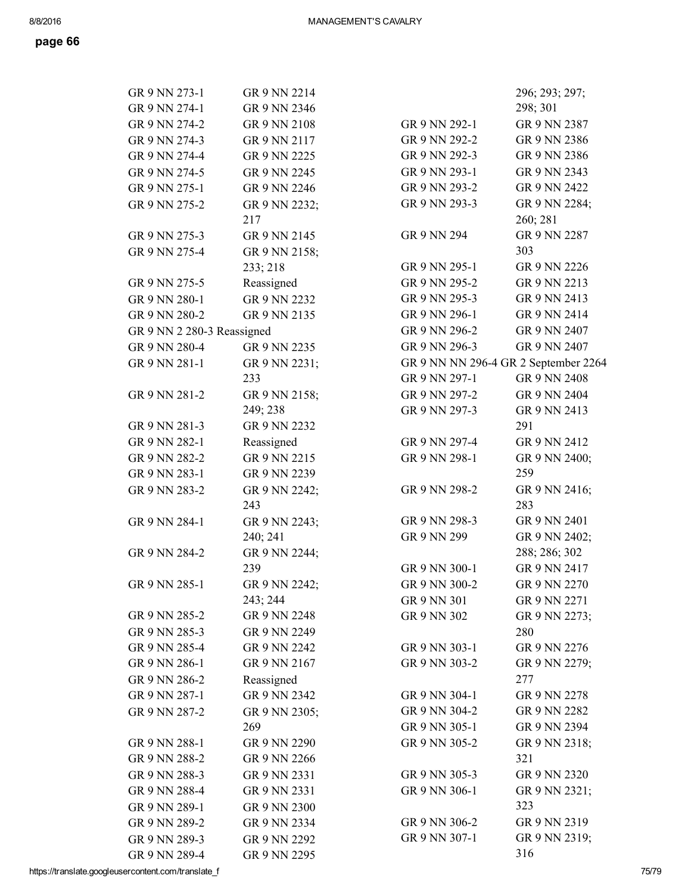**page 66**

| | |
|---|---|
| GR 9 NN 273-1 | GR 9 NN 2214 |
| GR 9 NN 274-1 | GR 9 NN 2346 |
| GR 9 NN 274-2 | GR 9 NN 2108 |
| GR 9 NN 274-3 | GR 9 NN 2117 |
| GR 9 NN 274-4 | GR 9 NN 2225 |
| GR 9 NN 274-5 | GR 9 NN 2245 |
| GR 9 NN 275-1 | GR 9 NN 2246 |
| GR 9 NN 275-2 | GR 9 NN 2232; 217 |
| GR 9 NN 275-3 | GR 9 NN 2145 |
| GR 9 NN 275-4 | GR 9 NN 2158; 233; 218 |
| GR 9 NN 275-5 | Reassigned |
| GR 9 NN 280-1 | GR 9 NN 2232 |
| GR 9 NN 280-2 | GR 9 NN 2135 |
| GR 9 NN 2 280-3 Reassigned | |
| GR 9 NN 280-4 | GR 9 NN 2235 |
| GR 9 NN 281-1 | GR 9 NN 2231; 233 |
| GR 9 NN 281-2 | GR 9 NN 2158; 249; 238 |
| GR 9 NN 281-3 | GR 9 NN 2232 |
| GR 9 NN 282-1 | Reassigned |
| GR 9 NN 282-2 | GR 9 NN 2215 |
| GR 9 NN 283-1 | GR 9 NN 2239 |
| GR 9 NN 283-2 | GR 9 NN 2242; 243 |
| GR 9 NN 284-1 | GR 9 NN 2243; 240; 241 |
| GR 9 NN 284-2 | GR 9 NN 2244; 239 |
| GR 9 NN 285-1 | GR 9 NN 2242; 243; 244 |
| GR 9 NN 285-2 | GR 9 NN 2248 |
| GR 9 NN 285-3 | GR 9 NN 2249 |
| GR 9 NN 285-4 | GR 9 NN 2242 |
| GR 9 NN 286-1 | GR 9 NN 2167 |
| GR 9 NN 286-2 | Reassigned |
| GR 9 NN 287-1 | GR 9 NN 2342 |
| GR 9 NN 287-2 | GR 9 NN 2305; 269 |
| GR 9 NN 288-1 | GR 9 NN 2290 |
| GR 9 NN 288-2 | GR 9 NN 2266 |
| GR 9 NN 288-3 | GR 9 NN 2331 |
| GR 9 NN 288-4 | GR 9 NN 2331 |
| GR 9 NN 289-1 | GR 9 NN 2300 |
| GR 9 NN 289-2 | GR 9 NN 2334 |
| GR 9 NN 289-3 | GR 9 NN 2292 |
| GR 9 NN 289-4 | GR 9 NN 2295 |
| | 296; 293; 297; 298; 301 |
| GR 9 NN 292-1 | GR 9 NN 2387 |
| GR 9 NN 292-2 | GR 9 NN 2386 |
| GR 9 NN 292-3 | GR 9 NN 2386 |
| GR 9 NN 293-1 | GR 9 NN 2343 |
| GR 9 NN 293-2 | GR 9 NN 2422 |
| GR 9 NN 293-3 | GR 9 NN 2284; 260; 281 |
| GR 9 NN 294 | GR 9 NN 2287 303 |
| GR 9 NN 295-1 | GR 9 NN 2226 |
| GR 9 NN 295-2 | GR 9 NN 2213 |
| GR 9 NN 295-3 | GR 9 NN 2413 |
| GR 9 NN 296-1 | GR 9 NN 2414 |
| GR 9 NN 296-2 | GR 9 NN 2407 |
| GR 9 NN 296-3 | GR 9 NN 2407 |
| GR 9 NN NN 296-4 GR 2 September 2264 | |
| GR 9 NN 297-1 | GR 9 NN 2408 |
| GR 9 NN 297-2 | GR 9 NN 2404 |
| GR 9 NN 297-3 | GR 9 NN 2413 291 |
| GR 9 NN 297-4 | GR 9 NN 2412 |
| GR 9 NN 298-1 | GR 9 NN 2400; 259 |
| GR 9 NN 298-2 | GR 9 NN 2416; 283 |
| GR 9 NN 298-3 | GR 9 NN 2401 |
| GR 9 NN 299 | GR 9 NN 2402; 288; 286; 302 |
| GR 9 NN 300-1 | GR 9 NN 2417 |
| GR 9 NN 300-2 | GR 9 NN 2270 |
| GR 9 NN 301 | GR 9 NN 2271 |
| GR 9 NN 302 | GR 9 NN 2273; 280 |
| GR 9 NN 303-1 | GR 9 NN 2276 |
| GR 9 NN 303-2 | GR 9 NN 2279; 277 |
| GR 9 NN 304-1 | GR 9 NN 2278 |
| GR 9 NN 304-2 | GR 9 NN 2282 |
| GR 9 NN 305-1 | GR 9 NN 2394 |
| GR 9 NN 305-2 | GR 9 NN 2318; 321 |
| GR 9 NN 305-3 | GR 9 NN 2320 |
| GR 9 NN 306-1 | GR 9 NN 2321; 323 |
| GR 9 NN 306-2 | GR 9 NN 2319 |
| GR 9 NN 307-1 | GR 9 NN 2319; 316 |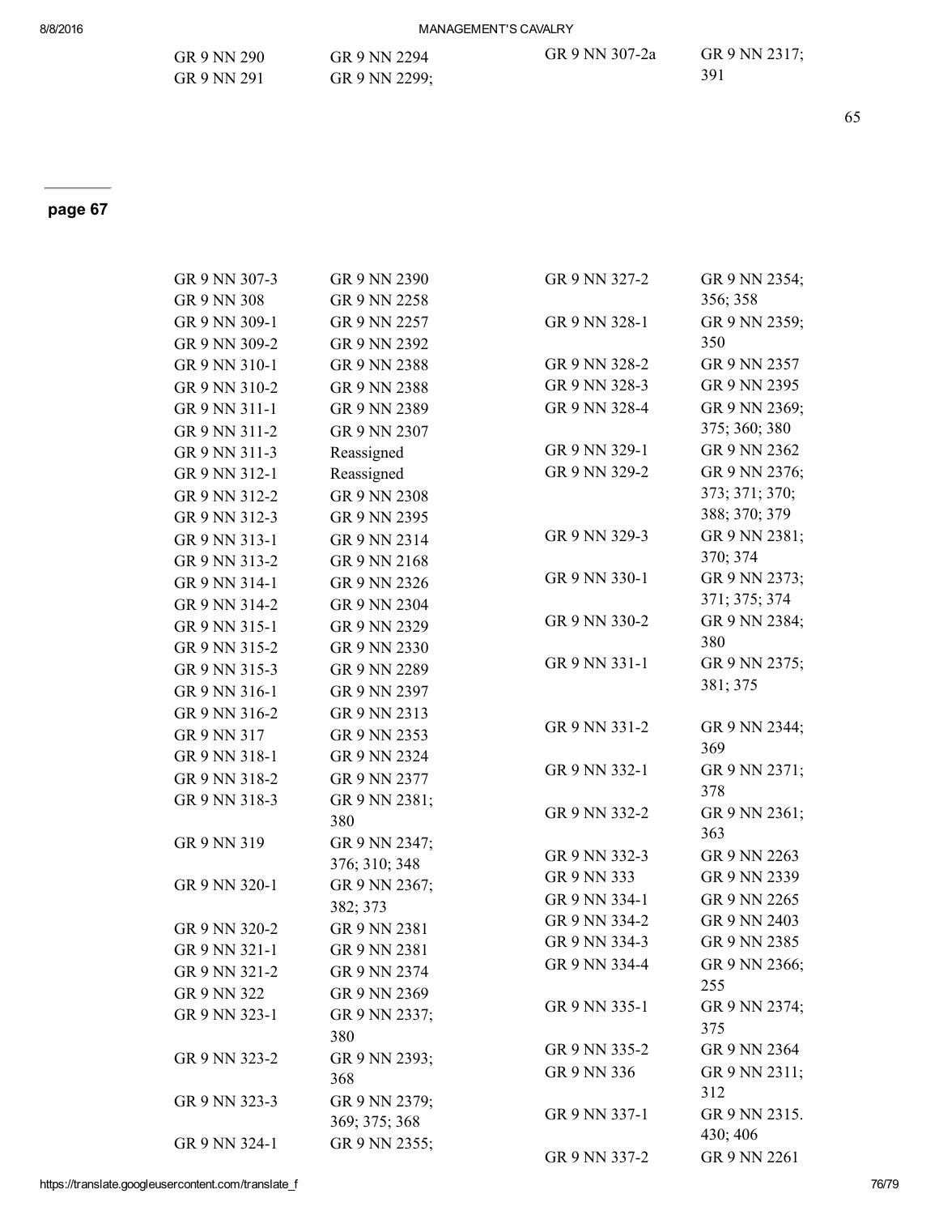| | | | |
|---|---|---|---|
| GR 9 NN 290 | GR 9 NN 2294 | GR 9 NN 307-2a | GR 9 NN 2317; 391 |
| GR 9 NN 291 | GR 9 NN 2299; | | |

65

page 67

| | | | |
|---|---|---|---|
| GR 9 NN 307-3 | GR 9 NN 2390 | GR 9 NN 327-2 | GR 9 NN 2354; 356; 358 |
| GR 9 NN 308 | GR 9 NN 2258 | | |
| GR 9 NN 309-1 | GR 9 NN 2257 | GR 9 NN 328-1 | GR 9 NN 2359; 350 |
| GR 9 NN 309-2 | GR 9 NN 2392 | | |
| GR 9 NN 310-1 | GR 9 NN 2388 | GR 9 NN 328-2 | GR 9 NN 2357 |
| GR 9 NN 310-2 | GR 9 NN 2388 | GR 9 NN 328-3 | GR 9 NN 2395 |
| GR 9 NN 311-1 | GR 9 NN 2389 | GR 9 NN 328-4 | GR 9 NN 2369; 375; 360; 380 |
| GR 9 NN 311-2 | GR 9 NN 2307 | | |
| GR 9 NN 311-3 | Reassigned | GR 9 NN 329-1 | GR 9 NN 2362 |
| GR 9 NN 312-1 | Reassigned | GR 9 NN 329-2 | GR 9 NN 2376; 373; 371; 370; 388; 370; 379 |
| GR 9 NN 312-2 | GR 9 NN 2308 | | |
| GR 9 NN 312-3 | GR 9 NN 2395 | | |
| GR 9 NN 313-1 | GR 9 NN 2314 | GR 9 NN 329-3 | GR 9 NN 2381; 370; 374 |
| GR 9 NN 313-2 | GR 9 NN 2168 | | |
| GR 9 NN 314-1 | GR 9 NN 2326 | GR 9 NN 330-1 | GR 9 NN 2373; 371; 375; 374 |
| GR 9 NN 314-2 | GR 9 NN 2304 | | |
| GR 9 NN 315-1 | GR 9 NN 2329 | GR 9 NN 330-2 | GR 9 NN 2384; 380 |
| GR 9 NN 315-2 | GR 9 NN 2330 | | |
| GR 9 NN 315-3 | GR 9 NN 2289 | GR 9 NN 331-1 | GR 9 NN 2375; 381; 375 |
| GR 9 NN 316-1 | GR 9 NN 2397 | | |
| GR 9 NN 316-2 | GR 9 NN 2313 | | |
| GR 9 NN 317 | GR 9 NN 2353 | GR 9 NN 331-2 | GR 9 NN 2344; 369 |
| GR 9 NN 318-1 | GR 9 NN 2324 | | |
| GR 9 NN 318-2 | GR 9 NN 2377 | GR 9 NN 332-1 | GR 9 NN 2371; 378 |
| GR 9 NN 318-3 | GR 9 NN 2381; 380 | GR 9 NN 332-2 | GR 9 NN 2361; 363 |
| GR 9 NN 319 | GR 9 NN 2347; 376; 310; 348 | GR 9 NN 332-3 | GR 9 NN 2263 |
| | | GR 9 NN 333 | GR 9 NN 2339 |
| GR 9 NN 320-1 | GR 9 NN 2367; 382; 373 | GR 9 NN 334-1 | GR 9 NN 2265 |
| | | GR 9 NN 334-2 | GR 9 NN 2403 |
| GR 9 NN 320-2 | GR 9 NN 2381 | GR 9 NN 334-3 | GR 9 NN 2385 |
| GR 9 NN 321-1 | GR 9 NN 2381 | GR 9 NN 334-4 | GR 9 NN 2366; 255 |
| GR 9 NN 321-2 | GR 9 NN 2374 | | |
| GR 9 NN 322 | GR 9 NN 2369 | | |
| GR 9 NN 323-1 | GR 9 NN 2337; 380 | GR 9 NN 335-1 | GR 9 NN 2374; 375 |
| GR 9 NN 323-2 | GR 9 NN 2393; 368 | GR 9 NN 335-2 | GR 9 NN 2364 |
| | | GR 9 NN 336 | GR 9 NN 2311; 312 |
| GR 9 NN 323-3 | GR 9 NN 2379; 369; 375; 368 | GR 9 NN 337-1 | GR 9 NN 2315. 430; 406 |
| GR 9 NN 324-1 | GR 9 NN 2355; | GR 9 NN 337-2 | GR 9 NN 2261 |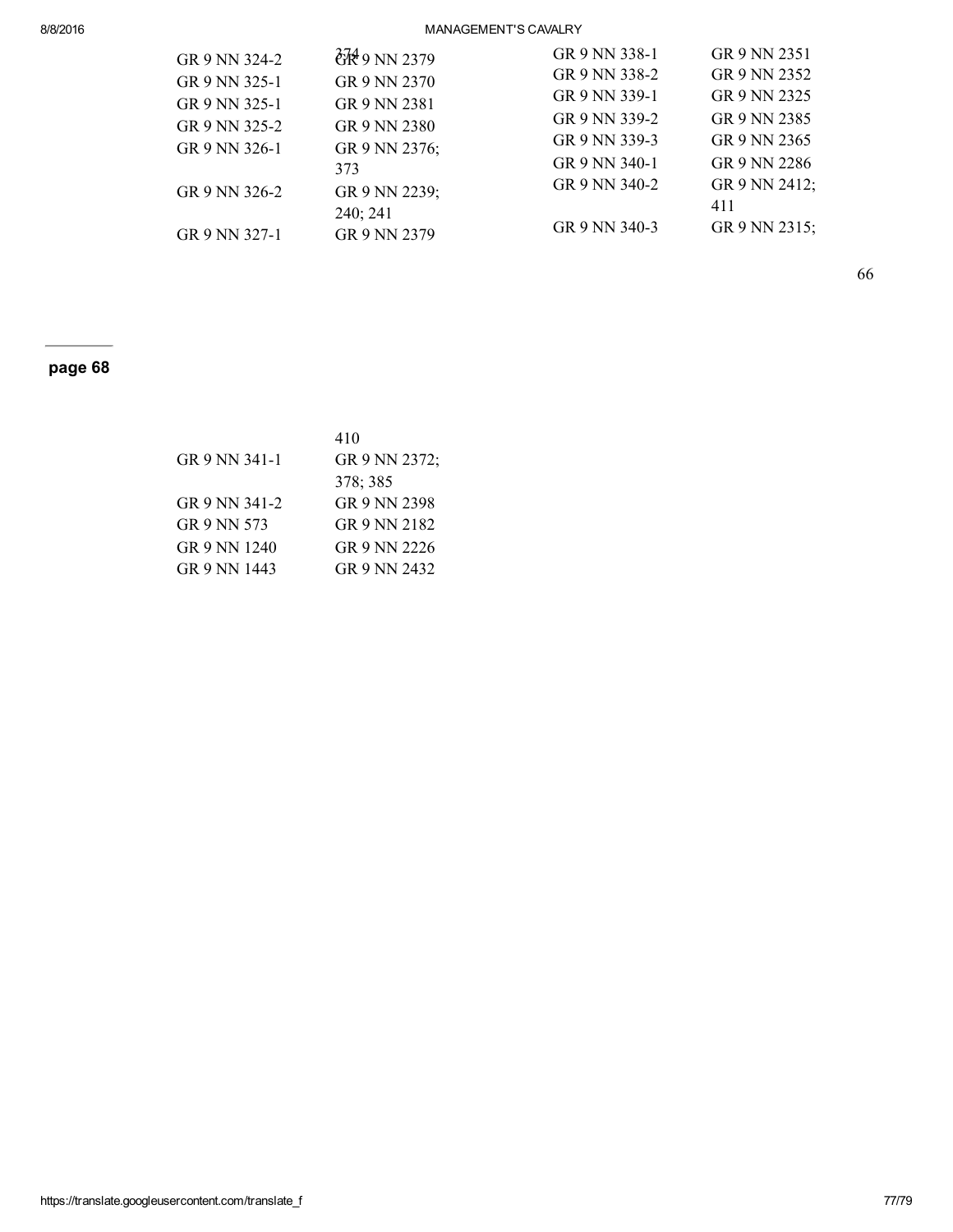| | |
|---|---|
| GR 9 NN 324-2 | GR 9 NN 2379 |
| GR 9 NN 325-1 | GR 9 NN 2370 |
| GR 9 NN 325-1 | GR 9 NN 2381 |
| GR 9 NN 325-2 | GR 9 NN 2380 |
| GR 9 NN 326-1 | GR 9 NN 2376; 373 |
| GR 9 NN 326-2 | GR 9 NN 2239; 240; 241 |
| GR 9 NN 327-1 | GR 9 NN 2379 |
| GR 9 NN 338-1 | GR 9 NN 2351 |
| GR 9 NN 338-2 | GR 9 NN 2352 |
| GR 9 NN 339-1 | GR 9 NN 2325 |
| GR 9 NN 339-2 | GR 9 NN 2385 |
| GR 9 NN 339-3 | GR 9 NN 2365 |
| GR 9 NN 340-1 | GR 9 NN 2286 |
| GR 9 NN 340-2 | GR 9 NN 2412; 411 |
| GR 9 NN 340-3 | GR 9 NN 2315; |

**page 68**

| | |
|---|---|
| | 410 |
| GR 9 NN 341-1 | GR 9 NN 2372; 378; 385 |
| GR 9 NN 341-2 | GR 9 NN 2398 |
| GR 9 NN 573 | GR 9 NN 2182 |
| GR 9 NN 1240 | GR 9 NN 2226 |
| GR 9 NN 1443 | GR 9 NN 2432 |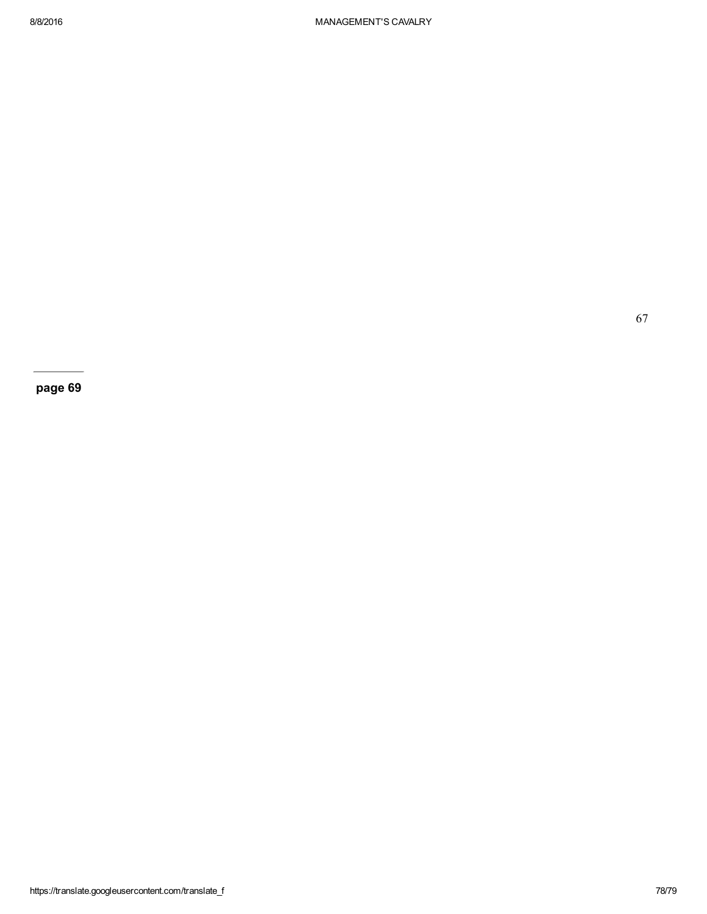**page 69**